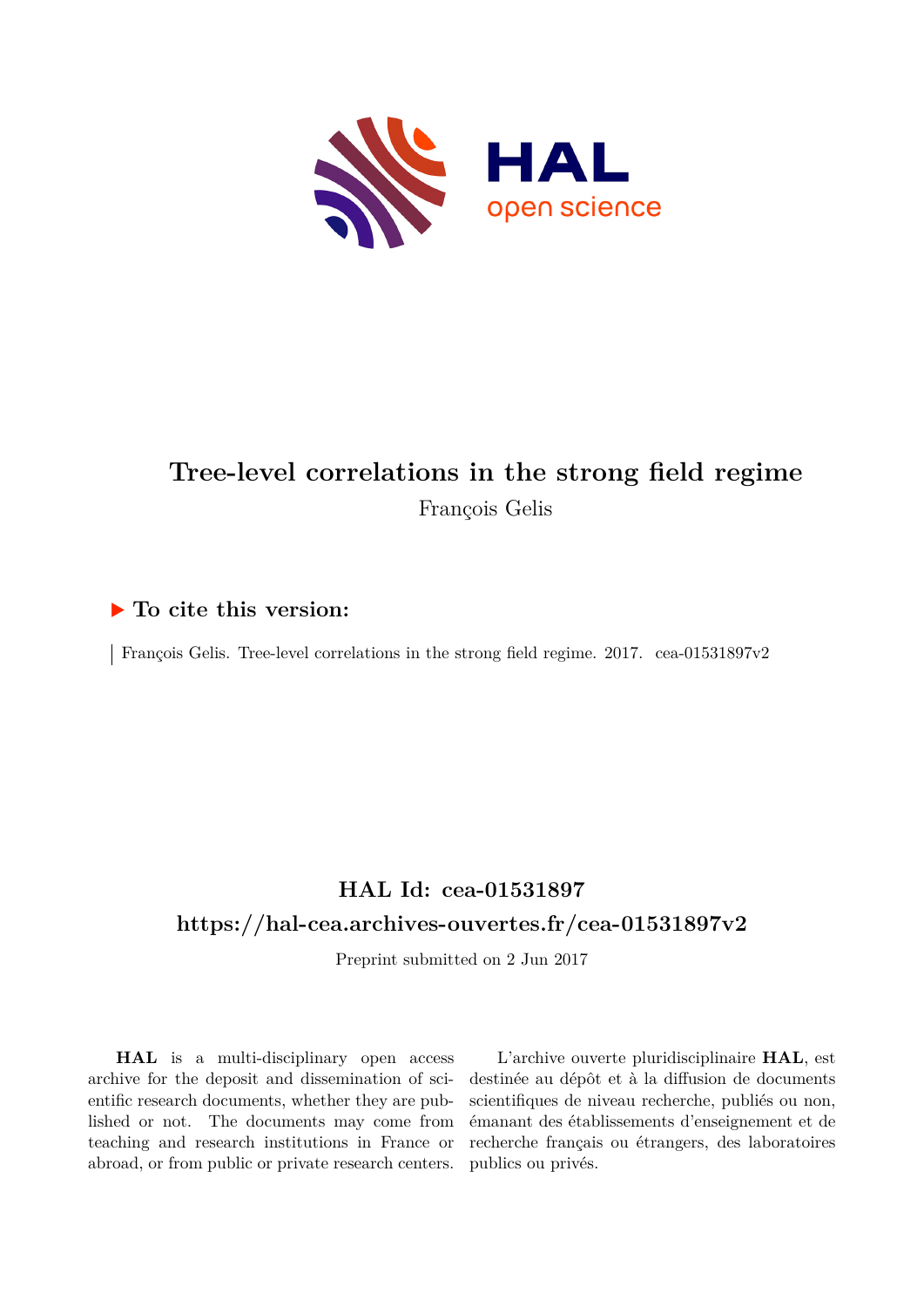# Tree-level correlations in the strong field regime

François Gelis

## To cite this version:

François Gelis. Tree-level correlations in the strong field regime. 2017. cea-01531897v2

## HAL Id: cea-01531897

## https://hal-cea.archives-ouvertes.fr/cea-01531897v2

Preprint submitted on 2 Jun 2017

**HAL** is a multi-disciplinary open access archive for the deposit and dissemination of scientific research documents, whether they are published or not. The documents may come from teaching and research institutions in France or abroad, or from public or private research centers.

L'archive ouverte pluridisciplinaire **HAL**, est destinée au dépôt et à la diffusion de documents scientifiques de niveau recherche, publiés ou non, émanant des établissements d'enseignement et de recherche français ou étrangers, des laboratoires publics ou privés.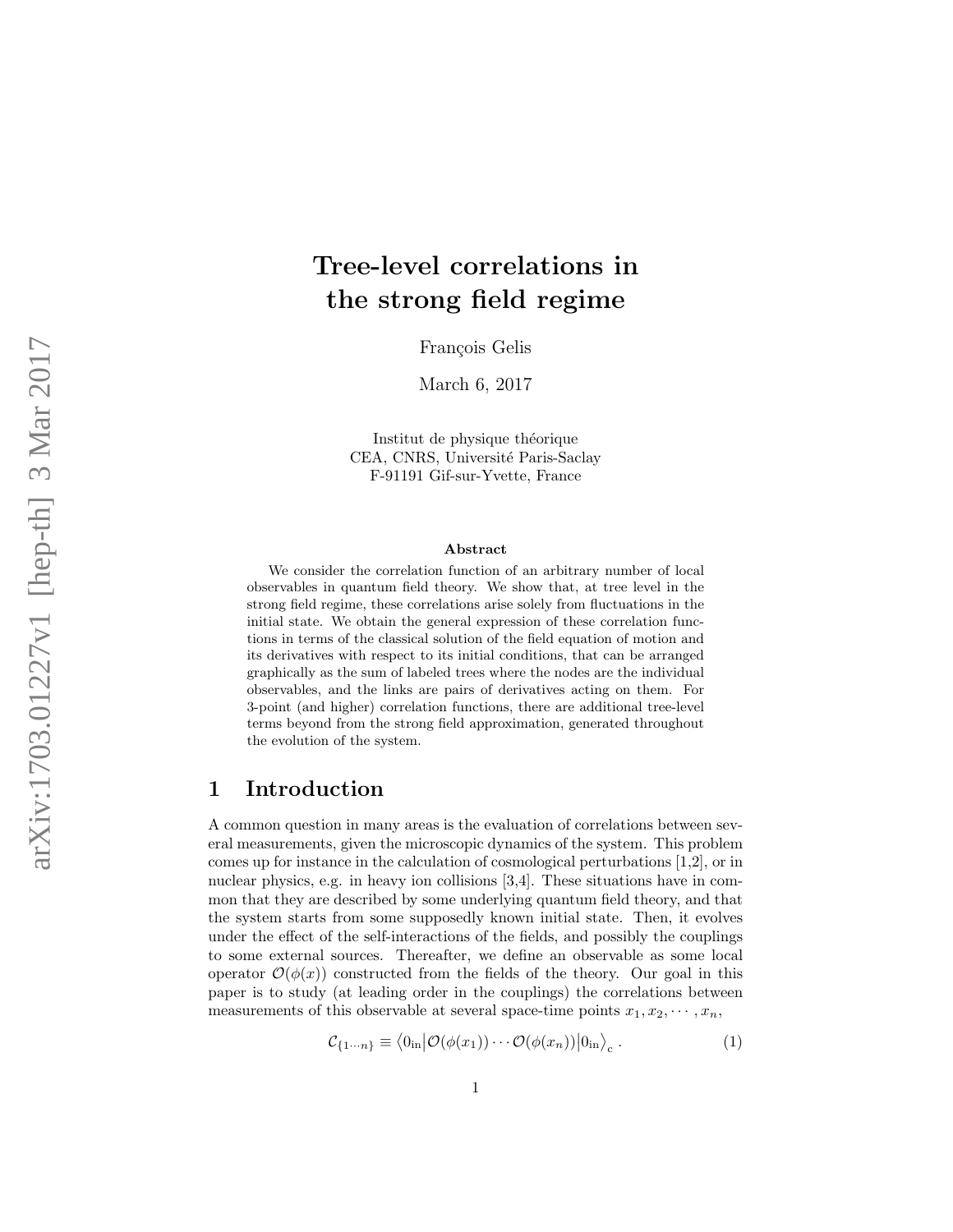# Tree-level correlations in the strong field regime

François Gelis

March 6, 2017

Institut de physique théorique  
CEA, CNRS, Université Paris-Saclay  
F-91191 Gif-sur-Yvette, France

### Abstract

We consider the correlation function of an arbitrary number of local observables in quantum field theory. We show that, at tree level in the strong field regime, these correlations arise solely from fluctuations in the initial state. We obtain the general expression of these correlation functions in terms of the classical solution of the field equation of motion and its derivatives with respect to its initial conditions, that can be arranged graphically as the sum of labeled trees where the nodes are the individual observables, and the links are pairs of derivatives acting on them. For 3-point (and higher) correlation functions, there are additional tree-level terms beyond from the strong field approximation, generated throughout the evolution of the system.

# 1 Introduction

A common question in many areas is the evaluation of correlations between several measurements, given the microscopic dynamics of the system. This problem comes up for instance in the calculation of cosmological perturbations [1,2], or in nuclear physics, e.g. in heavy ion collisions [3,4]. These situations have in common that they are described by some underlying quantum field theory, and that the system starts from some supposedly known initial state. Then, it evolves under the effect of the self-interactions of the fields, and possibly the couplings to some external sources. Thereafter, we define an observable as some local operator $\mathcal{O}(\phi(x))$ constructed from the fields of the theory. Our goal in this paper is to study (at leading order in the couplings) the correlations between measurements of this observable at several space-time points $x_1, x_2, \cdots, x_n$,

$$\mathcal{C}_{\{1\cdots n\}} \equiv \big\langle 0_{\rm in}\big|\mathcal{O}(\phi(x_1))\cdots\mathcal{O}(\phi(x_n))\big|0_{\rm in}\big\rangle_{\rm c}\,. \tag{1}$$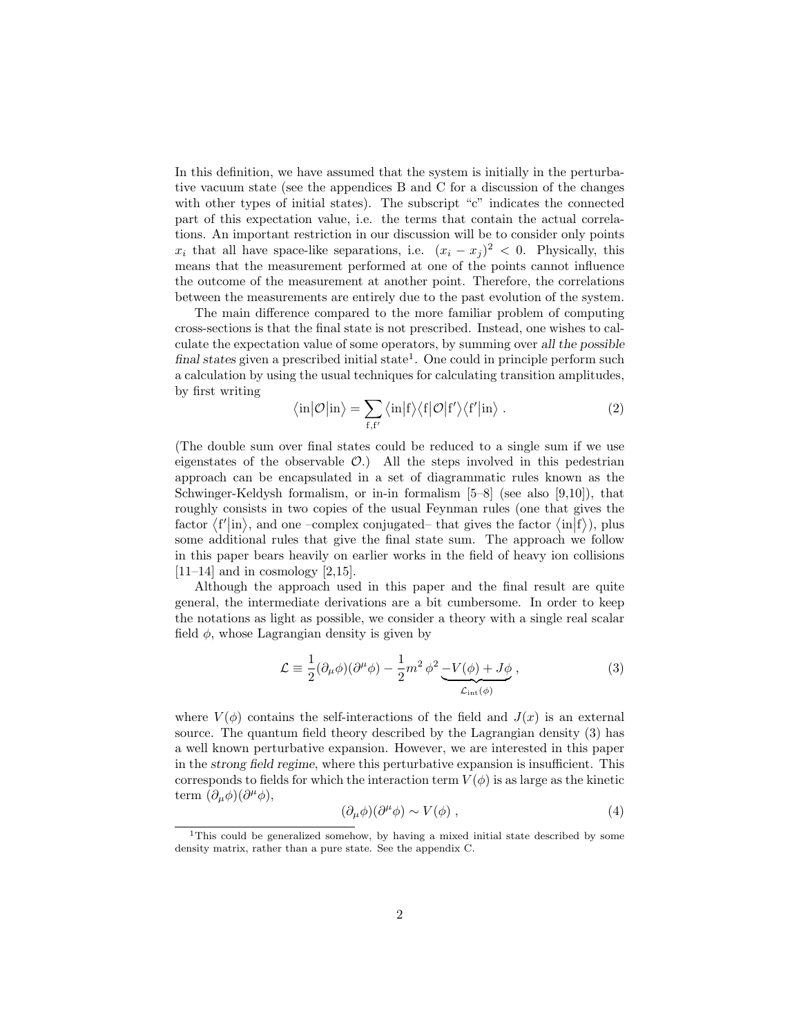In this definition, we have assumed that the system is initially in the perturbative vacuum state (see the appendices B and C for a discussion of the changes with other types of initial states). The subscript "c" indicates the connected part of this expectation value, i.e. the terms that contain the actual correlations. An important restriction in our discussion will be to consider only points $x_i$ that all have space-like separations, i.e. $(x_i - x_j)^2 < 0$. Physically, this means that the measurement performed at one of the points cannot influence the outcome of the measurement at another point. Therefore, the correlations between the measurements are entirely due to the past evolution of the system.

The main difference compared to the more familiar problem of computing cross-sections is that the final state is not prescribed. Instead, one wishes to calculate the expectation value of some operators, by summing over *all the possible final states* given a prescribed initial state[1]. One could in principle perform such a calculation by using the usual techniques for calculating transition amplitudes, by first writing

$$\big\langle \mathrm{in} \big| \mathcal{O} \big| \mathrm{in} \big\rangle = \sum_{\mathrm{f},\mathrm{f}'} \big\langle \mathrm{in} \big| \mathrm{f} \big\rangle \big\langle \mathrm{f} \big| \mathcal{O} \big| \mathrm{f}' \big\rangle \big\langle \mathrm{f}' \big| \mathrm{in} \big\rangle \; . \tag{2}$$

(The double sum over final states could be reduced to a single sum if we use eigenstates of the observable $\mathcal{O}$.) All the steps involved in this pedestrian approach can be encapsulated in a set of diagrammatic rules known as the Schwinger-Keldysh formalism, or in-in formalism [5–8] (see also [9,10]), that roughly consists in two copies of the usual Feynman rules (one that gives the factor $\langle \mathrm{f}' | \mathrm{in} \rangle$, and one –complex conjugated– that gives the factor $\langle \mathrm{in} | \mathrm{f} \rangle$), plus some additional rules that give the final state sum. The approach we follow in this paper bears heavily on earlier works in the field of heavy ion collisions [11–14] and in cosmology [2,15].

Although the approach used in this paper and the final result are quite general, the intermediate derivations are a bit cumbersome. In order to keep the notations as light as possible, we consider a theory with a single real scalar field $\phi$, whose Lagrangian density is given by

$$\mathcal{L} \equiv \frac{1}{2} (\partial_\mu \phi)(\partial^\mu \phi) - \frac{1}{2} m^2 \, \phi^2 \underbrace{- V(\phi) + J\phi}_{\mathcal{L}_{\mathrm{int}}(\phi)} \, , \tag{3}$$

where $V(\phi)$ contains the self-interactions of the field and $J(x)$ is an external source. The quantum field theory described by the Lagrangian density (3) has a well known perturbative expansion. However, we are interested in this paper in the *strong field regime*, where this perturbative expansion is insufficient. This corresponds to fields for which the interaction term $V(\phi)$ is as large as the kinetic term $(\partial_\mu \phi)(\partial^\mu \phi)$,

$$(\partial_\mu \phi)(\partial^\mu \phi) \sim V(\phi) \; , \tag{4}$$

[1] This could be generalized somehow, by having a mixed initial state described by some density matrix, rather than a pure state. See the appendix C.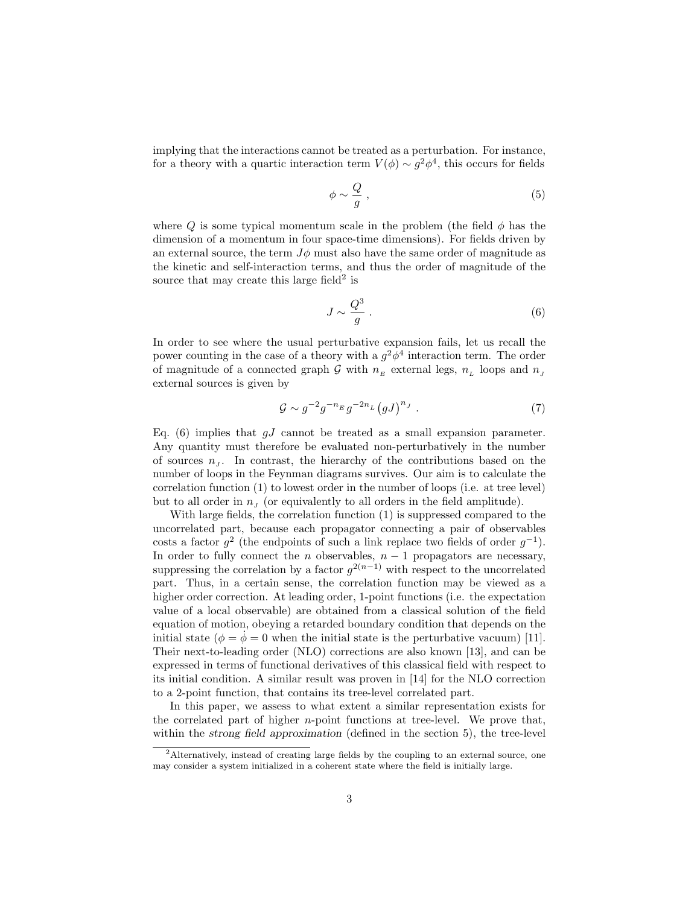implying that the interactions cannot be treated as a perturbation. For instance, for a theory with a quartic interaction term $V(\phi) \sim g^2\phi^4$, this occurs for fields

$$\phi \sim \frac{Q}{g} \; , \tag{5}$$

where $Q$ is some typical momentum scale in the problem (the field $\phi$ has the dimension of a momentum in four space-time dimensions). For fields driven by an external source, the term $J\phi$ must also have the same order of magnitude as the kinetic and self-interaction terms, and thus the order of magnitude of the source that may create this large field[2] is

$$J \sim \frac{Q^3}{g} \; . \tag{6}$$

In order to see where the usual perturbative expansion fails, let us recall the power counting in the case of a theory with a $g^2\phi^4$ interaction term. The order of magnitude of a connected graph $\mathcal{G}$ with $n_{_E}$ external legs, $n_{_L}$ loops and $n_{_J}$ external sources is given by

$$\mathcal{G} \sim g^{-2} g^{-n_{_E}} g^{-2n_{_L}} \big(gJ\big)^{n_{_J}} \; . \tag{7}$$

Eq. (6) implies that $gJ$ cannot be treated as a small expansion parameter. Any quantity must therefore be evaluated non-perturbatively in the number of sources $n_{_J}$. In contrast, the hierarchy of the contributions based on the number of loops in the Feynman diagrams survives. Our aim is to calculate the correlation function (1) to lowest order in the number of loops (i.e. at tree level) but to all order in $n_{_J}$ (or equivalently to all orders in the field amplitude).

With large fields, the correlation function (1) is suppressed compared to the uncorrelated part, because each propagator connecting a pair of observables costs a factor $g^2$ (the endpoints of such a link replace two fields of order $g^{-1}$). In order to fully connect the $n$ observables, $n-1$ propagators are necessary, suppressing the correlation by a factor $g^{2(n-1)}$ with respect to the uncorrelated part. Thus, in a certain sense, the correlation function may be viewed as a higher order correction. At leading order, 1-point functions (i.e. the expectation value of a local observable) are obtained from a classical solution of the field equation of motion, obeying a retarded boundary condition that depends on the initial state ($\phi = \dot{\phi} = 0$ when the initial state is the perturbative vacuum) [11]. Their next-to-leading order (NLO) corrections are also known [13], and can be expressed in terms of functional derivatives of this classical field with respect to its initial condition. A similar result was proven in [14] for the NLO correction to a 2-point function, that contains its tree-level correlated part.

In this paper, we assess to what extent a similar representation exists for the correlated part of higher $n$-point functions at tree-level. We prove that, within the *strong field approximation* (defined in the section 5), the tree-level

[2] Alternatively, instead of creating large fields by the coupling to an external source, one may consider a system initialized in a coherent state where the field is initially large.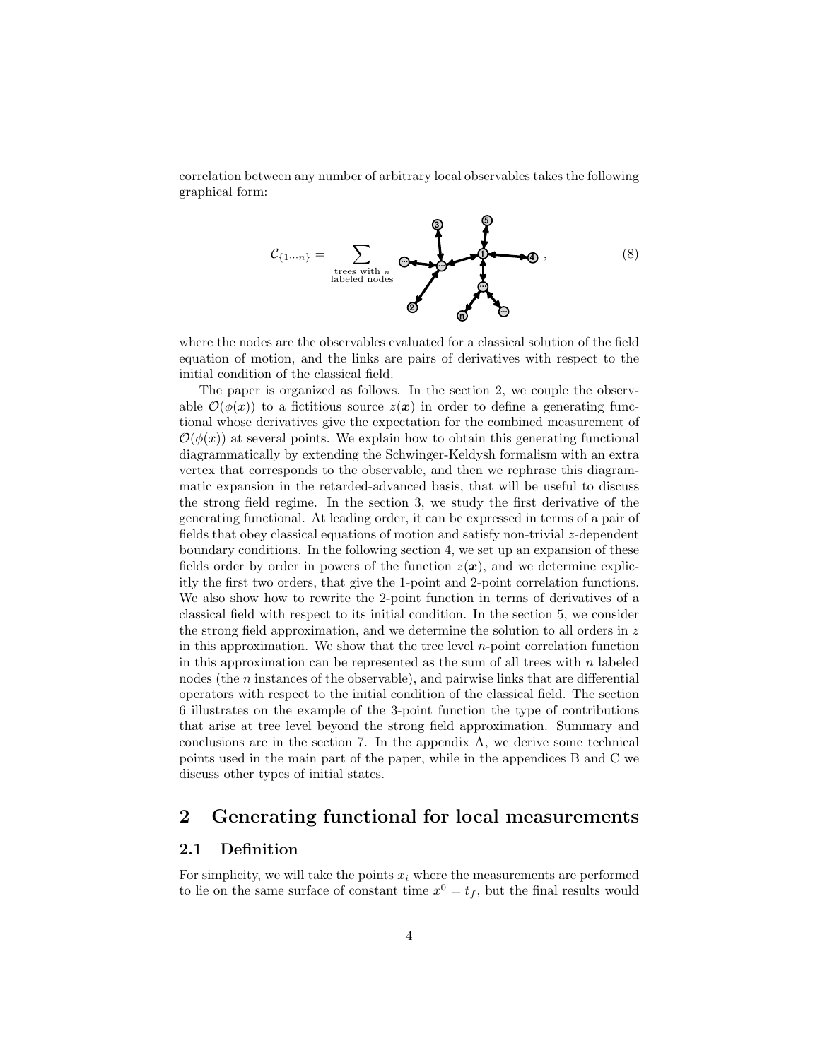correlation between any number of arbitrary local observables takes the following graphical form:

$$\mathcal{C}_{\{1\cdots n\}} = \sum_{\substack{\text{trees with } n \\ \text{labeled nodes}}} \quad [\text{tree diagram}] \quad , \tag{8}$$

where the nodes are the observables evaluated for a classical solution of the field equation of motion, and the links are pairs of derivatives with respect to the initial condition of the classical field.

The paper is organized as follows. In the section 2, we couple the observable $\mathcal{O}(\phi(x))$ to a fictitious source $z(\boldsymbol{x})$ in order to define a generating functional whose derivatives give the expectation for the combined measurement of $\mathcal{O}(\phi(x))$ at several points. We explain how to obtain this generating functional diagrammatically by extending the Schwinger-Keldysh formalism with an extra vertex that corresponds to the observable, and then we rephrase this diagrammatic expansion in the retarded-advanced basis, that will be useful to discuss the strong field regime. In the section 3, we study the first derivative of the generating functional. At leading order, it can be expressed in terms of a pair of fields that obey classical equations of motion and satisfy non-trivial $z$-dependent boundary conditions. In the following section 4, we set up an expansion of these fields order by order in powers of the function $z(\boldsymbol{x})$, and we determine explicitly the first two orders, that give the 1-point and 2-point correlation functions. We also show how to rewrite the 2-point function in terms of derivatives of a classical field with respect to its initial condition. In the section 5, we consider the strong field approximation, and we determine the solution to all orders in $z$ in this approximation. We show that the tree level $n$-point correlation function in this approximation can be represented as the sum of all trees with $n$ labeled nodes (the $n$ instances of the observable), and pairwise links that are differential operators with respect to the initial condition of the classical field. The section 6 illustrates on the example of the 3-point function the type of contributions that arise at tree level beyond the strong field approximation. Summary and conclusions are in the section 7. In the appendix A, we derive some technical points used in the main part of the paper, while in the appendices B and C we discuss other types of initial states.

## 2 Generating functional for local measurements

### 2.1 Definition

For simplicity, we will take the points $x_i$ where the measurements are performed to lie on the same surface of constant time $x^0 = t_f$, but the final results would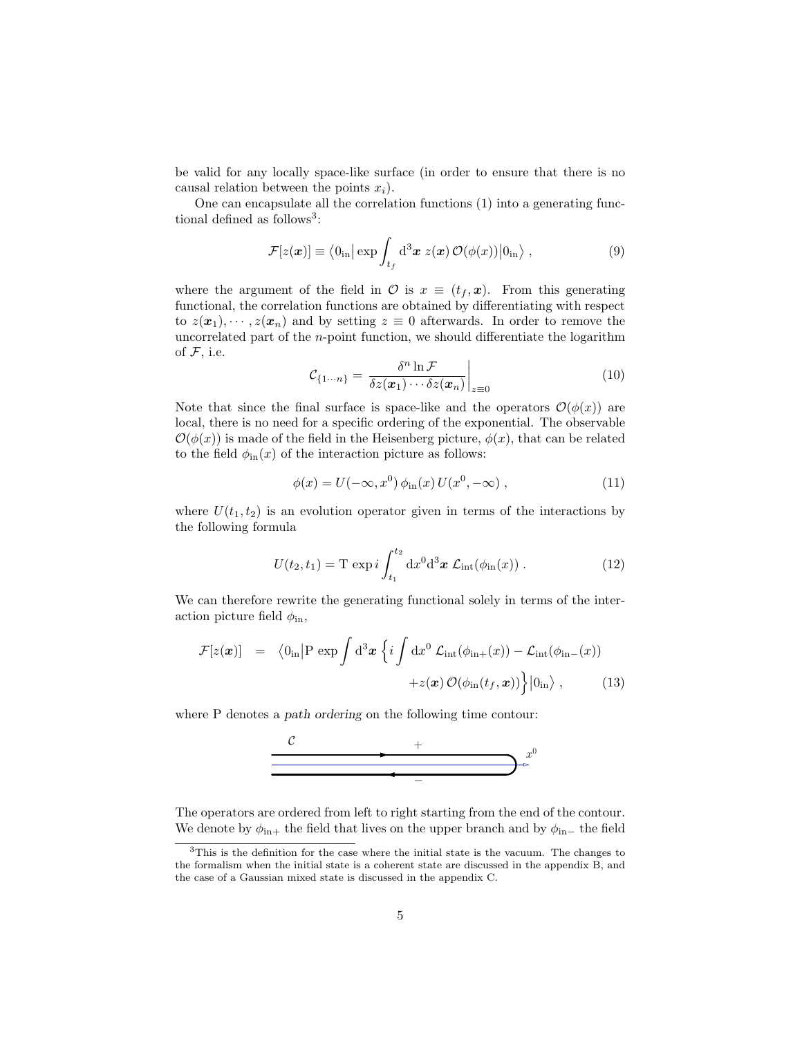be valid for any locally space-like surface (in order to ensure that there is no causal relation between the points $x_i$).

One can encapsulate all the correlation functions (1) into a generating functional defined as follows[3]:

$$\mathcal{F}[z(\boldsymbol{x})] \equiv \big\langle 0_{\rm in}\big| \exp \int_{t_f} {\rm d}^3\boldsymbol{x}\; z(\boldsymbol{x})\, \mathcal{O}(\phi(x))\big|0_{\rm in}\big\rangle \;, \tag{9}$$

where the argument of the field in $\mathcal{O}$ is $x \equiv (t_f, \boldsymbol{x})$. From this generating functional, the correlation functions are obtained by differentiating with respect to $z(\boldsymbol{x}_1), \cdots, z(\boldsymbol{x}_n)$ and by setting $z \equiv 0$ afterwards. In order to remove the uncorrelated part of the $n$-point function, we should differentiate the logarithm of $\mathcal{F}$, i.e.

$$\mathcal{C}_{\{1\cdots n\}} = \left.\frac{\delta^n \ln \mathcal{F}}{\delta z(\boldsymbol{x}_1)\cdots\delta z(\boldsymbol{x}_n)}\right|_{z\equiv 0} \tag{10}$$

Note that since the final surface is space-like and the operators $\mathcal{O}(\phi(x))$ are local, there is no need for a specific ordering of the exponential. The observable $\mathcal{O}(\phi(x))$ is made of the field in the Heisenberg picture, $\phi(x)$, that can be related to the field $\phi_{\rm in}(x)$ of the interaction picture as follows:

$$\phi(x) = U(-\infty, x^0)\, \phi_{\rm in}(x)\, U(x^0, -\infty) \;, \tag{11}$$

where $U(t_1, t_2)$ is an evolution operator given in terms of the interactions by the following formula

$$U(t_2, t_1) = {\rm T}\; \exp i \int_{t_1}^{t_2} {\rm d}x^0 {\rm d}^3\boldsymbol{x}\; \mathcal{L}_{\rm int}(\phi_{\rm in}(x)) \;. \tag{12}$$

We can therefore rewrite the generating functional solely in terms of the interaction picture field $\phi_{\rm in}$,

$$\begin{aligned}\mathcal{F}[z(\boldsymbol{x})] \;\;=\;\; & \big\langle 0_{\rm in}\big| {\rm P}\; \exp \int {\rm d}^3\boldsymbol{x}\; \Big\{ i \int {\rm d}x^0\; \mathcal{L}_{\rm int}(\phi_{{\rm in}+}(x)) - \mathcal{L}_{\rm int}(\phi_{{\rm in}-}(x)) \\ & \qquad\qquad + z(\boldsymbol{x})\, \mathcal{O}(\phi_{\rm in}(t_f, \boldsymbol{x}))\Big\} \big|0_{\rm in}\big\rangle \;, \end{aligned} \tag{13}$$

where P denotes a *path ordering* on the following time contour:

The operators are ordered from left to right starting from the end of the contour. We denote by $\phi_{{\rm in}+}$ the field that lives on the upper branch and by $\phi_{{\rm in}-}$ the field

[3] This is the definition for the case where the initial state is the vacuum. The changes to the formalism when the initial state is a coherent state are discussed in the appendix B, and the case of a Gaussian mixed state is discussed in the appendix C.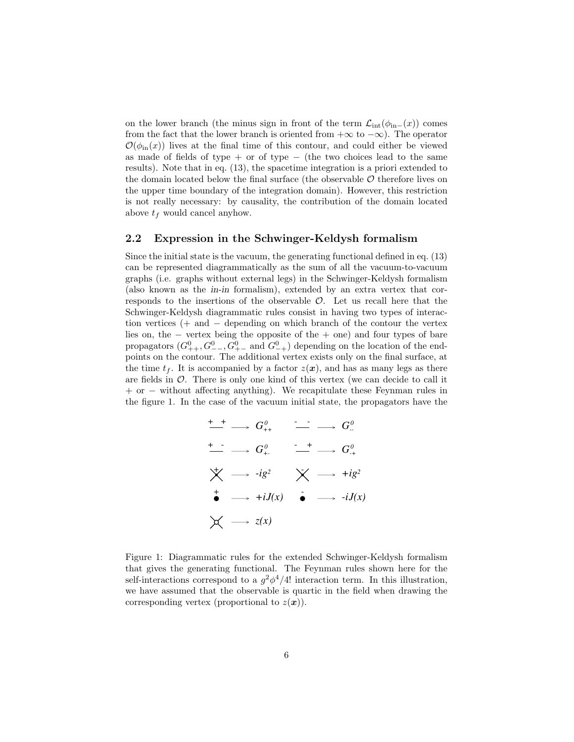on the lower branch (the minus sign in front of the term $\mathcal{L}_{\rm int}(\phi_{\rm in-}(x))$ comes from the fact that the lower branch is oriented from $+\infty$ to $-\infty$). The operator $\mathcal{O}(\phi_{\rm in}(x))$ lives at the final time of this contour, and could either be viewed as made of fields of type $+$ or of type $-$ (the two choices lead to the same results). Note that in eq. (13), the spacetime integration is a priori extended to the domain located below the final surface (the observable $\mathcal{O}$ therefore lives on the upper time boundary of the integration domain). However, this restriction is not really necessary: by causality, the contribution of the domain located above $t_f$ would cancel anyhow.

## 2.2 Expression in the Schwinger-Keldysh formalism

Since the initial state is the vacuum, the generating functional defined in eq. (13) can be represented diagrammatically as the sum of all the vacuum-to-vacuum graphs (i.e. graphs without external legs) in the Schwinger-Keldysh formalism (also known as the *in-in* formalism), extended by an extra vertex that corresponds to the insertions of the observable $\mathcal{O}$. Let us recall here that the Schwinger-Keldysh diagrammatic rules consist in having two types of interaction vertices ($+$ and $-$ depending on which branch of the contour the vertex lies on, the $-$ vertex being the opposite of the $+$ one) and four types of bare propagators ($G^0_{++}, G^0_{--}, G^0_{+-}$ and $G^0_{-+}$) depending on the location of the endpoints on the contour. The additional vertex exists only on the final surface, at the time $t_f$. It is accompanied by a factor $z(\boldsymbol{x})$, and has as many legs as there are fields in $\mathcal{O}$. There is only one kind of this vertex (we can decide to call it $+$ or $-$ without affecting anything). We recapitulate these Feynman rules in the figure 1. In the case of the vacuum initial state, the propagators have the

Figure 1: Diagrammatic rules for the extended Schwinger-Keldysh formalism that gives the generating functional. The Feynman rules shown here for the self-interactions correspond to a $g^2\phi^4/4!$ interaction term. In this illustration, we have assumed that the observable is quartic in the field when drawing the corresponding vertex (proportional to $z(\boldsymbol{x})$).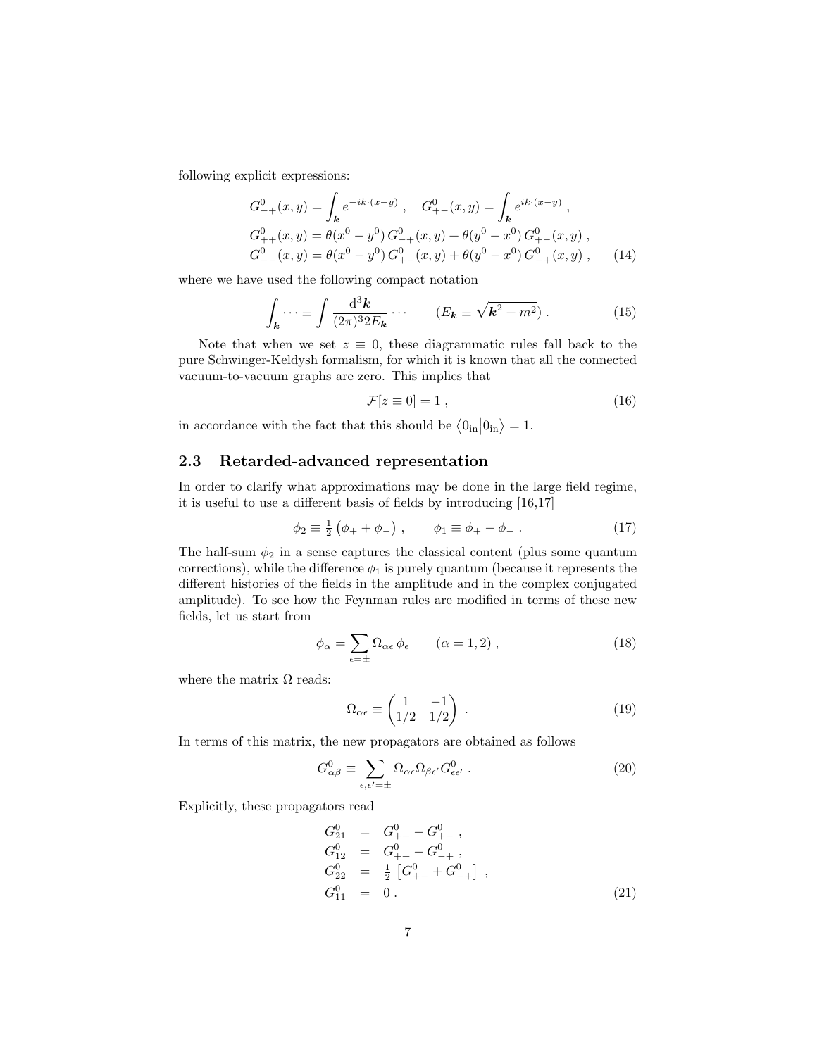following explicit expressions:

$$
\begin{aligned}
&G^0_{-+}(x,y) = \int_{\boldsymbol{k}} e^{-ik\cdot(x-y)}\,, \quad G^0_{+-}(x,y) = \int_{\boldsymbol{k}} e^{ik\cdot(x-y)}\,,\\
&G^0_{++}(x,y) = \theta(x^0-y^0)\,G^0_{-+}(x,y) + \theta(y^0-x^0)\,G^0_{+-}(x,y)\,,\\
&G^0_{--}(x,y) = \theta(x^0-y^0)\,G^0_{+-}(x,y) + \theta(y^0-x^0)\,G^0_{-+}(x,y)\,, \qquad (14)
\end{aligned}
$$

where we have used the following compact notation

$$
\int_{\boldsymbol{k}} \cdots \equiv \int \frac{\mathrm{d}^3\boldsymbol{k}}{(2\pi)^3 2E_{\boldsymbol{k}}} \cdots \qquad (E_{\boldsymbol{k}} \equiv \sqrt{\boldsymbol{k}^2+m^2})\,. \qquad (15)
$$

Note that when we set $z \equiv 0$, these diagrammatic rules fall back to the pure Schwinger-Keldysh formalism, for which it is known that all the connected vacuum-to-vacuum graphs are zero. This implies that

$$
\mathcal{F}[z \equiv 0] = 1\,, \qquad (16)
$$

in accordance with the fact that this should be $\big\langle 0_{\rm in}\big|0_{\rm in}\big\rangle = 1$.

### 2.3 Retarded-advanced representation

In order to clarify what approximations may be done in the large field regime, it is useful to use a different basis of fields by introducing [16,17]

$$
\phi_2 \equiv \tfrac{1}{2}\big(\phi_+ + \phi_-\big)\,, \qquad \phi_1 \equiv \phi_+ - \phi_-\,. \qquad (17)
$$

The half-sum $\phi_2$ in a sense captures the classical content (plus some quantum corrections), while the difference $\phi_1$ is purely quantum (because it represents the different histories of the fields in the amplitude and in the complex conjugated amplitude). To see how the Feynman rules are modified in terms of these new fields, let us start from

$$
\phi_\alpha = \sum_{\epsilon=\pm} \Omega_{\alpha\epsilon}\,\phi_\epsilon \qquad (\alpha = 1,2)\,, \qquad (18)
$$

where the matrix $\Omega$ reads:

$$
\Omega_{\alpha\epsilon} \equiv \begin{pmatrix} 1 & -1 \\ 1/2 & 1/2 \end{pmatrix}\,. \qquad (19)
$$

In terms of this matrix, the new propagators are obtained as follows

$$
G^0_{\alpha\beta} \equiv \sum_{\epsilon,\epsilon'=\pm} \Omega_{\alpha\epsilon}\Omega_{\beta\epsilon'} G^0_{\epsilon\epsilon'}\,. \qquad (20)
$$

Explicitly, these propagators read

$$
\begin{aligned}
G^0_{21} &= G^0_{++} - G^0_{+-}\,,\\
G^0_{12} &= G^0_{++} - G^0_{-+}\,,\\
G^0_{22} &= \tfrac{1}{2}\left[G^0_{+-} + G^0_{-+}\right]\,,\\
G^0_{11} &= 0\,. \qquad (21)
\end{aligned}
$$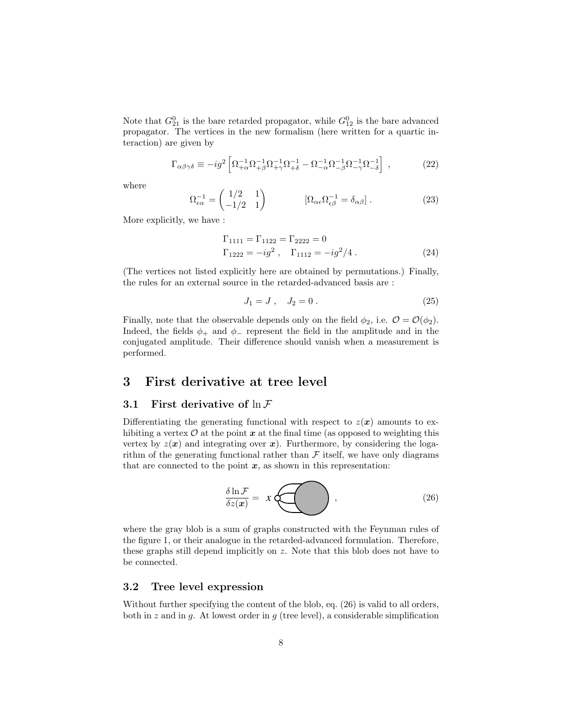Note that $G^0_{21}$ is the bare retarded propagator, while $G^0_{12}$ is the bare advanced propagator. The vertices in the new formalism (here written for a quartic interaction) are given by

$$\Gamma_{\alpha\beta\gamma\delta} \equiv -ig^2 \left[ \Omega^{-1}_{+\alpha}\Omega^{-1}_{+\beta}\Omega^{-1}_{+\gamma}\Omega^{-1}_{+\delta} - \Omega^{-1}_{-\alpha}\Omega^{-1}_{-\beta}\Omega^{-1}_{-\gamma}\Omega^{-1}_{-\delta} \right] \, , \tag{22}$$

where

$$\Omega^{-1}_{\epsilon\alpha} = \begin{pmatrix} 1/2 & 1 \\ -1/2 & 1 \end{pmatrix} \qquad\qquad [\Omega_{\alpha\epsilon}\Omega^{-1}_{\epsilon\beta} = \delta_{\alpha\beta}] \, . \tag{23}$$

More explicitly, we have :

$$\begin{aligned} &\Gamma_{1111} = \Gamma_{1122} = \Gamma_{2222} = 0 \\ &\Gamma_{1222} = -ig^2 \, , \quad \Gamma_{1112} = -ig^2/4 \, . \end{aligned} \tag{24}$$

(The vertices not listed explicitly here are obtained by permutations.) Finally, the rules for an external source in the retarded-advanced basis are :

$$J_1 = J \, , \quad J_2 = 0 \, . \tag{25}$$

Finally, note that the observable depends only on the field $\phi_2$, i.e. $\mathcal{O} = \mathcal{O}(\phi_2)$. Indeed, the fields $\phi_+$ and $\phi_-$ represent the field in the amplitude and in the conjugated amplitude. Their difference should vanish when a measurement is performed.

# 3 First derivative at tree level

## 3.1 First derivative of $\ln \mathcal{F}$

Differentiating the generating functional with respect to $z(\boldsymbol{x})$ amounts to exhibiting a vertex $\mathcal{O}$ at the point $\boldsymbol{x}$ at the final time (as opposed to weighting this vertex by $z(\boldsymbol{x})$ and integrating over $\boldsymbol{x}$). Furthermore, by considering the logarithm of the generating functional rather than $\mathcal{F}$ itself, we have only diagrams that are connected to the point $\boldsymbol{x}$, as shown in this representation:

$$\frac{\delta \ln \mathcal{F}}{\delta z(\boldsymbol{x})} = \; x \,\text{[diagram: vertex at } x \text{ connected by lines to a gray blob]} \, , \tag{26}$$

where the gray blob is a sum of graphs constructed with the Feynman rules of the figure 1, or their analogue in the retarded-advanced formulation. Therefore, these graphs still depend implicitly on $z$. Note that this blob does not have to be connected.

## 3.2 Tree level expression

Without further specifying the content of the blob, eq. (26) is valid to all orders, both in $z$ and in $g$. At lowest order in $g$ (tree level), a considerable simplification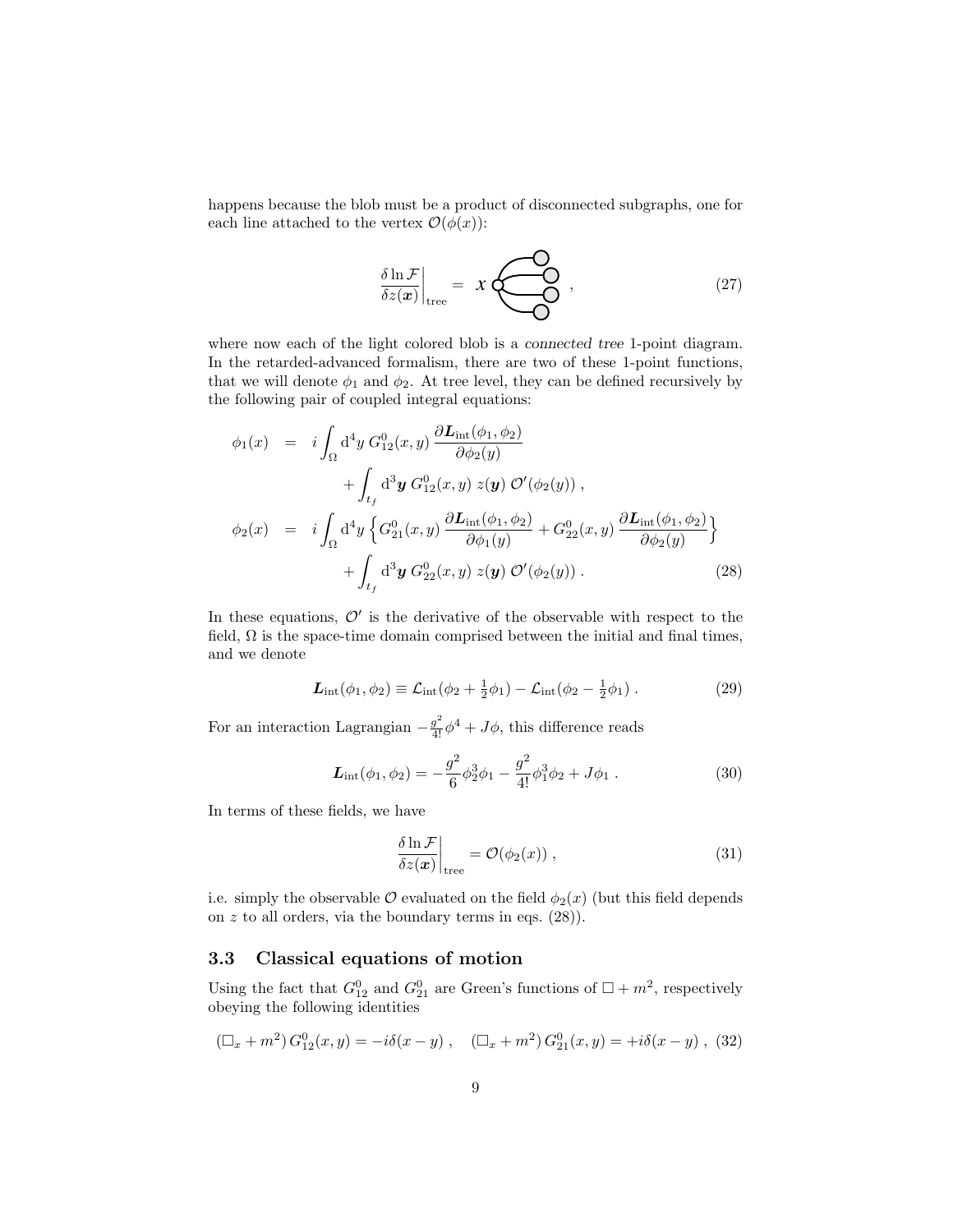happens because the blob must be a product of disconnected subgraphs, one for each line attached to the vertex $\mathcal{O}(\phi(x))$:

$$\left.\frac{\delta \ln \mathcal{F}}{\delta z(\boldsymbol{x})}\right|_{\rm tree} = \quad (27)$$

where now each of the light colored blob is a *connected tree* 1-point diagram. In the retarded-advanced formalism, there are two of these 1-point functions, that we will denote $\phi_1$ and $\phi_2$. At tree level, they can be defined recursively by the following pair of coupled integral equations:

$$\begin{aligned}
\phi_1(x) &= i\int_\Omega {\rm d}^4y\; G^0_{12}(x,y)\,\frac{\partial \boldsymbol{L}_{\rm int}(\phi_1,\phi_2)}{\partial\phi_2(y)} \\
&\qquad + \int_{t_f} {\rm d}^3\boldsymbol{y}\; G^0_{12}(x,y)\; z(\boldsymbol{y})\;\mathcal{O}'(\phi_2(y))\;, \\
\phi_2(x) &= i\int_\Omega {\rm d}^4y\; \Big\{G^0_{21}(x,y)\,\frac{\partial \boldsymbol{L}_{\rm int}(\phi_1,\phi_2)}{\partial\phi_1(y)} + G^0_{22}(x,y)\,\frac{\partial \boldsymbol{L}_{\rm int}(\phi_1,\phi_2)}{\partial\phi_2(y)}\Big\} \\
&\qquad + \int_{t_f} {\rm d}^3\boldsymbol{y}\; G^0_{22}(x,y)\; z(\boldsymbol{y})\;\mathcal{O}'(\phi_2(y))\;. \qquad (28)
\end{aligned}$$

In these equations, $\mathcal{O}'$ is the derivative of the observable with respect to the field, $\Omega$ is the space-time domain comprised between the initial and final times, and we denote

$$\boldsymbol{L}_{\rm int}(\phi_1,\phi_2) \equiv \mathcal{L}_{\rm int}(\phi_2+\tfrac{1}{2}\phi_1) - \mathcal{L}_{\rm int}(\phi_2-\tfrac{1}{2}\phi_1)\;. \qquad (29)$$

For an interaction Lagrangian $-\frac{g^2}{4!}\phi^4 + J\phi$, this difference reads

$$\boldsymbol{L}_{\rm int}(\phi_1,\phi_2) = -\frac{g^2}{6}\phi_2^3\phi_1 - \frac{g^2}{4!}\phi_1^3\phi_2 + J\phi_1\;. \qquad (30)$$

In terms of these fields, we have

$$\left.\frac{\delta \ln \mathcal{F}}{\delta z(\boldsymbol{x})}\right|_{\rm tree} = \mathcal{O}(\phi_2(x))\;, \qquad (31)$$

i.e. simply the observable $\mathcal{O}$ evaluated on the field $\phi_2(x)$ (but this field depends on $z$ to all orders, via the boundary terms in eqs. (28)).

### 3.3 Classical equations of motion

Using the fact that $G^0_{12}$ and $G^0_{21}$ are Green's functions of $\square + m^2$, respectively obeying the following identities

$$(\square_x + m^2)\,G^0_{12}(x,y) = -i\delta(x-y)\;,\quad (\square_x + m^2)\,G^0_{21}(x,y) = +i\delta(x-y)\;, \quad (32)$$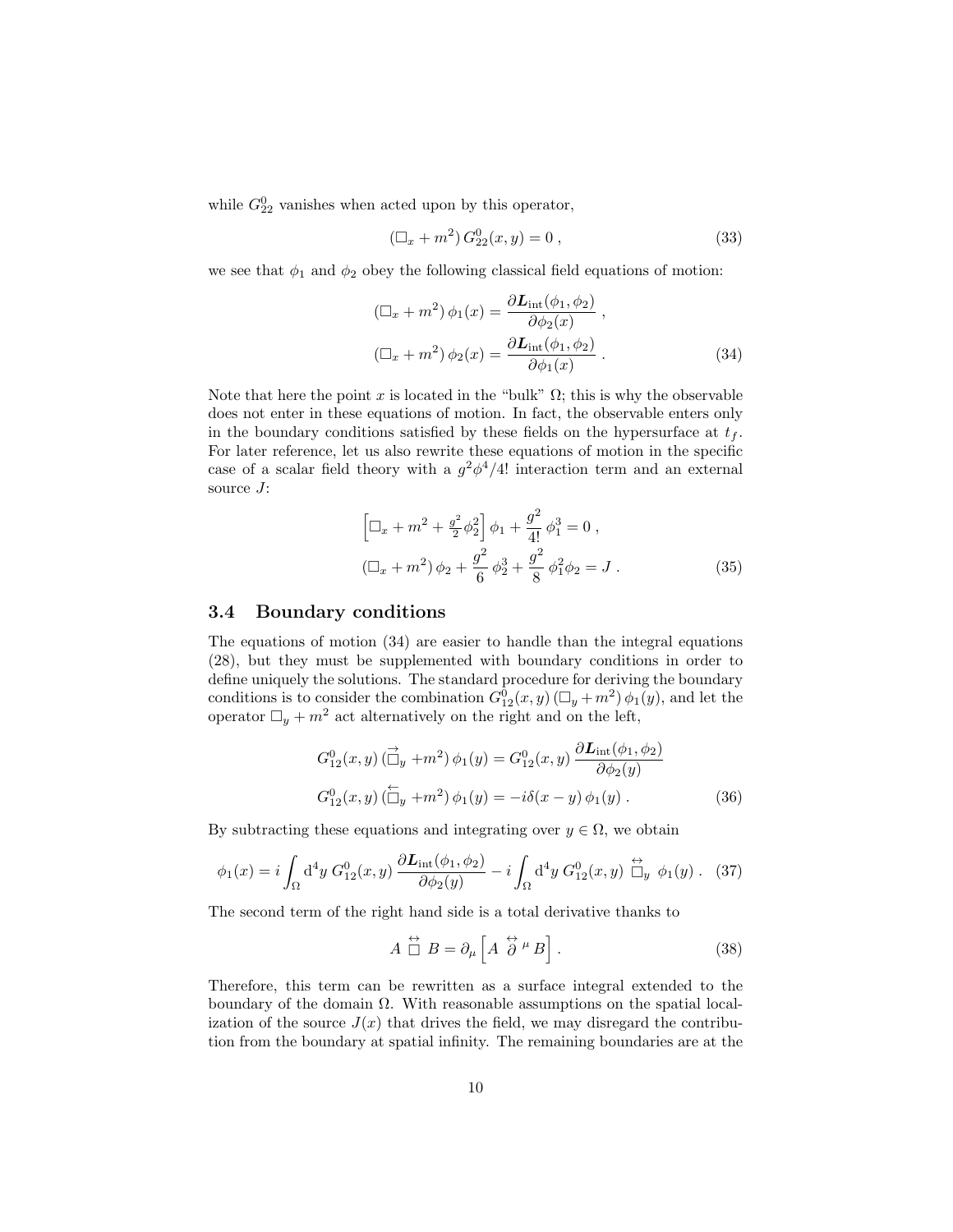while $G^0_{22}$ vanishes when acted upon by this operator,

$$(\square_x + m^2)\, G^0_{22}(x,y) = 0 \;, \tag{33}$$

we see that $\phi_1$ and $\phi_2$ obey the following classical field equations of motion:

$$\begin{aligned}
(\square_x + m^2)\,\phi_1(x) &= \frac{\partial \boldsymbol{L}_{\rm int}(\phi_1,\phi_2)}{\partial \phi_2(x)} \;, \\
(\square_x + m^2)\,\phi_2(x) &= \frac{\partial \boldsymbol{L}_{\rm int}(\phi_1,\phi_2)}{\partial \phi_1(x)} \;.
\end{aligned} \tag{34}$$

Note that here the point $x$ is located in the "bulk" $\Omega$; this is why the observable does not enter in these equations of motion. In fact, the observable enters only in the boundary conditions satisfied by these fields on the hypersurface at $t_f$. For later reference, let us also rewrite these equations of motion in the specific case of a scalar field theory with a $g^2\phi^4/4!$ interaction term and an external source $J$:

$$\begin{aligned}
&\Big[\square_x + m^2 + \tfrac{g^2}{2}\phi_2^2\Big]\,\phi_1 + \frac{g^2}{4!}\,\phi_1^3 = 0 \;, \\
&(\square_x + m^2)\,\phi_2 + \frac{g^2}{6}\,\phi_2^3 + \frac{g^2}{8}\,\phi_1^2\phi_2 = J \;.
\end{aligned} \tag{35}$$

### 3.4 Boundary conditions

The equations of motion (34) are easier to handle than the integral equations (28), but they must be supplemented with boundary conditions in order to define uniquely the solutions. The standard procedure for deriving the boundary conditions is to consider the combination $G^0_{12}(x,y)\,(\square_y + m^2)\,\phi_1(y)$, and let the operator $\square_y + m^2$ act alternatively on the right and on the left,

$$\begin{aligned}
G^0_{12}(x,y)\,(\overrightarrow{\square}_y + m^2)\,\phi_1(y) &= G^0_{12}(x,y)\,\frac{\partial \boldsymbol{L}_{\rm int}(\phi_1,\phi_2)}{\partial \phi_2(y)} \\
G^0_{12}(x,y)\,(\overleftarrow{\square}_y + m^2)\,\phi_1(y) &= -i\delta(x-y)\,\phi_1(y) \;.
\end{aligned} \tag{36}$$

By subtracting these equations and integrating over $y \in \Omega$, we obtain

$$\phi_1(x) = i\int_\Omega {\rm d}^4y\; G^0_{12}(x,y)\,\frac{\partial \boldsymbol{L}_{\rm int}(\phi_1,\phi_2)}{\partial \phi_2(y)} - i\int_\Omega {\rm d}^4y\; G^0_{12}(x,y)\;\overleftrightarrow{\square}_y\;\phi_1(y) \;. \tag{37}$$

The second term of the right hand side is a total derivative thanks to

$$A\;\overleftrightarrow{\square}\;B = \partial_\mu\Big[A\;\overleftrightarrow{\partial}^{\,\mu}\,B\Big] \;. \tag{38}$$

Therefore, this term can be rewritten as a surface integral extended to the boundary of the domain $\Omega$. With reasonable assumptions on the spatial localization of the source $J(x)$ that drives the field, we may disregard the contribution from the boundary at spatial infinity. The remaining boundaries are at the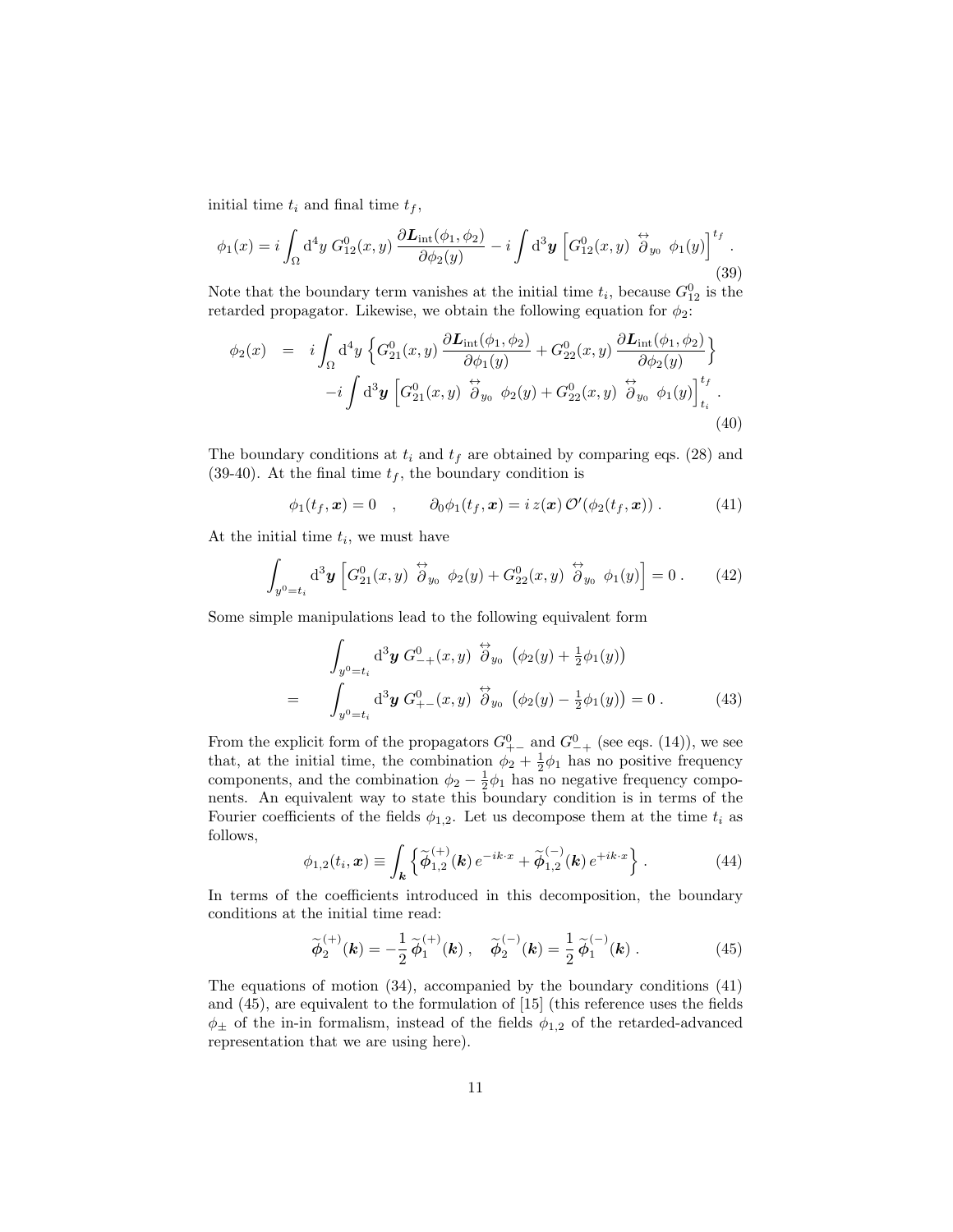initial time $t_i$ and final time $t_f$,

$$\phi_1(x) = i \int_\Omega \mathrm{d}^4y \; G^0_{12}(x,y) \, \frac{\partial \boldsymbol{L}_{\rm int}(\phi_1,\phi_2)}{\partial \phi_2(y)} - i \int \mathrm{d}^3\boldsymbol{y} \, \Big[ G^0_{12}(x,y) \; \overset{\leftrightarrow}{\partial}_{y_0} \; \phi_1(y) \Big]^{t_f} . \tag{39}$$

Note that the boundary term vanishes at the initial time $t_i$, because $G^0_{12}$ is the retarded propagator. Likewise, we obtain the following equation for $\phi_2$:

$$\begin{aligned} \phi_2(x) \quad = \quad & i \int_\Omega \mathrm{d}^4y \, \Big\{ G^0_{21}(x,y) \, \frac{\partial \boldsymbol{L}_{\rm int}(\phi_1,\phi_2)}{\partial \phi_1(y)} + G^0_{22}(x,y) \, \frac{\partial \boldsymbol{L}_{\rm int}(\phi_1,\phi_2)}{\partial \phi_2(y)} \Big\} \\ & - i \int \mathrm{d}^3\boldsymbol{y} \, \Big[ G^0_{21}(x,y) \; \overset{\leftrightarrow}{\partial}_{y_0} \; \phi_2(y) + G^0_{22}(x,y) \; \overset{\leftrightarrow}{\partial}_{y_0} \; \phi_1(y) \Big]^{t_f}_{t_i} . \end{aligned} \tag{40}$$

The boundary conditions at $t_i$ and $t_f$ are obtained by comparing eqs. (28) and (39-40). At the final time $t_f$, the boundary condition is

$$\phi_1(t_f,\boldsymbol{x}) = 0 \quad , \qquad \partial_0\phi_1(t_f,\boldsymbol{x}) = i\, z(\boldsymbol{x}) \, \mathcal{O}'(\phi_2(t_f,\boldsymbol{x})) \, . \tag{41}$$

At the initial time $t_i$, we must have

$$\int_{y^0=t_i} \mathrm{d}^3\boldsymbol{y} \, \Big[ G^0_{21}(x,y) \; \overset{\leftrightarrow}{\partial}_{y_0} \; \phi_2(y) + G^0_{22}(x,y) \; \overset{\leftrightarrow}{\partial}_{y_0} \; \phi_1(y) \Big] = 0 \, . \tag{42}$$

Some simple manipulations lead to the following equivalent form

$$\begin{aligned} & \int_{y^0=t_i} \mathrm{d}^3\boldsymbol{y} \; G^0_{-+}(x,y) \; \overset{\leftrightarrow}{\partial}_{y_0} \; \big( \phi_2(y) + \tfrac{1}{2}\phi_1(y) \big) \\ = \quad & \int_{y^0=t_i} \mathrm{d}^3\boldsymbol{y} \; G^0_{+-}(x,y) \; \overset{\leftrightarrow}{\partial}_{y_0} \; \big( \phi_2(y) - \tfrac{1}{2}\phi_1(y) \big) = 0 \, . \end{aligned} \tag{43}$$

From the explicit form of the propagators $G^0_{+-}$ and $G^0_{-+}$ (see eqs. (14)), we see that, at the initial time, the combination $\phi_2 + \frac{1}{2}\phi_1$ has no positive frequency components, and the combination $\phi_2 - \frac{1}{2}\phi_1$ has no negative frequency components. An equivalent way to state this boundary condition is in terms of the Fourier coefficients of the fields $\phi_{1,2}$. Let us decompose them at the time $t_i$ as follows,

$$\phi_{1,2}(t_i,\boldsymbol{x}) \equiv \int_{\boldsymbol{k}} \Big\{ \widetilde{\boldsymbol{\phi}}^{(+)}_{1,2}(\boldsymbol{k}) \, e^{-ik\cdot x} + \widetilde{\boldsymbol{\phi}}^{(-)}_{1,2}(\boldsymbol{k}) \, e^{+ik\cdot x} \Big\} \, . \tag{44}$$

In terms of the coefficients introduced in this decomposition, the boundary conditions at the initial time read:

$$\widetilde{\boldsymbol{\phi}}^{(+)}_2(\boldsymbol{k}) = -\frac{1}{2} \, \widetilde{\boldsymbol{\phi}}^{(+)}_1(\boldsymbol{k}) \, , \quad \widetilde{\boldsymbol{\phi}}^{(-)}_2(\boldsymbol{k}) = \frac{1}{2} \, \widetilde{\boldsymbol{\phi}}^{(-)}_1(\boldsymbol{k}) \, . \tag{45}$$

The equations of motion (34), accompanied by the boundary conditions (41) and (45), are equivalent to the formulation of [15] (this reference uses the fields $\phi_\pm$ of the in-in formalism, instead of the fields $\phi_{1,2}$ of the retarded-advanced representation that we are using here).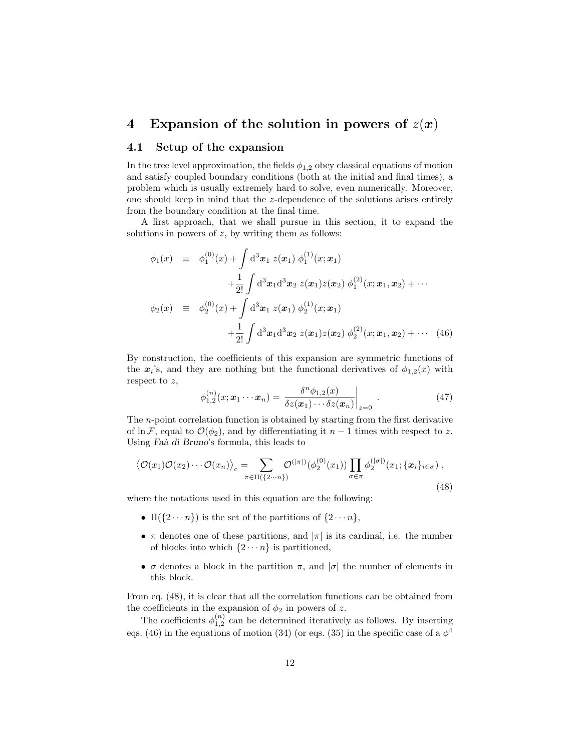# 4 Expansion of the solution in powers of $z(\boldsymbol{x})$

## 4.1 Setup of the expansion

In the tree level approximation, the fields $\phi_{1,2}$ obey classical equations of motion and satisfy coupled boundary conditions (both at the initial and final times), a problem which is usually extremely hard to solve, even numerically. Moreover, one should keep in mind that the $z$-dependence of the solutions arises entirely from the boundary condition at the final time.

A first approach, that we shall pursue in this section, it to expand the solutions in powers of $z$, by writing them as follows:

$$
\begin{aligned}
\phi_1(x) \;\; &\equiv \;\; \phi_1^{(0)}(x) + \int \mathrm{d}^3\boldsymbol{x}_1\; z(\boldsymbol{x}_1)\; \phi_1^{(1)}(x;\boldsymbol{x}_1) \\
&\qquad + \frac{1}{2!}\int \mathrm{d}^3\boldsymbol{x}_1 \mathrm{d}^3\boldsymbol{x}_2\; z(\boldsymbol{x}_1) z(\boldsymbol{x}_2)\; \phi_1^{(2)}(x;\boldsymbol{x}_1,\boldsymbol{x}_2) + \cdots \\
\phi_2(x) \;\; &\equiv \;\; \phi_2^{(0)}(x) + \int \mathrm{d}^3\boldsymbol{x}_1\; z(\boldsymbol{x}_1)\; \phi_2^{(1)}(x;\boldsymbol{x}_1) \\
&\qquad + \frac{1}{2!}\int \mathrm{d}^3\boldsymbol{x}_1 \mathrm{d}^3\boldsymbol{x}_2\; z(\boldsymbol{x}_1) z(\boldsymbol{x}_2)\; \phi_2^{(2)}(x;\boldsymbol{x}_1,\boldsymbol{x}_2) + \cdots \quad (46)
\end{aligned}
$$

By construction, the coefficients of this expansion are symmetric functions of the $\boldsymbol{x}_i$'s, and they are nothing but the functional derivatives of $\phi_{1,2}(x)$ with respect to $z$,

$$
\phi_{1,2}^{(n)}(x;\boldsymbol{x}_1\cdots\boldsymbol{x}_n) = \left.\frac{\delta^n \phi_{1,2}(x)}{\delta z(\boldsymbol{x}_1)\cdots\delta z(\boldsymbol{x}_n)}\right|_{z=0}\,. \qquad (47)
$$

The $n$-point correlation function is obtained by starting from the first derivative of $\ln\mathcal{F}$, equal to $\mathcal{O}(\phi_2)$, and by differentiating it $n-1$ times with respect to $z$. Using *Faà di Bruno*'s formula, this leads to

$$
\big\langle \mathcal{O}(x_1)\mathcal{O}(x_2)\cdots\mathcal{O}(x_n)\big\rangle_{\rm c} = \sum_{\pi\in\Pi(\{2\cdots n\})} \mathcal{O}^{(|\pi|)}(\phi_2^{(0)}(x_1)) \prod_{\sigma\in\pi} \phi_2^{(|\sigma|)}(x_1;\{\boldsymbol{x}_i\}_{i\in\sigma})\,, \qquad (48)
$$

where the notations used in this equation are the following:

- $\Pi(\{2\cdots n\})$ is the set of the partitions of $\{2\cdots n\}$,
- $\pi$ denotes one of these partitions, and $|\pi|$ is its cardinal, i.e. the number of blocks into which $\{2\cdots n\}$ is partitioned,
- $\sigma$ denotes a block in the partition $\pi$, and $|\sigma|$ the number of elements in this block.

From eq. (48), it is clear that all the correlation functions can be obtained from the coefficients in the expansion of $\phi_2$ in powers of $z$.

The coefficients $\phi_{1,2}^{(n)}$ can be determined iteratively as follows. By inserting eqs. (46) in the equations of motion (34) (or eqs. (35) in the specific case of a $\phi^4$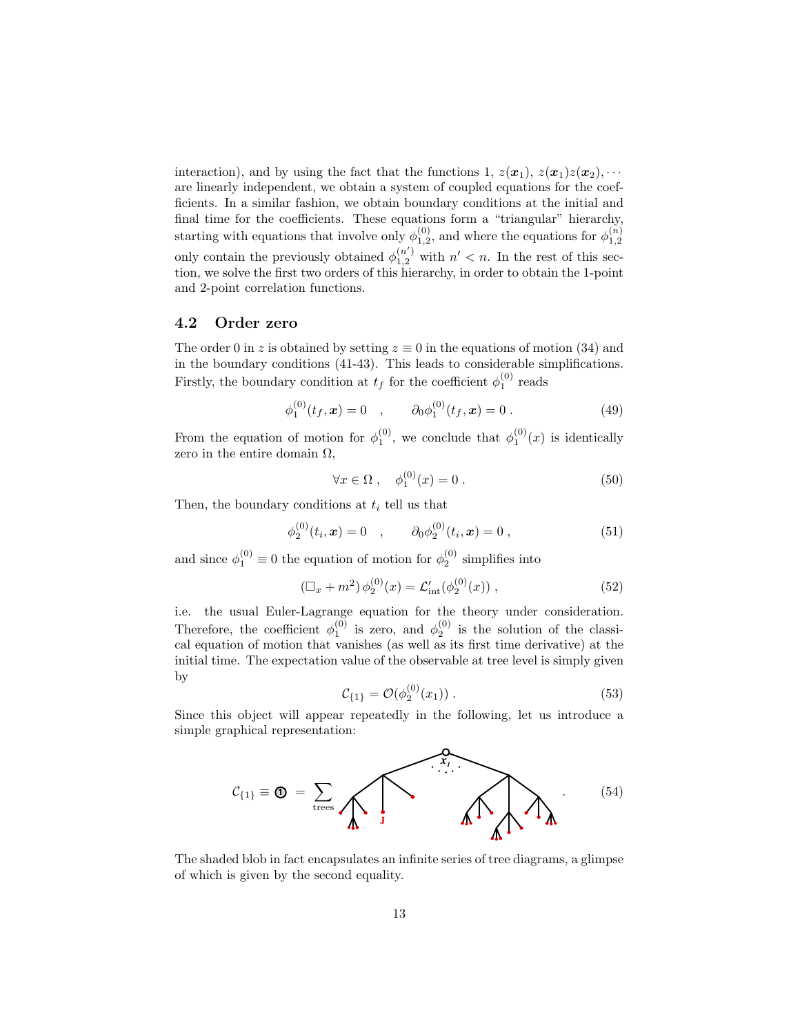interaction), and by using the fact that the functions 1, $z(\boldsymbol{x}_1)$, $z(\boldsymbol{x}_1)z(\boldsymbol{x}_2), \cdots$ are linearly independent, we obtain a system of coupled equations for the coefficients. In a similar fashion, we obtain boundary conditions at the initial and final time for the coefficients. These equations form a "triangular" hierarchy, starting with equations that involve only $\phi_{1,2}^{(0)}$, and where the equations for $\phi_{1,2}^{(n)}$ only contain the previously obtained $\phi_{1,2}^{(n')}$ with $n' < n$. In the rest of this section, we solve the first two orders of this hierarchy, in order to obtain the 1-point and 2-point correlation functions.

### 4.2 Order zero

The order 0 in $z$ is obtained by setting $z \equiv 0$ in the equations of motion (34) and in the boundary conditions (41-43). This leads to considerable simplifications. Firstly, the boundary condition at $t_f$ for the coefficient $\phi_1^{(0)}$ reads

$$\phi_1^{(0)}(t_f, \boldsymbol{x}) = 0 \quad , \qquad \partial_0 \phi_1^{(0)}(t_f, \boldsymbol{x}) = 0 \, . \tag{49}$$

From the equation of motion for $\phi_1^{(0)}$, we conclude that $\phi_1^{(0)}(x)$ is identically zero in the entire domain $\Omega$,

$$\forall x \in \Omega \, , \quad \phi_1^{(0)}(x) = 0 \, . \tag{50}$$

Then, the boundary conditions at $t_i$ tell us that

$$\phi_2^{(0)}(t_i, \boldsymbol{x}) = 0 \quad , \qquad \partial_0 \phi_2^{(0)}(t_i, \boldsymbol{x}) = 0 \, , \tag{51}$$

and since $\phi_1^{(0)} \equiv 0$ the equation of motion for $\phi_2^{(0)}$ simplifies into

$$(\square_x + m^2)\, \phi_2^{(0)}(x) = \mathcal{L}'_{\rm int}(\phi_2^{(0)}(x)) \, , \tag{52}$$

i.e. the usual Euler-Lagrange equation for the theory under consideration. Therefore, the coefficient $\phi_1^{(0)}$ is zero, and $\phi_2^{(0)}$ is the solution of the classical equation of motion that vanishes (as well as its first time derivative) at the initial time. The expectation value of the observable at tree level is simply given by

$$\mathcal{C}_{\{1\}} = \mathcal{O}(\phi_2^{(0)}(x_1)) \, . \tag{53}$$

Since this object will appear repeatedly in the following, let us introduce a simple graphical representation:

$$\mathcal{C}_{\{1\}} \equiv \text{①} = \sum_{\text{trees}} \; [\text{tree diagram rooted at } x_1 \text{ with leaves } J] \, . \tag{54}$$

The shaded blob in fact encapsulates an infinite series of tree diagrams, a glimpse of which is given by the second equality.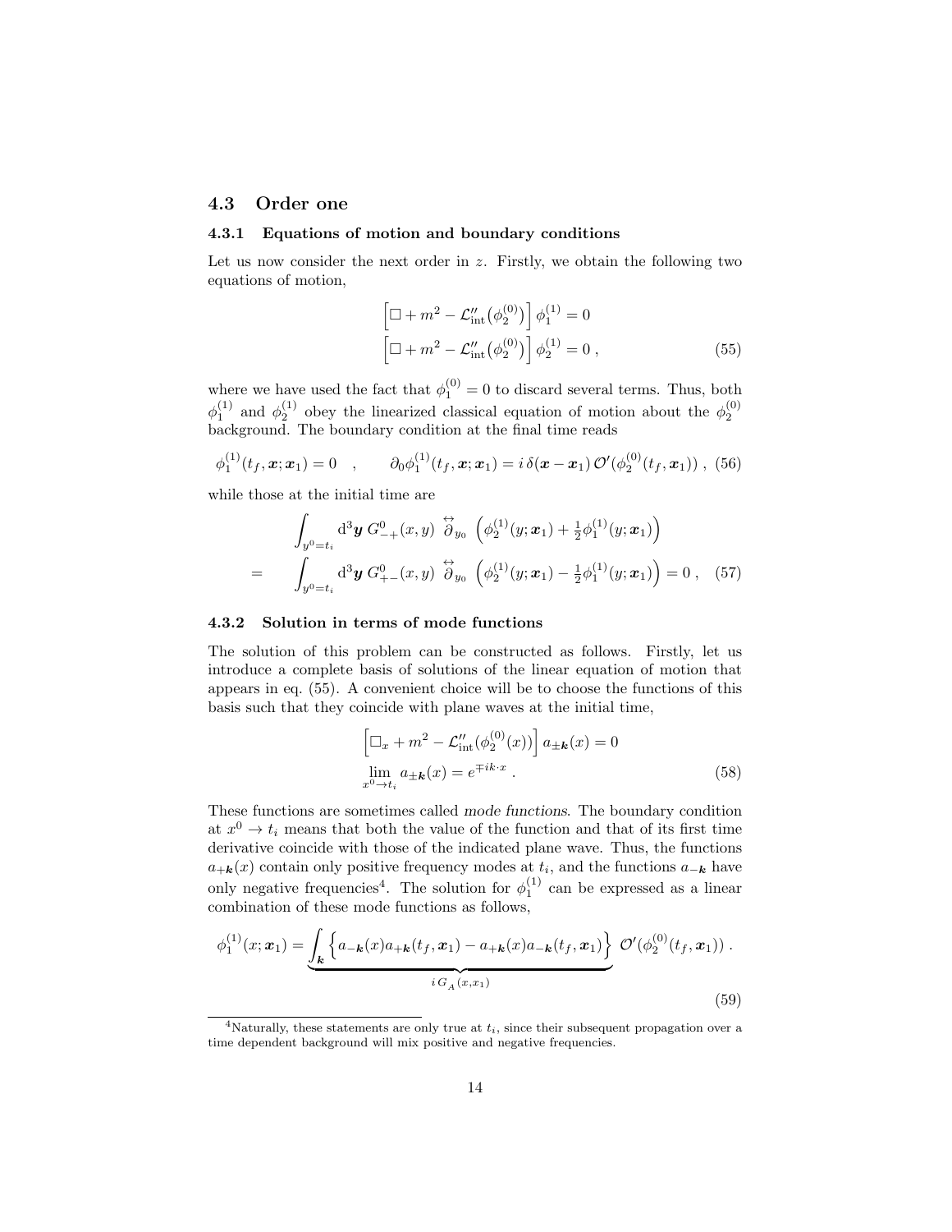### 4.3 Order one

#### 4.3.1 Equations of motion and boundary conditions

Let us now consider the next order in $z$. Firstly, we obtain the following two equations of motion,

$$
\begin{aligned}
\Big[\square + m^2 - \mathcal{L}''_{\rm int}\big(\phi_2^{(0)}\big)\Big]\,\phi_1^{(1)} &= 0\\
\Big[\square + m^2 - \mathcal{L}''_{\rm int}\big(\phi_2^{(0)}\big)\Big]\,\phi_2^{(1)} &= 0\;,
\end{aligned}
\tag{55}
$$

where we have used the fact that $\phi_1^{(0)}=0$ to discard several terms. Thus, both $\phi_1^{(1)}$ and $\phi_2^{(1)}$ obey the linearized classical equation of motion about the $\phi_2^{(0)}$ background. The boundary condition at the final time reads

$$
\phi_1^{(1)}(t_f,\boldsymbol{x};\boldsymbol{x}_1) = 0 \quad , \qquad \partial_0\phi_1^{(1)}(t_f,\boldsymbol{x};\boldsymbol{x}_1) = i\,\delta(\boldsymbol{x}-\boldsymbol{x}_1)\,\mathcal{O}'(\phi_2^{(0)}(t_f,\boldsymbol{x}_1))\;, \tag{56}
$$

while those at the initial time are

$$
\begin{aligned}
&\int_{y^0=t_i} {\rm d}^3\boldsymbol{y}\; G^0_{-+}(x,y)\;\overset{\leftrightarrow}{\partial}_{y_0}\;\Big(\phi_2^{(1)}(y;\boldsymbol{x}_1)+\tfrac{1}{2}\phi_1^{(1)}(y;\boldsymbol{x}_1)\Big)\\
=\;\;&\int_{y^0=t_i} {\rm d}^3\boldsymbol{y}\; G^0_{+-}(x,y)\;\overset{\leftrightarrow}{\partial}_{y_0}\;\Big(\phi_2^{(1)}(y;\boldsymbol{x}_1)-\tfrac{1}{2}\phi_1^{(1)}(y;\boldsymbol{x}_1)\Big)=0\;,
\end{aligned}
\tag{57}
$$

#### 4.3.2 Solution in terms of mode functions

The solution of this problem can be constructed as follows. Firstly, let us introduce a complete basis of solutions of the linear equation of motion that appears in eq. (55). A convenient choice will be to choose the functions of this basis such that they coincide with plane waves at the initial time,

$$
\begin{aligned}
&\Big[\square_x + m^2 - \mathcal{L}''_{\rm int}(\phi_2^{(0)}(x))\Big]\,a_{\pm\boldsymbol{k}}(x) = 0\\
&\lim_{x^0\to t_i} a_{\pm\boldsymbol{k}}(x) = e^{\mp ik\cdot x}\;.
\end{aligned}
\tag{58}
$$

These functions are sometimes called *mode functions*. The boundary condition at $x^0\to t_i$ means that both the value of the function and that of its first time derivative coincide with those of the indicated plane wave. Thus, the functions $a_{+\boldsymbol{k}}(x)$ contain only positive frequency modes at $t_i$, and the functions $a_{-\boldsymbol{k}}$ have only negative frequencies[4]. The solution for $\phi_1^{(1)}$ can be expressed as a linear combination of these mode functions as follows,

$$
\phi_1^{(1)}(x;\boldsymbol{x}_1) = \underbrace{\int_{\boldsymbol{k}} \Big\{a_{-\boldsymbol{k}}(x)a_{+\boldsymbol{k}}(t_f,\boldsymbol{x}_1) - a_{+\boldsymbol{k}}(x)a_{-\boldsymbol{k}}(t_f,\boldsymbol{x}_1)\Big\}}_{i\,G_A(x,x_1)}\;\mathcal{O}'(\phi_2^{(0)}(t_f,\boldsymbol{x}_1))\;.
\tag{59}
$$

[4] Naturally, these statements are only true at $t_i$, since their subsequent propagation over a time dependent background will mix positive and negative frequencies.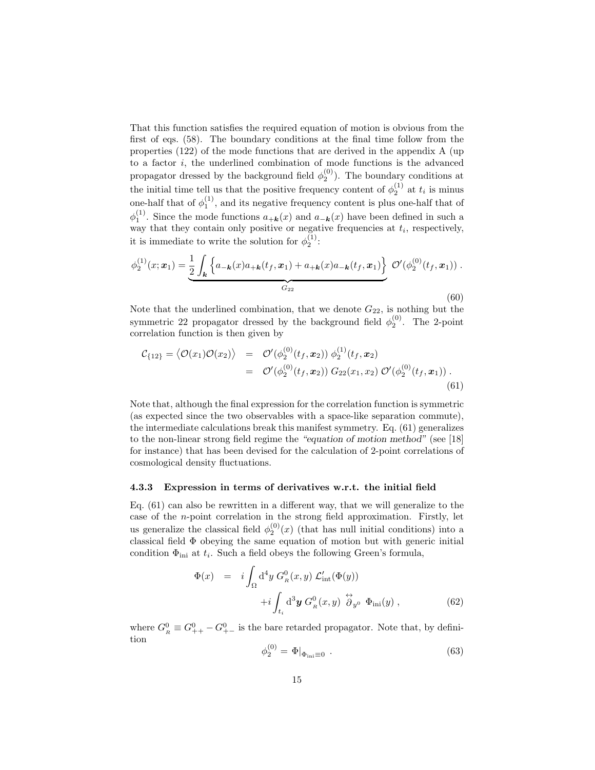That this function satisfies the required equation of motion is obvious from the first of eqs. (58). The boundary conditions at the final time follow from the properties (122) of the mode functions that are derived in the appendix A (up to a factor $i$, the underlined combination of mode functions is the advanced propagator dressed by the background field $\phi_2^{(0)}$). The boundary conditions at the initial time tell us that the positive frequency content of $\phi_2^{(1)}$ at $t_i$ is minus one-half that of $\phi_1^{(1)}$, and its negative frequency content is plus one-half that of $\phi_1^{(1)}$. Since the mode functions $a_{+\boldsymbol{k}}(x)$ and $a_{-\boldsymbol{k}}(x)$ have been defined in such a way that they contain only positive or negative frequencies at $t_i$, respectively, it is immediate to write the solution for $\phi_2^{(1)}$:

$$\phi_2^{(1)}(x;\boldsymbol{x}_1) = \underbrace{\frac{1}{2}\int_{\boldsymbol{k}} \Big\{ a_{-\boldsymbol{k}}(x) a_{+\boldsymbol{k}}(t_f,\boldsymbol{x}_1) + a_{+\boldsymbol{k}}(x) a_{-\boldsymbol{k}}(t_f,\boldsymbol{x}_1) \Big\}}_{G_{22}} \; \mathcal{O}'(\phi_2^{(0)}(t_f,\boldsymbol{x}_1)) \; . \tag{60}$$

Note that the underlined combination, that we denote $G_{22}$, is nothing but the symmetric 22 propagator dressed by the background field $\phi_2^{(0)}$. The 2-point correlation function is then given by

$$\begin{aligned} \mathcal{C}_{\{12\}} = \big\langle \mathcal{O}(x_1)\mathcal{O}(x_2)\big\rangle &= \mathcal{O}'(\phi_2^{(0)}(t_f,\boldsymbol{x}_2))\;\phi_2^{(1)}(t_f,\boldsymbol{x}_2) \\ &= \mathcal{O}'(\phi_2^{(0)}(t_f,\boldsymbol{x}_2))\;G_{22}(x_1,x_2)\;\mathcal{O}'(\phi_2^{(0)}(t_f,\boldsymbol{x}_1)) \; . \end{aligned} \tag{61}$$

Note that, although the final expression for the correlation function is symmetric (as expected since the two observables with a space-like separation commute), the intermediate calculations break this manifest symmetry. Eq. (61) generalizes to the non-linear strong field regime the *"equation of motion method"* (see [18] for instance) that has been devised for the calculation of 2-point correlations of cosmological density fluctuations.

#### 4.3.3 Expression in terms of derivatives w.r.t. the initial field

Eq. (61) can also be rewritten in a different way, that we will generalize to the case of the $n$-point correlation in the strong field approximation. Firstly, let us generalize the classical field $\phi_2^{(0)}(x)$ (that has null initial conditions) into a classical field $\Phi$ obeying the same equation of motion but with generic initial condition $\Phi_{\rm ini}$ at $t_i$. Such a field obeys the following Green's formula,

$$\begin{aligned} \Phi(x) &= i\int_\Omega {\rm d}^4y\; G^0_{_R}(x,y)\;\mathcal{L}'_{\rm int}(\Phi(y)) \\ &\qquad + i\int_{t_i} {\rm d}^3\boldsymbol{y}\; G^0_{_R}(x,y)\;\overset{\leftrightarrow}{\partial}_{y^0}\;\Phi_{\rm ini}(y) \; , \end{aligned} \tag{62}$$

where $G^0_{_R} \equiv G^0_{++} - G^0_{+-}$ is the bare retarded propagator. Note that, by definition

$$\phi_2^{(0)} = \Phi|_{\Phi_{\rm ini}\equiv 0} \; . \tag{63}$$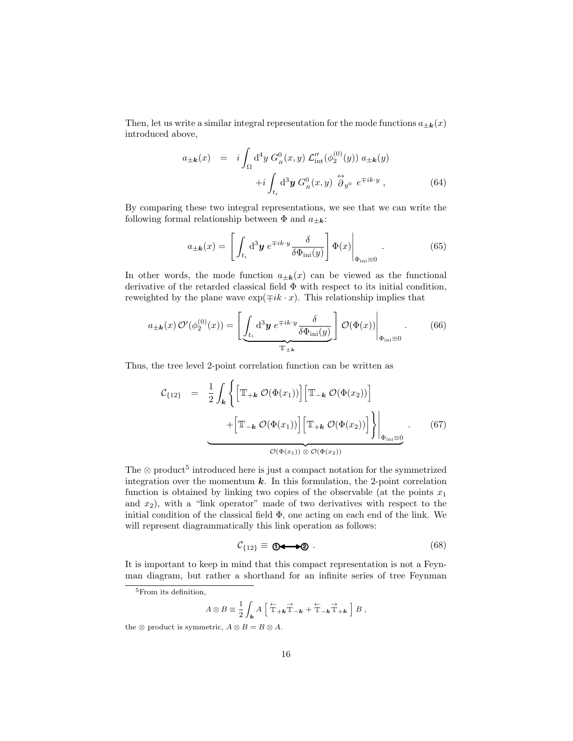Then, let us write a similar integral representation for the mode functions $a_{\pm\boldsymbol{k}}(x)$ introduced above,

$$
\begin{aligned}
a_{\pm\boldsymbol{k}}(x) \quad &= \quad i\int_{\Omega} \mathrm{d}^4y \; G^0_{_R}(x,y)\;\mathcal{L}''_{\mathrm{int}}(\phi_2^{(0)}(y))\; a_{\pm\boldsymbol{k}}(y) \\
&\qquad\qquad + i\int_{t_i} \mathrm{d}^3\boldsymbol{y}\; G^0_{_R}(x,y)\;\overset{\leftrightarrow}{\partial}_{y^0}\; e^{\mp ik\cdot y}\;,
\end{aligned}
\tag{64}
$$

By comparing these two integral representations, we see that we can write the following formal relationship between $\Phi$ and $a_{\pm\boldsymbol{k}}$:

$$
a_{\pm\boldsymbol{k}}(x) = \left[\int_{t_i} \mathrm{d}^3\boldsymbol{y}\; e^{\mp ik\cdot y}\frac{\delta}{\delta\Phi_{\mathrm{ini}}(y)}\right]\Phi(x)\Bigg|_{\Phi_{\mathrm{ini}}\equiv 0}\;. \tag{65}
$$

In other words, the mode function $a_{\pm\boldsymbol{k}}(x)$ can be viewed as the functional derivative of the retarded classical field $\Phi$ with respect to its initial condition, reweighted by the plane wave $\exp(\mp ik\cdot x)$. This relationship implies that

$$
a_{\pm\boldsymbol{k}}(x)\,\mathcal{O}'(\phi_2^{(0)}(x)) = \Bigg[\underbrace{\int_{t_i} \mathrm{d}^3\boldsymbol{y}\; e^{\mp ik\cdot y}\frac{\delta}{\delta\Phi_{\mathrm{ini}}(y)}}_{\mathbb{T}_{\pm\boldsymbol{k}}}\Bigg]\;\mathcal{O}(\Phi(x))\Bigg|_{\Phi_{\mathrm{ini}}\equiv 0}\;. \tag{66}
$$

Thus, the tree level 2-point correlation function can be written as

$$
\begin{aligned}
\mathcal{C}_{\{12\}} \quad = \quad &\underbrace{\frac{1}{2}\int_{\boldsymbol{k}}\Bigg\{\Big[\mathbb{T}_{+\boldsymbol{k}}\;\mathcal{O}(\Phi(x_1))\Big]\Big[\mathbb{T}_{-\boldsymbol{k}}\;\mathcal{O}(\Phi(x_2))\Big] + \Big[\mathbb{T}_{-\boldsymbol{k}}\;\mathcal{O}(\Phi(x_1))\Big]\Big[\mathbb{T}_{+\boldsymbol{k}}\;\mathcal{O}(\Phi(x_2))\Big]\Bigg\}}_{\mathcal{O}(\Phi(x_1))\,\otimes\,\mathcal{O}(\Phi(x_2))}\Bigg|_{\Phi_{\mathrm{ini}}\equiv 0}\;.
\end{aligned}
\tag{67}
$$

The $\otimes$ product[5] introduced here is just a compact notation for the symmetrized integration over the momentum $\boldsymbol{k}$. In this formulation, the 2-point correlation function is obtained by linking two copies of the observable (at the points $x_1$ and $x_2$), with a "link operator" made of two derivatives with respect to the initial condition of the classical field $\Phi$, one acting on each end of the link. We will represent diagrammatically this link operation as follows:

$$
\mathcal{C}_{\{12\}} \equiv \text{①}\!\longleftrightarrow\!\text{②}\;. \tag{68}
$$

It is important to keep in mind that this compact representation is not a Feynman diagram, but rather a shorthand for an infinite series of tree Feynman

---

[5] From its definition,

$$
A\otimes B \equiv \frac{1}{2}\int_{\boldsymbol{k}} A\,\Big[\,\overset{\leftarrow}{\mathbb{T}}_{+\boldsymbol{k}}\overset{\rightarrow}{\mathbb{T}}_{-\boldsymbol{k}} + \overset{\leftarrow}{\mathbb{T}}_{-\boldsymbol{k}}\overset{\rightarrow}{\mathbb{T}}_{+\boldsymbol{k}}\,\Big]\;B\;,
$$

the $\otimes$ product is symmetric, $A\otimes B = B\otimes A$.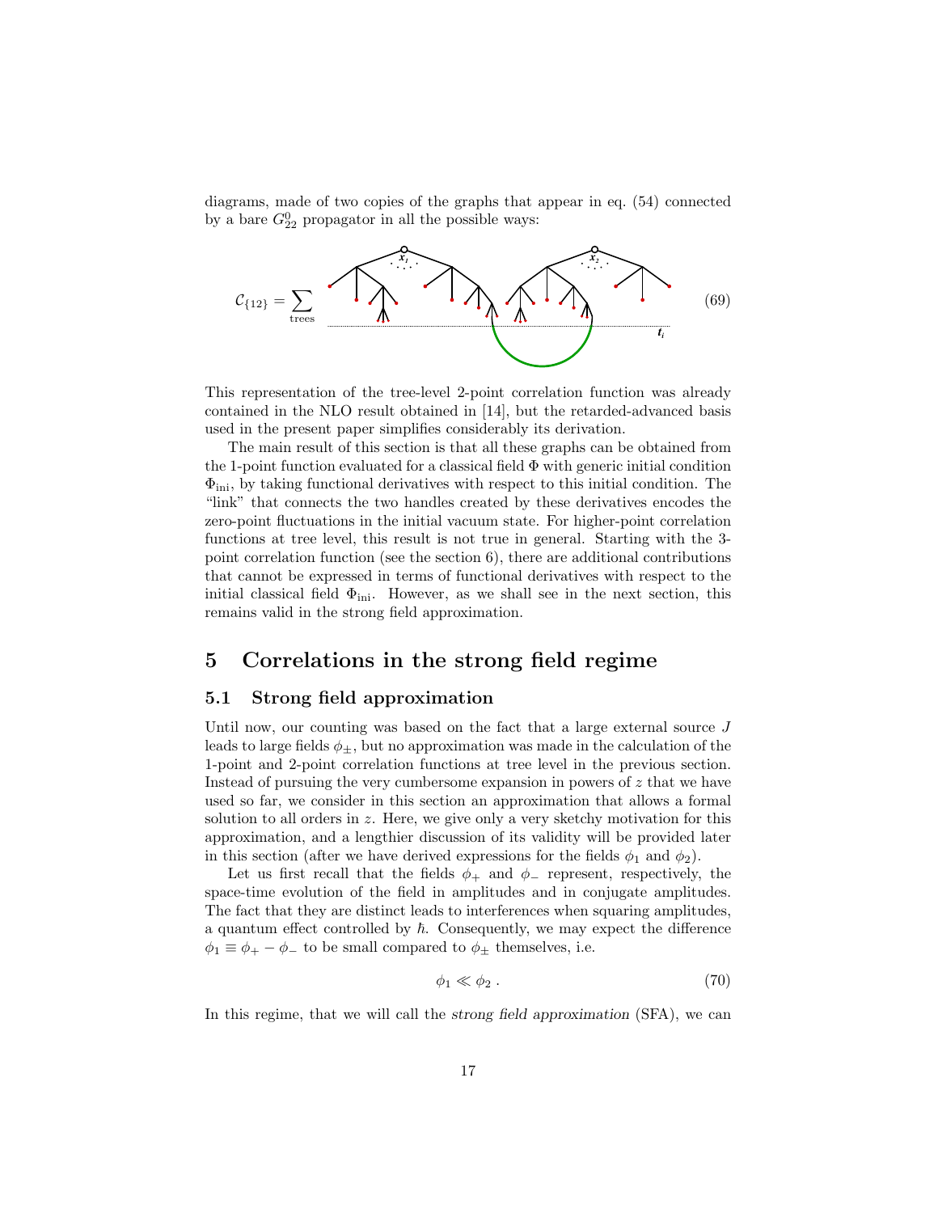diagrams, made of two copies of the graphs that appear in eq. (54) connected by a bare $G^0_{22}$ propagator in all the possible ways:

$$\mathcal{C}_{\{12\}} = \sum_{\text{trees}} \qquad (69)$$

This representation of the tree-level 2-point correlation function was already contained in the NLO result obtained in [14], but the retarded-advanced basis used in the present paper simplifies considerably its derivation.

The main result of this section is that all these graphs can be obtained from the 1-point function evaluated for a classical field $\Phi$ with generic initial condition $\Phi_{\rm ini}$, by taking functional derivatives with respect to this initial condition. The "link" that connects the two handles created by these derivatives encodes the zero-point fluctuations in the initial vacuum state. For higher-point correlation functions at tree level, this result is not true in general. Starting with the 3-point correlation function (see the section 6), there are additional contributions that cannot be expressed in terms of functional derivatives with respect to the initial classical field $\Phi_{\rm ini}$. However, as we shall see in the next section, this remains valid in the strong field approximation.

# 5 Correlations in the strong field regime

## 5.1 Strong field approximation

Until now, our counting was based on the fact that a large external source $J$ leads to large fields $\phi_\pm$, but no approximation was made in the calculation of the 1-point and 2-point correlation functions at tree level in the previous section. Instead of pursuing the very cumbersome expansion in powers of $z$ that we have used so far, we consider in this section an approximation that allows a formal solution to all orders in $z$. Here, we give only a very sketchy motivation for this approximation, and a lengthier discussion of its validity will be provided later in this section (after we have derived expressions for the fields $\phi_1$ and $\phi_2$).

Let us first recall that the fields $\phi_+$ and $\phi_-$ represent, respectively, the space-time evolution of the field in amplitudes and in conjugate amplitudes. The fact that they are distinct leads to interferences when squaring amplitudes, a quantum effect controlled by $\hbar$. Consequently, we may expect the difference $\phi_1 \equiv \phi_+ - \phi_-$ to be small compared to $\phi_\pm$ themselves, i.e.

$$\phi_1 \ll \phi_2 \, . \qquad (70)$$

In this regime, that we will call the *strong field approximation* (SFA), we can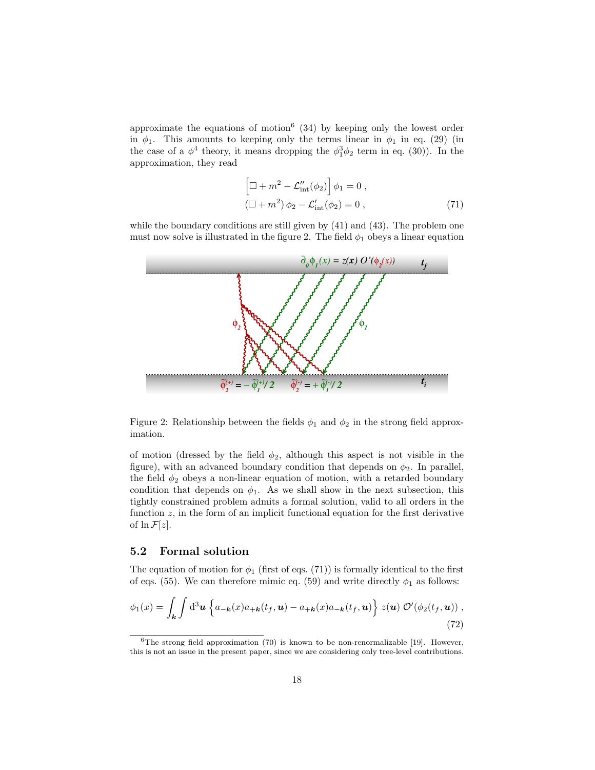approximate the equations of motion[6] (34) by keeping only the lowest order in $\phi_1$. This amounts to keeping only the terms linear in $\phi_1$ in eq. (29) (in the case of a $\phi^4$ theory, it means dropping the $\phi_1^3\phi_2$ term in eq. (30)). In the approximation, they read

$$
\begin{aligned}
\Big[\square + m^2 - \mathcal{L}''_{\rm int}(\phi_2)\Big]\,\phi_1 = 0\;,\\
(\square + m^2)\,\phi_2 - \mathcal{L}'_{\rm int}(\phi_2) = 0\;,
\end{aligned}
\tag{71}
$$

while the boundary conditions are still given by (41) and (43). The problem one must now solve is illustrated in the figure 2. The field $\phi_1$ obeys a linear equation

Figure 2: Relationship between the fields $\phi_1$ and $\phi_2$ in the strong field approximation.

of motion (dressed by the field $\phi_2$, although this aspect is not visible in the figure), with an advanced boundary condition that depends on $\phi_2$. In parallel, the field $\phi_2$ obeys a non-linear equation of motion, with a retarded boundary condition that depends on $\phi_1$. As we shall show in the next subsection, this tightly constrained problem admits a formal solution, valid to all orders in the function $z$, in the form of an implicit functional equation for the first derivative of $\ln\mathcal{F}[z]$.

## 5.2 Formal solution

The equation of motion for $\phi_1$ (first of eqs. (71)) is formally identical to the first of eqs. (55). We can therefore mimic eq. (59) and write directly $\phi_1$ as follows:

$$
\phi_1(x) = \int_{\boldsymbol{k}}\int {\rm d}^3\boldsymbol{u}\,\Big\{a_{-\boldsymbol{k}}(x)a_{+\boldsymbol{k}}(t_f,\boldsymbol{u}) - a_{+\boldsymbol{k}}(x)a_{-\boldsymbol{k}}(t_f,\boldsymbol{u})\Big\}\; z(\boldsymbol{u})\;\mathcal{O}'(\phi_2(t_f,\boldsymbol{u}))\;,
\tag{72}
$$

[6] The strong field approximation (70) is known to be non-renormalizable [19]. However, this is not an issue in the present paper, since we are considering only tree-level contributions.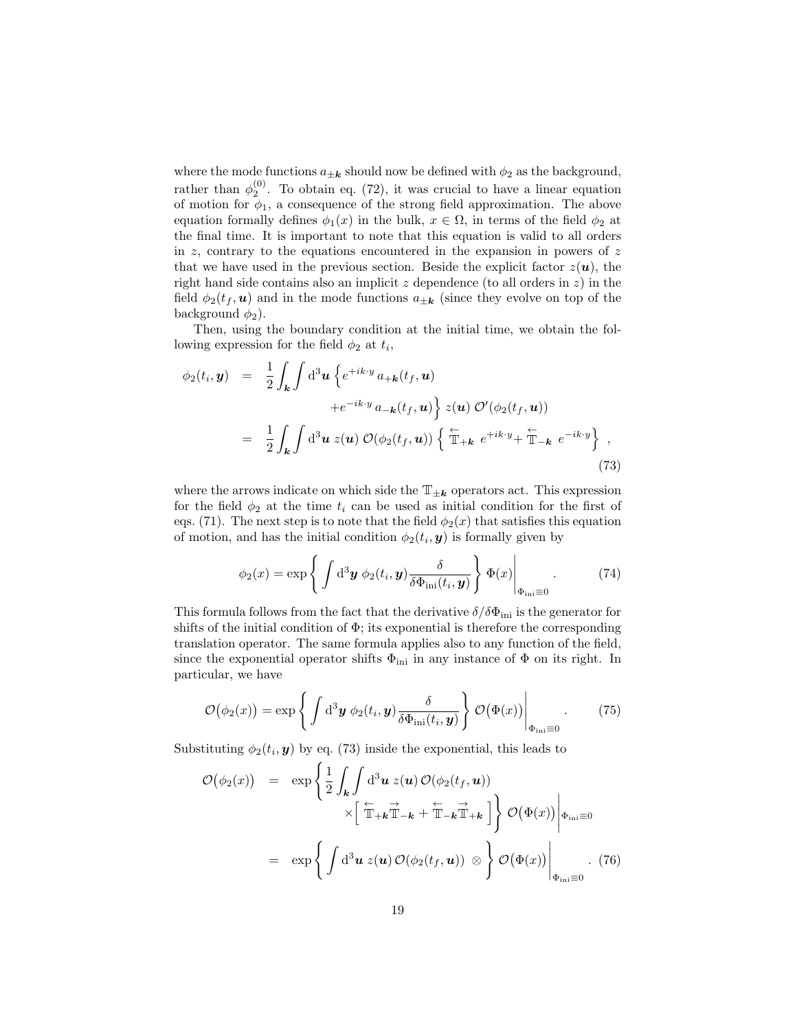where the mode functions $a_{\pm\boldsymbol{k}}$ should now be defined with $\phi_2$ as the background, rather than $\phi_2^{(0)}$. To obtain eq. (72), it was crucial to have a linear equation of motion for $\phi_1$, a consequence of the strong field approximation. The above equation formally defines $\phi_1(x)$ in the bulk, $x \in \Omega$, in terms of the field $\phi_2$ at the final time. It is important to note that this equation is valid to all orders in $z$, contrary to the equations encountered in the expansion in powers of $z$ that we have used in the previous section. Beside the explicit factor $z(\boldsymbol{u})$, the right hand side contains also an implicit $z$ dependence (to all orders in $z$) in the field $\phi_2(t_f, \boldsymbol{u})$ and in the mode functions $a_{\pm\boldsymbol{k}}$ (since they evolve on top of the background $\phi_2$).

Then, using the boundary condition at the initial time, we obtain the following expression for the field $\phi_2$ at $t_i$,

$$
\begin{aligned}
\phi_2(t_i, \boldsymbol{y}) &= \frac{1}{2}\int_{\boldsymbol{k}}\int \mathrm{d}^3\boldsymbol{u}\, \Big\{ e^{+ik\cdot y}\, a_{+\boldsymbol{k}}(t_f, \boldsymbol{u}) \\
&\qquad\qquad + e^{-ik\cdot y}\, a_{-\boldsymbol{k}}(t_f, \boldsymbol{u}) \Big\}\; z(\boldsymbol{u})\; \mathcal{O}'(\phi_2(t_f, \boldsymbol{u})) \\
&= \frac{1}{2}\int_{\boldsymbol{k}}\int \mathrm{d}^3\boldsymbol{u}\; z(\boldsymbol{u})\; \mathcal{O}(\phi_2(t_f, \boldsymbol{u}))\; \Big\{ \overleftarrow{\mathbb{T}}_{+\boldsymbol{k}}\; e^{+ik\cdot y} + \overleftarrow{\mathbb{T}}_{-\boldsymbol{k}}\; e^{-ik\cdot y} \Big\}\;,
\end{aligned}
\tag{73}
$$

where the arrows indicate on which side the $\mathbb{T}_{\pm\boldsymbol{k}}$ operators act. This expression for the field $\phi_2$ at the time $t_i$ can be used as initial condition for the first of eqs. (71). The next step is to note that the field $\phi_2(x)$ that satisfies this equation of motion, and has the initial condition $\phi_2(t_i, \boldsymbol{y})$ is formally given by

$$
\phi_2(x) = \exp\bigg\{ \int \mathrm{d}^3\boldsymbol{y}\; \phi_2(t_i, \boldsymbol{y}) \frac{\delta}{\delta\Phi_{\mathrm{ini}}(t_i, \boldsymbol{y})} \bigg\}\; \Phi(x)\bigg|_{\Phi_{\mathrm{ini}}\equiv 0}\;. \tag{74}
$$

This formula follows from the fact that the derivative $\delta/\delta\Phi_{\mathrm{ini}}$ is the generator for shifts of the initial condition of $\Phi$; its exponential is therefore the corresponding translation operator. The same formula applies also to any function of the field, since the exponential operator shifts $\Phi_{\mathrm{ini}}$ in any instance of $\Phi$ on its right. In particular, we have

$$
\mathcal{O}\big(\phi_2(x)\big) = \exp\bigg\{ \int \mathrm{d}^3\boldsymbol{y}\; \phi_2(t_i, \boldsymbol{y}) \frac{\delta}{\delta\Phi_{\mathrm{ini}}(t_i, \boldsymbol{y})} \bigg\}\; \mathcal{O}\big(\Phi(x)\big)\bigg|_{\Phi_{\mathrm{ini}}\equiv 0}\;. \tag{75}
$$

Substituting $\phi_2(t_i, \boldsymbol{y})$ by eq. (73) inside the exponential, this leads to

$$
\begin{aligned}
\mathcal{O}\big(\phi_2(x)\big) &= \exp\bigg\{ \frac{1}{2}\int_{\boldsymbol{k}}\int \mathrm{d}^3\boldsymbol{u}\; z(\boldsymbol{u})\, \mathcal{O}(\phi_2(t_f, \boldsymbol{u})) \\
&\qquad\qquad \times \Big[ \overleftarrow{\mathbb{T}}_{+\boldsymbol{k}} \overrightarrow{\mathbb{T}}_{-\boldsymbol{k}} + \overleftarrow{\mathbb{T}}_{-\boldsymbol{k}} \overrightarrow{\mathbb{T}}_{+\boldsymbol{k}} \Big] \bigg\}\; \mathcal{O}\big(\Phi(x)\big)\bigg|_{\Phi_{\mathrm{ini}}\equiv 0} \\
&= \exp\bigg\{ \int \mathrm{d}^3\boldsymbol{u}\; z(\boldsymbol{u})\, \mathcal{O}(\phi_2(t_f, \boldsymbol{u}))\; \otimes \bigg\}\; \mathcal{O}\big(\Phi(x)\big)\bigg|_{\Phi_{\mathrm{ini}}\equiv 0}\;.
\end{aligned}
\tag{76}
$$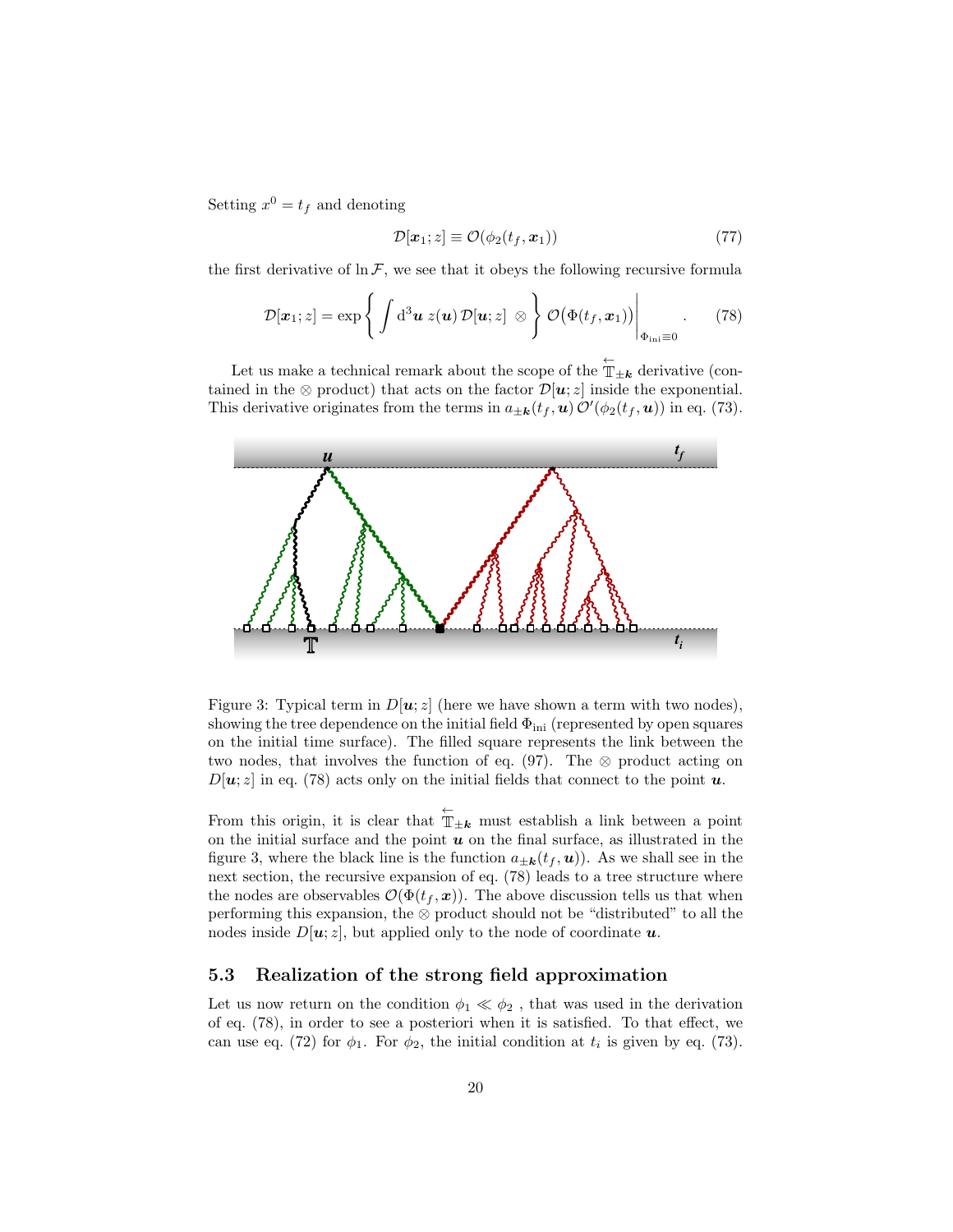Setting $x^0 = t_f$ and denoting

$$\mathcal{D}[\boldsymbol{x}_1; z] \equiv \mathcal{O}(\phi_2(t_f, \boldsymbol{x}_1)) \tag{77}$$

the first derivative of $\ln \mathcal{F}$, we see that it obeys the following recursive formula

$$\mathcal{D}[\boldsymbol{x}_1; z] = \exp\left\{ \int \mathrm{d}^3\boldsymbol{u}\; z(\boldsymbol{u})\, \mathcal{D}[\boldsymbol{u}; z] \;\otimes \right\} \mathcal{O}\big(\Phi(t_f, \boldsymbol{x}_1)\big)\bigg|_{\Phi_{\mathrm{ini}} \equiv 0} . \tag{78}$$

Let us make a technical remark about the scope of the $\overleftarrow{\mathbb{T}}_{\pm\boldsymbol{k}}$ derivative (contained in the $\otimes$ product) that acts on the factor $\mathcal{D}[\boldsymbol{u}; z]$ inside the exponential. This derivative originates from the terms in $a_{\pm\boldsymbol{k}}(t_f, \boldsymbol{u})\, \mathcal{O}'(\phi_2(t_f, \boldsymbol{u}))$ in eq. (73).

Figure 3: Typical term in $D[\boldsymbol{u}; z]$ (here we have shown a term with two nodes), showing the tree dependence on the initial field $\Phi_{\mathrm{ini}}$ (represented by open squares on the initial time surface). The filled square represents the link between the two nodes, that involves the function of eq. (97). The $\otimes$ product acting on $D[\boldsymbol{u}; z]$ in eq. (78) acts only on the initial fields that connect to the point $\boldsymbol{u}$.

From this origin, it is clear that $\overleftarrow{\mathbb{T}}_{\pm\boldsymbol{k}}$ must establish a link between a point on the initial surface and the point $\boldsymbol{u}$ on the final surface, as illustrated in the figure 3, where the black line is the function $a_{\pm\boldsymbol{k}}(t_f, \boldsymbol{u})$). As we shall see in the next section, the recursive expansion of eq. (78) leads to a tree structure where the nodes are observables $\mathcal{O}(\Phi(t_f, \boldsymbol{x}))$. The above discussion tells us that when performing this expansion, the $\otimes$ product should not be "distributed" to all the nodes inside $D[\boldsymbol{u}; z]$, but applied only to the node of coordinate $\boldsymbol{u}$.

### 5.3 Realization of the strong field approximation

Let us now return on the condition $\phi_1 \ll \phi_2$ , that was used in the derivation of eq. (78), in order to see a posteriori when it is satisfied. To that effect, we can use eq. (72) for $\phi_1$. For $\phi_2$, the initial condition at $t_i$ is given by eq. (73).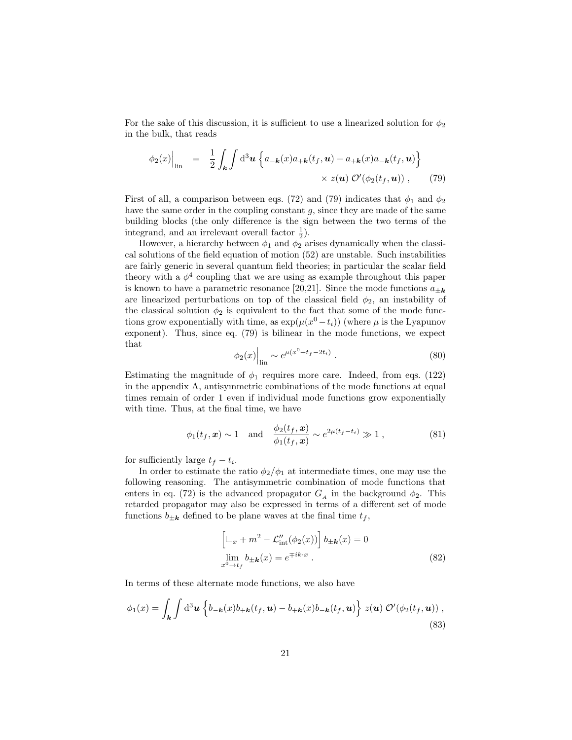For the sake of this discussion, it is sufficient to use a linearized solution for $\phi_2$ in the bulk, that reads

$$\phi_2(x)\Big|_{\rm lin} \;=\; \frac{1}{2}\int_{\boldsymbol{k}}\int {\rm d}^3\boldsymbol{u}\;\Big\{a_{-\boldsymbol{k}}(x)a_{+\boldsymbol{k}}(t_f,\boldsymbol{u})+a_{+\boldsymbol{k}}(x)a_{-\boldsymbol{k}}(t_f,\boldsymbol{u})\Big\} \times\, z(\boldsymbol{u})\;\mathcal{O}'(\phi_2(t_f,\boldsymbol{u}))\;, \tag{79}$$

First of all, a comparison between eqs. (72) and (79) indicates that $\phi_1$ and $\phi_2$ have the same order in the coupling constant $g$, since they are made of the same building blocks (the only difference is the sign between the two terms of the integrand, and an irrelevant overall factor $\frac{1}{2}$).

However, a hierarchy between $\phi_1$ and $\phi_2$ arises dynamically when the classical solutions of the field equation of motion (52) are unstable. Such instabilities are fairly generic in several quantum field theories; in particular the scalar field theory with a $\phi^4$ coupling that we are using as example throughout this paper is known to have a parametric resonance [20,21]. Since the mode functions $a_{\pm\boldsymbol{k}}$ are linearized perturbations on top of the classical field $\phi_2$, an instability of the classical solution $\phi_2$ is equivalent to the fact that some of the mode functions grow exponentially with time, as $\exp(\mu(x^0-t_i))$ (where $\mu$ is the Lyapunov exponent). Thus, since eq. (79) is bilinear in the mode functions, we expect that

$$\phi_2(x)\Big|_{\rm lin} \sim e^{\mu(x^0+t_f-2t_i)}\;. \tag{80}$$

Estimating the magnitude of $\phi_1$ requires more care. Indeed, from eqs. (122) in the appendix A, antisymmetric combinations of the mode functions at equal times remain of order 1 even if individual mode functions grow exponentially with time. Thus, at the final time, we have

$$\phi_1(t_f,\boldsymbol{x})\sim 1 \quad\text{and}\quad \frac{\phi_2(t_f,\boldsymbol{x})}{\phi_1(t_f,\boldsymbol{x})}\sim e^{2\mu(t_f-t_i)}\gg 1\;, \tag{81}$$

for sufficiently large $t_f-t_i$.

In order to estimate the ratio $\phi_2/\phi_1$ at intermediate times, one may use the following reasoning. The antisymmetric combination of mode functions that enters in eq. (72) is the advanced propagator $G_{_A}$ in the background $\phi_2$. This retarded propagator may also be expressed in terms of a different set of mode functions $b_{\pm\boldsymbol{k}}$ defined to be plane waves at the final time $t_f$,

$$\begin{aligned}
&\Big[\square_x+m^2-\mathcal{L}''_{\rm int}(\phi_2(x))\Big]\,b_{\pm\boldsymbol{k}}(x)=0\\
&\lim_{x^0\to t_f} b_{\pm\boldsymbol{k}}(x)=e^{\mp ik\cdot x}\;.
\end{aligned} \tag{82}$$

In terms of these alternate mode functions, we also have

$$\phi_1(x)=\int_{\boldsymbol{k}}\int {\rm d}^3\boldsymbol{u}\;\Big\{b_{-\boldsymbol{k}}(x)b_{+\boldsymbol{k}}(t_f,\boldsymbol{u})-b_{+\boldsymbol{k}}(x)b_{-\boldsymbol{k}}(t_f,\boldsymbol{u})\Big\}\;z(\boldsymbol{u})\;\mathcal{O}'(\phi_2(t_f,\boldsymbol{u}))\;, \tag{83}$$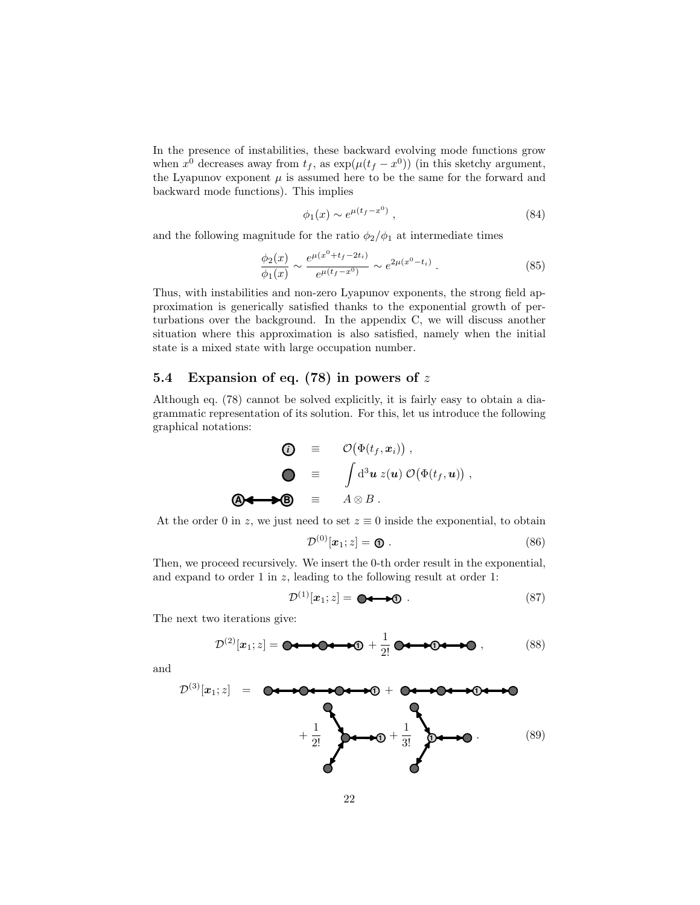In the presence of instabilities, these backward evolving mode functions grow when $x^0$ decreases away from $t_f$, as $\exp(\mu(t_f - x^0))$ (in this sketchy argument, the Lyapunov exponent $\mu$ is assumed here to be the same for the forward and backward mode functions). This implies

$$\phi_1(x) \sim e^{\mu(t_f - x^0)} , \tag{84}$$

and the following magnitude for the ratio $\phi_2/\phi_1$ at intermediate times

$$\frac{\phi_2(x)}{\phi_1(x)} \sim \frac{e^{\mu(x^0+t_f-2t_i)}}{e^{\mu(t_f-x^0)}} \sim e^{2\mu(x^0-t_i)} . \tag{85}$$

Thus, with instabilities and non-zero Lyapunov exponents, the strong field approximation is generically satisfied thanks to the exponential growth of perturbations over the background. In the appendix C, we will discuss another situation where this approximation is also satisfied, namely when the initial state is a mixed state with large occupation number.

## 5.4 Expansion of eq. (78) in powers of $z$

Although eq. (78) cannot be solved explicitly, it is fairly easy to obtain a diagrammatic representation of its solution. For this, let us introduce the following graphical notations:

$$\text{(i)} \quad \equiv \quad \mathcal{O}\big(\Phi(t_f, \boldsymbol{x}_i)\big) ,$$

$$\bullet \quad \equiv \quad \int \mathrm{d}^3\boldsymbol{u}\; z(\boldsymbol{u})\; \mathcal{O}\big(\Phi(t_f, \boldsymbol{u})\big) ,$$

$$\text{(A)} \longleftrightarrow \text{(B)} \quad \equiv \quad A \otimes B .$$

At the order 0 in $z$, we just need to set $z \equiv 0$ inside the exponential, to obtain

$$\mathcal{D}^{(0)}[\boldsymbol{x}_1; z] = \text{(1)} . \tag{86}$$

Then, we proceed recursively. We insert the 0-th order result in the exponential, and expand to order 1 in $z$, leading to the following result at order 1:

$$\mathcal{D}^{(1)}[\boldsymbol{x}_1; z] = \bullet \longleftrightarrow \text{(1)} . \tag{87}$$

The next two iterations give:

$$\mathcal{D}^{(2)}[\boldsymbol{x}_1; z] = \bullet \longleftrightarrow \bullet \longleftrightarrow \text{(1)} + \frac{1}{2!}\; \bullet \longleftrightarrow \text{(1)} \longleftrightarrow \bullet , \tag{88}$$

and

$$\mathcal{D}^{(3)}[\boldsymbol{x}_1; z] = \bullet \longleftrightarrow \bullet \longleftrightarrow \bullet \longleftrightarrow \text{(1)} + \bullet \longleftrightarrow \bullet \longleftrightarrow \text{(1)} \longleftrightarrow \bullet$$

$$+ \frac{1}{2!}\; \begin{matrix} \bullet \searrow \\ \quad \bullet \longleftrightarrow \text{(1)} \\ \bullet \nearrow \end{matrix} + \frac{1}{3!}\; \begin{matrix} \bullet \searrow \\ \quad \text{(1)} \longleftrightarrow \bullet \\ \bullet \nearrow \end{matrix} . \tag{89}$$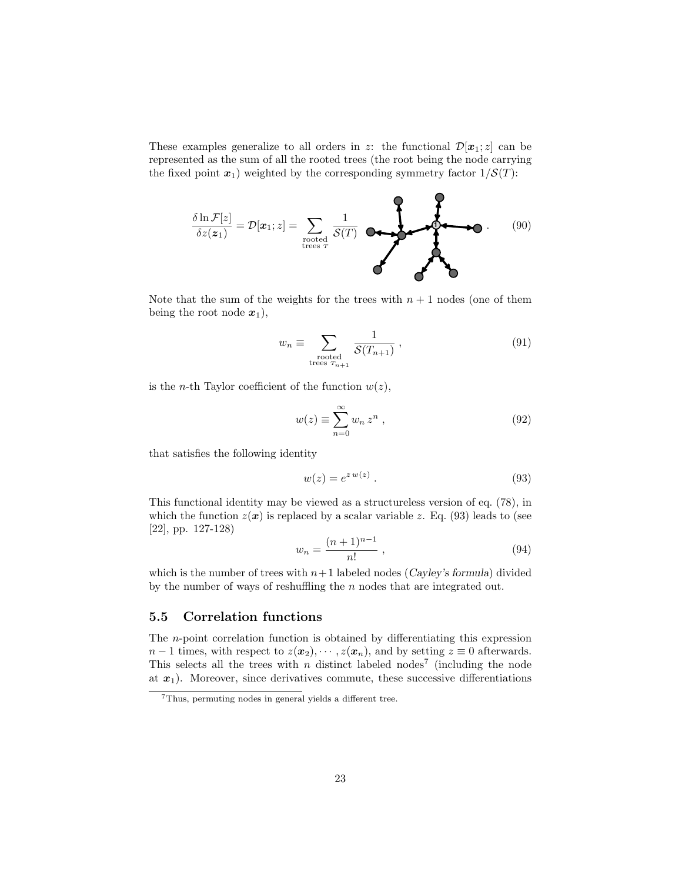These examples generalize to all orders in $z$: the functional $\mathcal{D}[\boldsymbol{x}_1; z]$ can be represented as the sum of all the rooted trees (the root being the node carrying the fixed point $\boldsymbol{x}_1$) weighted by the corresponding symmetry factor $1/\mathcal{S}(T)$:

$$\frac{\delta \ln \mathcal{F}[z]}{\delta z(\boldsymbol{z}_1)} = \mathcal{D}[\boldsymbol{x}_1; z] = \sum_{\substack{\text{rooted} \\ \text{trees } T}} \frac{1}{\mathcal{S}(T)} \quad . \tag{90}$$

Note that the sum of the weights for the trees with $n+1$ nodes (one of them being the root node $\boldsymbol{x}_1$),

$$w_n \equiv \sum_{\substack{\text{rooted} \\ \text{trees } T_{n+1}}} \frac{1}{\mathcal{S}(T_{n+1})} , \tag{91}$$

is the $n$-th Taylor coefficient of the function $w(z)$,

$$w(z) \equiv \sum_{n=0}^{\infty} w_n \, z^n , \tag{92}$$

that satisfies the following identity

$$w(z) = e^{z \, w(z)} . \tag{93}$$

This functional identity may be viewed as a structureless version of eq. (78), in which the function $z(\boldsymbol{x})$ is replaced by a scalar variable $z$. Eq. (93) leads to (see [22], pp. 127-128)

$$w_n = \frac{(n+1)^{n-1}}{n!} , \tag{94}$$

which is the number of trees with $n+1$ labeled nodes (*Cayley's formula*) divided by the number of ways of reshuffling the $n$ nodes that are integrated out.

## 5.5 Correlation functions

The $n$-point correlation function is obtained by differentiating this expression $n-1$ times, with respect to $z(\boldsymbol{x}_2), \cdots, z(\boldsymbol{x}_n)$, and by setting $z \equiv 0$ afterwards. This selects all the trees with $n$ distinct labeled nodes[7] (including the node at $\boldsymbol{x}_1$). Moreover, since derivatives commute, these successive differentiations

[7] Thus, permuting nodes in general yields a different tree.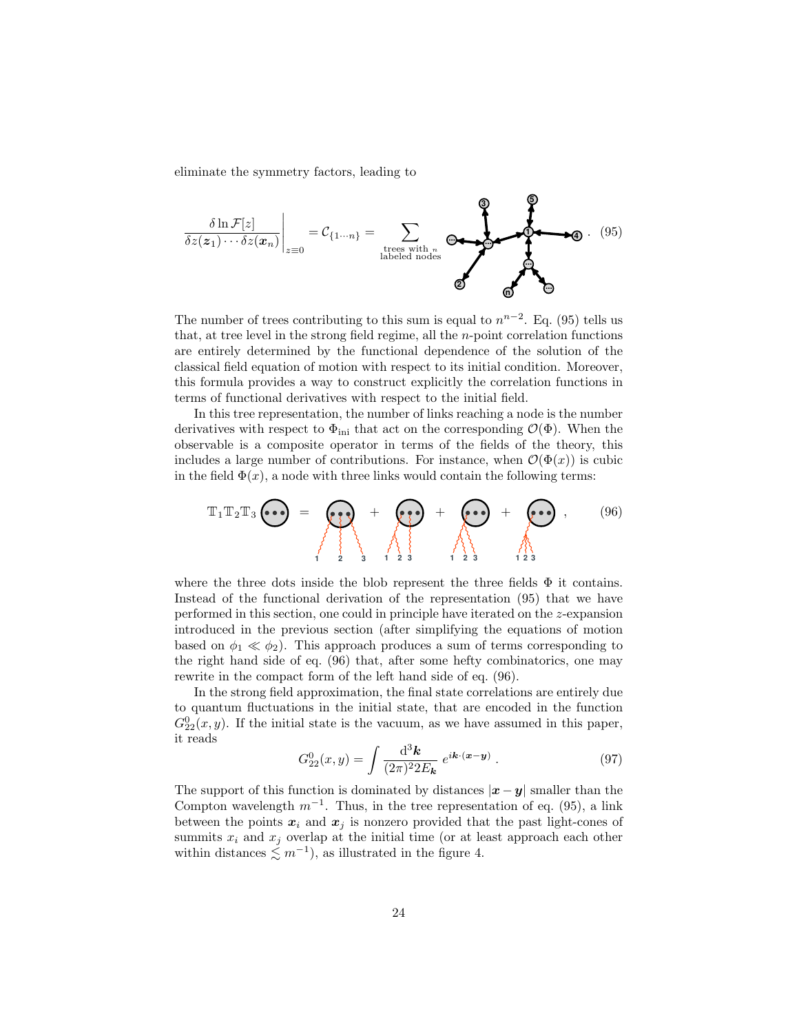eliminate the symmetry factors, leading to

$$\left.\frac{\delta \ln \mathcal{F}[z]}{\delta z(\boldsymbol{z}_1)\cdots\delta z(\boldsymbol{x}_n)}\right|_{z\equiv 0} = \mathcal{C}_{\{1\cdots n\}} = \sum_{\substack{\text{trees with } n\\ \text{labeled nodes}}} \quad . \tag{95}$$

The number of trees contributing to this sum is equal to $n^{n-2}$. Eq. (95) tells us that, at tree level in the strong field regime, all the $n$-point correlation functions are entirely determined by the functional dependence of the solution of the classical field equation of motion with respect to its initial condition. Moreover, this formula provides a way to construct explicitly the correlation functions in terms of functional derivatives with respect to the initial field.

In this tree representation, the number of links reaching a node is the number derivatives with respect to $\Phi_{\rm ini}$ that act on the corresponding $\mathcal{O}(\Phi)$. When the observable is a composite operator in terms of the fields of the theory, this includes a large number of contributions. For instance, when $\mathcal{O}(\Phi(x))$ is cubic in the field $\Phi(x)$, a node with three links would contain the following terms:

$$\mathbb{T}_1\mathbb{T}_2\mathbb{T}_3 \; = \; + \; + \; + \; , \tag{96}$$

where the three dots inside the blob represent the three fields $\Phi$ it contains. Instead of the functional derivation of the representation (95) that we have performed in this section, one could in principle have iterated on the $z$-expansion introduced in the previous section (after simplifying the equations of motion based on $\phi_1 \ll \phi_2$). This approach produces a sum of terms corresponding to the right hand side of eq. (96) that, after some hefty combinatorics, one may rewrite in the compact form of the left hand side of eq. (96).

In the strong field approximation, the final state correlations are entirely due to quantum fluctuations in the initial state, that are encoded in the function $G^0_{22}(x,y)$. If the initial state is the vacuum, as we have assumed in this paper, it reads

$$G^0_{22}(x,y) = \int \frac{\mathrm{d}^3\boldsymbol{k}}{(2\pi)^2 2E_{\boldsymbol{k}}}\; e^{i\boldsymbol{k}\cdot(\boldsymbol{x}-\boldsymbol{y})}\;. \tag{97}$$

The support of this function is dominated by distances $|\boldsymbol{x}-\boldsymbol{y}|$ smaller than the Compton wavelength $m^{-1}$. Thus, in the tree representation of eq. (95), a link between the points $\boldsymbol{x}_i$ and $\boldsymbol{x}_j$ is nonzero provided that the past light-cones of summits $x_i$ and $x_j$ overlap at the initial time (or at least approach each other within distances $\lesssim m^{-1}$), as illustrated in the figure 4.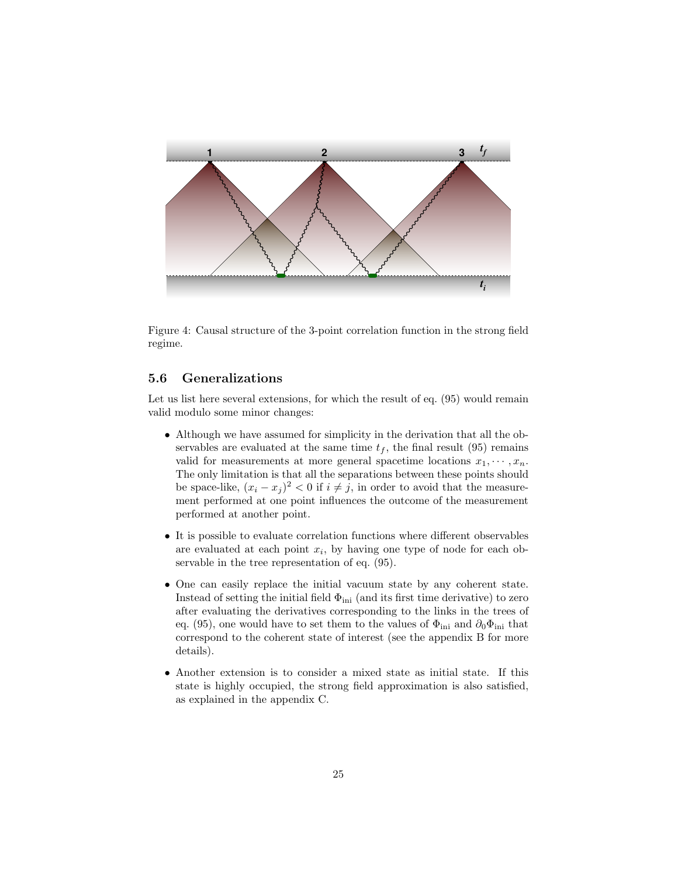Figure 4: Causal structure of the 3-point correlation function in the strong field regime.

### 5.6 Generalizations

Let us list here several extensions, for which the result of eq. (95) would remain valid modulo some minor changes:

- Although we have assumed for simplicity in the derivation that all the observables are evaluated at the same time $t_f$, the final result (95) remains valid for measurements at more general spacetime locations $x_1, \cdots, x_n$. The only limitation is that all the separations between these points should be space-like, $(x_i - x_j)^2 < 0$ if $i \neq j$, in order to avoid that the measurement performed at one point influences the outcome of the measurement performed at another point.
- It is possible to evaluate correlation functions where different observables are evaluated at each point $x_i$, by having one type of node for each observable in the tree representation of eq. (95).
- One can easily replace the initial vacuum state by any coherent state. Instead of setting the initial field $\Phi_{\rm ini}$ (and its first time derivative) to zero after evaluating the derivatives corresponding to the links in the trees of eq. (95), one would have to set them to the values of $\Phi_{\rm ini}$ and $\partial_0 \Phi_{\rm ini}$ that correspond to the coherent state of interest (see the appendix B for more details).
- Another extension is to consider a mixed state as initial state. If this state is highly occupied, the strong field approximation is also satisfied, as explained in the appendix C.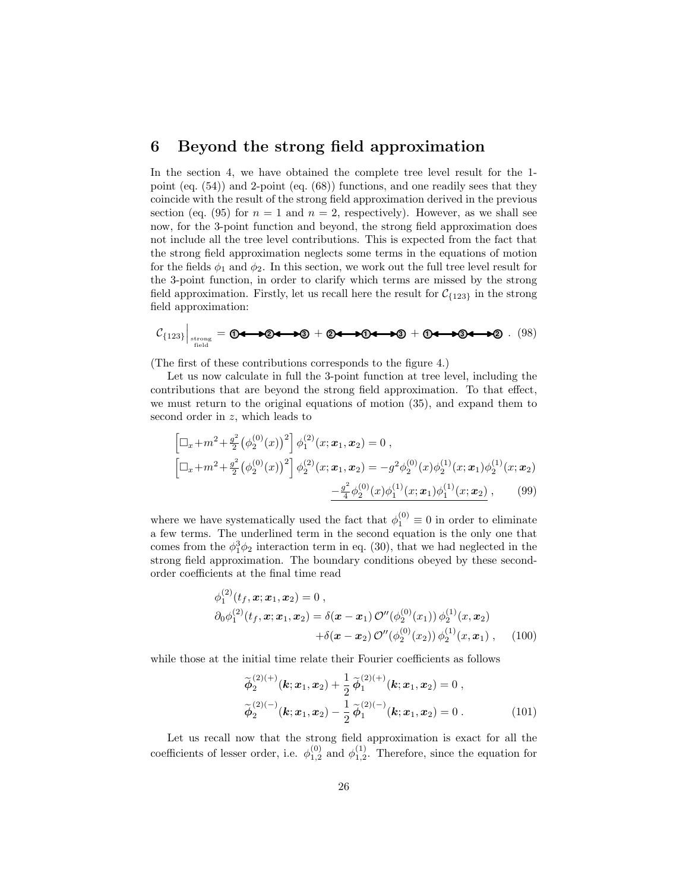## 6 Beyond the strong field approximation

In the section 4, we have obtained the complete tree level result for the 1-point (eq. (54)) and 2-point (eq. (68)) functions, and one readily sees that they coincide with the result of the strong field approximation derived in the previous section (eq. (95) for $n = 1$ and $n = 2$, respectively). However, as we shall see now, for the 3-point function and beyond, the strong field approximation does not include all the tree level contributions. This is expected from the fact that the strong field approximation neglects some terms in the equations of motion for the fields $\phi_1$ and $\phi_2$. In this section, we work out the full tree level result for the 3-point function, in order to clarify which terms are missed by the strong field approximation. Firstly, let us recall here the result for $\mathcal{C}_{\{123\}}$ in the strong field approximation:

$$
\mathcal{C}_{\{123\}}\Big|_{\substack{\text{strong}\\\text{field}}} = ①\longleftrightarrow②\longleftrightarrow③ + ②\longleftrightarrow①\longleftrightarrow③ + ①\longleftrightarrow③\longleftrightarrow② \ . \quad (98)
$$

(The first of these contributions corresponds to the figure 4.)

Let us now calculate in full the 3-point function at tree level, including the contributions that are beyond the strong field approximation. To that effect, we must return to the original equations of motion (35), and expand them to second order in $z$, which leads to

$$
\begin{aligned}
&\Big[\square_x + m^2 + \tfrac{g^2}{2}\big(\phi_2^{(0)}(x)\big)^2\Big]\,\phi_1^{(2)}(x;\boldsymbol{x}_1,\boldsymbol{x}_2) = 0\ ,\\
&\Big[\square_x + m^2 + \tfrac{g^2}{2}\big(\phi_2^{(0)}(x)\big)^2\Big]\,\phi_2^{(2)}(x;\boldsymbol{x}_1,\boldsymbol{x}_2) = -g^2\phi_2^{(0)}(x)\phi_2^{(1)}(x;\boldsymbol{x}_1)\phi_2^{(1)}(x;\boldsymbol{x}_2)\\
&\qquad\qquad\qquad\qquad\qquad\qquad\qquad\qquad \underline{-\tfrac{g^2}{4}\phi_2^{(0)}(x)\phi_1^{(1)}(x;\boldsymbol{x}_1)\phi_1^{(1)}(x;\boldsymbol{x}_2)}\ ,
\end{aligned} \quad (99)
$$

where we have systematically used the fact that $\phi_1^{(0)} \equiv 0$ in order to eliminate a few terms. The underlined term in the second equation is the only one that comes from the $\phi_1^3\phi_2$ interaction term in eq. (30), that we had neglected in the strong field approximation. The boundary conditions obeyed by these second-order coefficients at the final time read

$$
\begin{aligned}
&\phi_1^{(2)}(t_f,\boldsymbol{x};\boldsymbol{x}_1,\boldsymbol{x}_2) = 0\ ,\\
&\partial_0\phi_1^{(2)}(t_f,\boldsymbol{x};\boldsymbol{x}_1,\boldsymbol{x}_2) = \delta(\boldsymbol{x}-\boldsymbol{x}_1)\,\mathcal{O}''(\phi_2^{(0)}(x_1))\,\phi_2^{(1)}(x,\boldsymbol{x}_2)\\
&\qquad\qquad\qquad\qquad\qquad +\delta(\boldsymbol{x}-\boldsymbol{x}_2)\,\mathcal{O}''(\phi_2^{(0)}(x_2))\,\phi_2^{(1)}(x,\boldsymbol{x}_1)\ ,
\end{aligned} \quad (100)
$$

while those at the initial time relate their Fourier coefficients as follows

$$
\begin{aligned}
&\widetilde{\boldsymbol{\phi}}_2^{(2)(+)}(\boldsymbol{k};\boldsymbol{x}_1,\boldsymbol{x}_2) + \frac{1}{2}\,\widetilde{\boldsymbol{\phi}}_1^{(2)(+)}(\boldsymbol{k};\boldsymbol{x}_1,\boldsymbol{x}_2) = 0\ ,\\
&\widetilde{\boldsymbol{\phi}}_2^{(2)(-)}(\boldsymbol{k};\boldsymbol{x}_1,\boldsymbol{x}_2) - \frac{1}{2}\,\widetilde{\boldsymbol{\phi}}_1^{(2)(-)}(\boldsymbol{k};\boldsymbol{x}_1,\boldsymbol{x}_2) = 0\ .
\end{aligned} \quad (101)
$$

Let us recall now that the strong field approximation is exact for all the coefficients of lesser order, i.e. $\phi_{1,2}^{(0)}$ and $\phi_{1,2}^{(1)}$. Therefore, since the equation for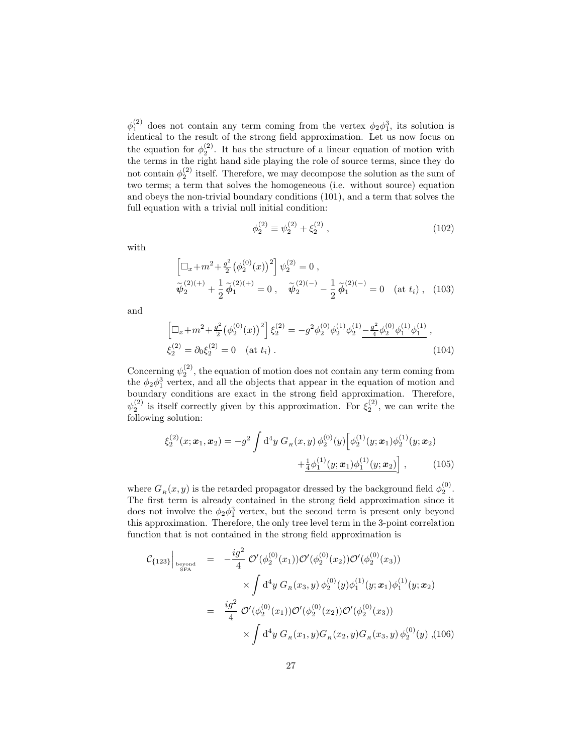$\phi_1^{(2)}$ does not contain any term coming from the vertex $\phi_2\phi_1^3$, its solution is identical to the result of the strong field approximation. Let us now focus on the equation for $\phi_2^{(2)}$. It has the structure of a linear equation of motion with the terms in the right hand side playing the role of source terms, since they do not contain $\phi_2^{(2)}$ itself. Therefore, we may decompose the solution as the sum of two terms; a term that solves the homogeneous (i.e. without source) equation and obeys the non-trivial boundary conditions (101), and a term that solves the full equation with a trivial null initial condition:

$$\phi_2^{(2)} \equiv \psi_2^{(2)} + \xi_2^{(2)} \,, \tag{102}$$

with

$$\begin{aligned}
&\Big[\square_x + m^2 + \tfrac{g^2}{2}\big(\phi_2^{(0)}(x)\big)^2\Big]\,\psi_2^{(2)} = 0 \,, \\
&\widetilde{\boldsymbol{\psi}}_2^{(2)(+)} + \frac{1}{2}\,\widetilde{\boldsymbol{\phi}}_1^{(2)(+)} = 0 \,, \quad \widetilde{\boldsymbol{\psi}}_2^{(2)(-)} - \frac{1}{2}\,\widetilde{\boldsymbol{\phi}}_1^{(2)(-)} = 0 \quad (\text{at } t_i) \,,
\end{aligned} \tag{103}$$

and

$$\begin{aligned}
&\Big[\square_x + m^2 + \tfrac{g^2}{2}\big(\phi_2^{(0)}(x)\big)^2\Big]\,\xi_2^{(2)} = -g^2 \phi_2^{(0)}\phi_2^{(1)}\phi_2^{(1)} \underline{- \tfrac{g^2}{4}\phi_2^{(0)}\phi_1^{(1)}\phi_1^{(1)}} \,, \\
&\xi_2^{(2)} = \partial_0 \xi_2^{(2)} = 0 \quad (\text{at } t_i) \,.
\end{aligned} \tag{104}$$

Concerning $\psi_2^{(2)}$, the equation of motion does not contain any term coming from the $\phi_2\phi_1^3$ vertex, and all the objects that appear in the equation of motion and boundary conditions are exact in the strong field approximation. Therefore, $\psi_2^{(2)}$ is itself correctly given by this approximation. For $\xi_2^{(2)}$, we can write the following solution:

$$\begin{aligned}
\xi_2^{(2)}(x;\boldsymbol{x}_1,\boldsymbol{x}_2) = -g^2 \int \mathrm{d}^4y \; G_{\scriptscriptstyle R}(x,y)\,\phi_2^{(0)}(y)\Big[&\phi_2^{(1)}(y;\boldsymbol{x}_1)\phi_2^{(1)}(y;\boldsymbol{x}_2) \\
&\underline{+\tfrac{1}{4}\phi_1^{(1)}(y;\boldsymbol{x}_1)\phi_1^{(1)}(y;\boldsymbol{x}_2)}\Big] \,,
\end{aligned} \tag{105}$$

where $G_{\scriptscriptstyle R}(x,y)$ is the retarded propagator dressed by the background field $\phi_2^{(0)}$. The first term is already contained in the strong field approximation since it does not involve the $\phi_2\phi_1^3$ vertex, but the second term is present only beyond this approximation. Therefore, the only tree level term in the 3-point correlation function that is not contained in the strong field approximation is

$$\begin{aligned}
\mathcal{C}_{\{123\}}\Big|_{\substack{\text{beyond}\\ \text{SFA}}} &= -\frac{ig^2}{4}\;\mathcal{O}'(\phi_2^{(0)}(x_1))\mathcal{O}'(\phi_2^{(0)}(x_2))\mathcal{O}'(\phi_2^{(0)}(x_3)) \\
&\qquad\times \int \mathrm{d}^4y \; G_{\scriptscriptstyle R}(x_3,y)\,\phi_2^{(0)}(y)\phi_1^{(1)}(y;\boldsymbol{x}_1)\phi_1^{(1)}(y;\boldsymbol{x}_2) \\
&= \frac{ig^2}{4}\;\mathcal{O}'(\phi_2^{(0)}(x_1))\mathcal{O}'(\phi_2^{(0)}(x_2))\mathcal{O}'(\phi_2^{(0)}(x_3)) \\
&\qquad\times \int \mathrm{d}^4y \; G_{\scriptscriptstyle R}(x_1,y)G_{\scriptscriptstyle R}(x_2,y)G_{\scriptscriptstyle R}(x_3,y)\,\phi_2^{(0)}(y) \,,
\end{aligned} \tag{106}$$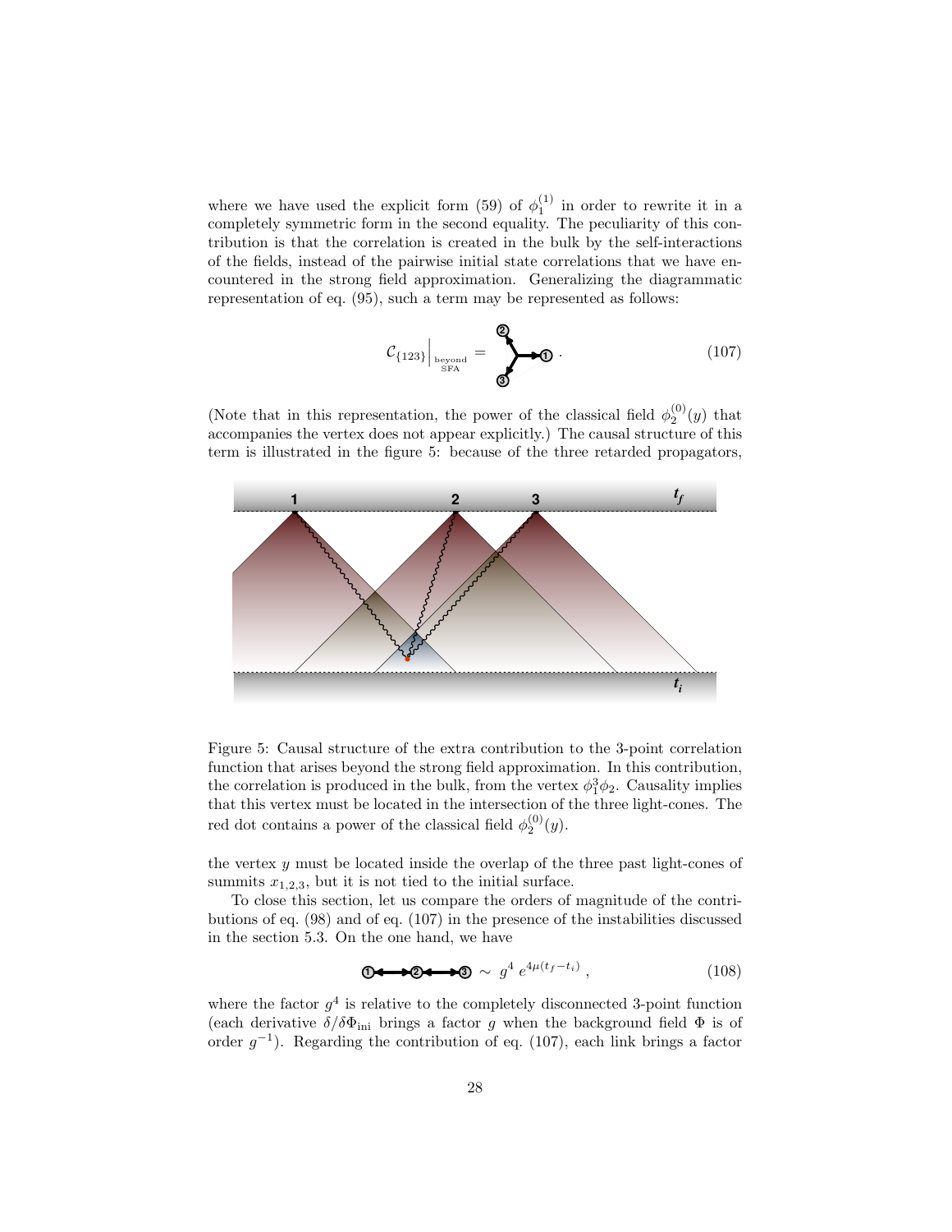where we have used the explicit form (59) of $\phi_1^{(1)}$ in order to rewrite it in a completely symmetric form in the second equality. The peculiarity of this contribution is that the correlation is created in the bulk by the self-interactions of the fields, instead of the pairwise initial state correlations that we have encountered in the strong field approximation. Generalizing the diagrammatic representation of eq. (95), such a term may be represented as follows:

$$\mathcal{C}_{\{123\}}\Big|_{\substack{\text{beyond}\\ \text{SFA}}} = \quad . \tag{107}$$

(Note that in this representation, the power of the classical field $\phi_2^{(0)}(y)$ that accompanies the vertex does not appear explicitly.) The causal structure of this term is illustrated in the figure 5: because of the three retarded propagators,

Figure 5: Causal structure of the extra contribution to the 3-point correlation function that arises beyond the strong field approximation. In this contribution, the correlation is produced in the bulk, from the vertex $\phi_1^3\phi_2$. Causality implies that this vertex must be located in the intersection of the three light-cones. The red dot contains a power of the classical field $\phi_2^{(0)}(y)$.

the vertex $y$ must be located inside the overlap of the three past light-cones of summits $x_{1,2,3}$, but it is not tied to the initial surface.

To close this section, let us compare the orders of magnitude of the contributions of eq. (98) and of eq. (107) in the presence of the instabilities discussed in the section 5.3. On the one hand, we have

$$\sim\; g^4\, e^{4\mu(t_f-t_i)}\,, \tag{108}$$

where the factor $g^4$ is relative to the completely disconnected 3-point function (each derivative $\delta/\delta\Phi_{\rm ini}$ brings a factor $g$ when the background field $\Phi$ is of order $g^{-1}$). Regarding the contribution of eq. (107), each link brings a factor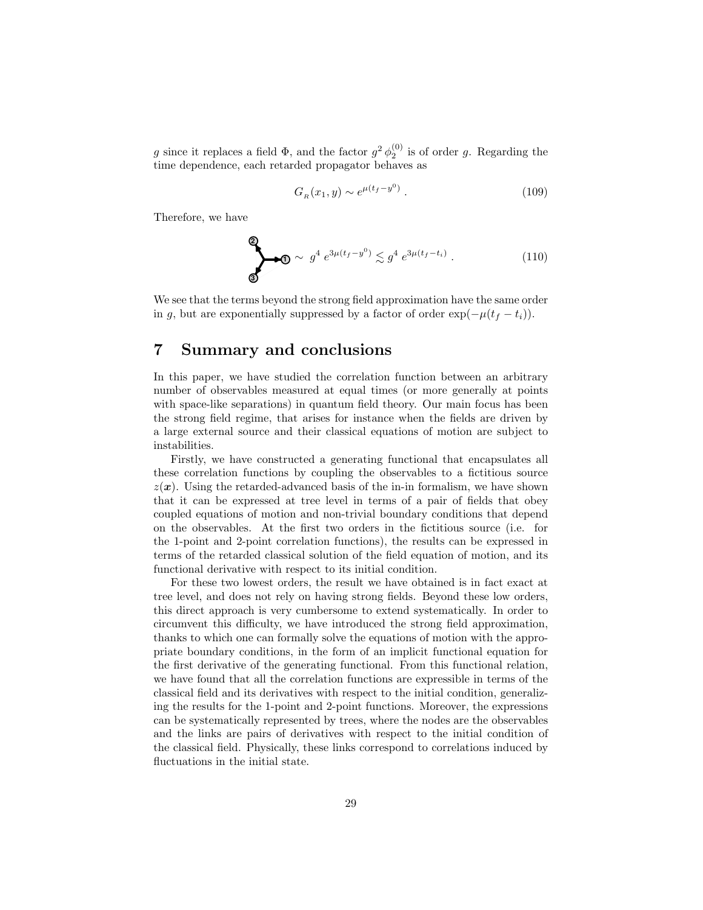$g$ since it replaces a field $\Phi$, and the factor $g^2\,\phi_2^{(0)}$ is of order $g$. Regarding the time dependence, each retarded propagator behaves as

$$G_{_R}(x_1, y) \sim e^{\mu(t_f - y^0)}\,. \tag{109}$$

Therefore, we have

$$\sim\; g^4\, e^{3\mu(t_f - y^0)} \lesssim g^4\, e^{3\mu(t_f - t_i)}\,. \tag{110}$$

We see that the terms beyond the strong field approximation have the same order in $g$, but are exponentially suppressed by a factor of order $\exp(-\mu(t_f - t_i))$.

# 7 Summary and conclusions

In this paper, we have studied the correlation function between an arbitrary number of observables measured at equal times (or more generally at points with space-like separations) in quantum field theory. Our main focus has been the strong field regime, that arises for instance when the fields are driven by a large external source and their classical equations of motion are subject to instabilities.

Firstly, we have constructed a generating functional that encapsulates all these correlation functions by coupling the observables to a fictitious source $z(\boldsymbol{x})$. Using the retarded-advanced basis of the in-in formalism, we have shown that it can be expressed at tree level in terms of a pair of fields that obey coupled equations of motion and non-trivial boundary conditions that depend on the observables. At the first two orders in the fictitious source (i.e. for the 1-point and 2-point correlation functions), the results can be expressed in terms of the retarded classical solution of the field equation of motion, and its functional derivative with respect to its initial condition.

For these two lowest orders, the result we have obtained is in fact exact at tree level, and does not rely on having strong fields. Beyond these low orders, this direct approach is very cumbersome to extend systematically. In order to circumvent this difficulty, we have introduced the strong field approximation, thanks to which one can formally solve the equations of motion with the appropriate boundary conditions, in the form of an implicit functional equation for the first derivative of the generating functional. From this functional relation, we have found that all the correlation functions are expressible in terms of the classical field and its derivatives with respect to the initial condition, generalizing the results for the 1-point and 2-point functions. Moreover, the expressions can be systematically represented by trees, where the nodes are the observables and the links are pairs of derivatives with respect to the initial condition of the classical field. Physically, these links correspond to correlations induced by fluctuations in the initial state.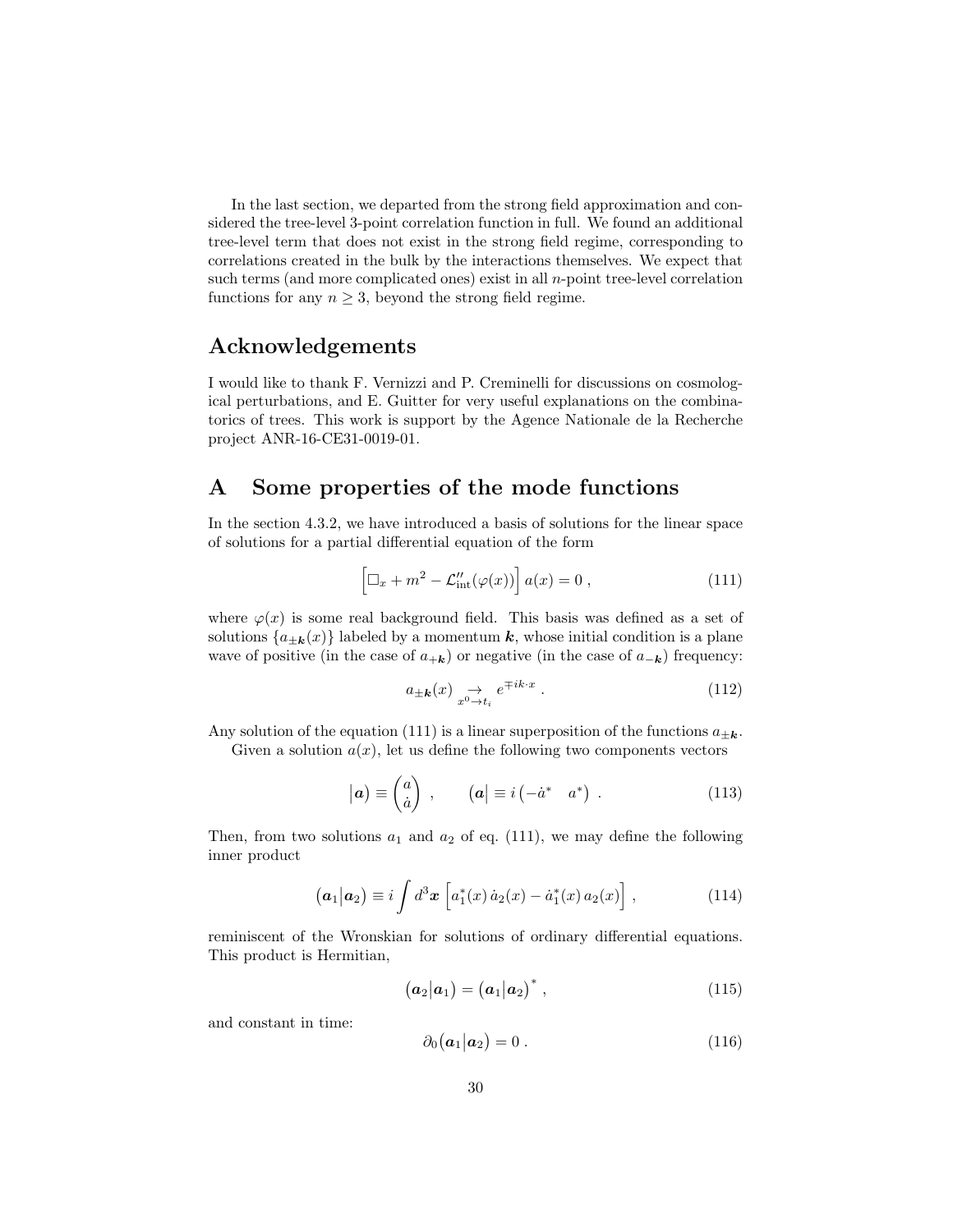In the last section, we departed from the strong field approximation and considered the tree-level 3-point correlation function in full. We found an additional tree-level term that does not exist in the strong field regime, corresponding to correlations created in the bulk by the interactions themselves. We expect that such terms (and more complicated ones) exist in all $n$-point tree-level correlation functions for any $n \geq 3$, beyond the strong field regime.

## Acknowledgements

I would like to thank F. Vernizzi and P. Creminelli for discussions on cosmological perturbations, and E. Guitter for very useful explanations on the combinatorics of trees. This work is support by the Agence Nationale de la Recherche project ANR-16-CE31-0019-01.

## A Some properties of the mode functions

In the section 4.3.2, we have introduced a basis of solutions for the linear space of solutions for a partial differential equation of the form

$$\Big[\square_x + m^2 - \mathcal{L}''_{\rm int}(\varphi(x))\Big]\, a(x) = 0\;, \tag{111}$$

where $\varphi(x)$ is some real background field. This basis was defined as a set of solutions $\{a_{\pm\boldsymbol{k}}(x)\}$ labeled by a momentum $\boldsymbol{k}$, whose initial condition is a plane wave of positive (in the case of $a_{+\boldsymbol{k}}$) or negative (in the case of $a_{-\boldsymbol{k}}$) frequency:

$$a_{\pm\boldsymbol{k}}(x) \underset{x^0\to t_i}{\to} e^{\mp ik\cdot x}\;. \tag{112}$$

Any solution of the equation (111) is a linear superposition of the functions $a_{\pm\boldsymbol{k}}$.

Given a solution $a(x)$, let us define the following two components vectors

$$\big|\boldsymbol{a}\big) \equiv \begin{pmatrix} a \\ \dot{a} \end{pmatrix}\;,\qquad \big(\boldsymbol{a}\big| \equiv i\begin{pmatrix} -\dot{a}^* & a^* \end{pmatrix}\;. \tag{113}$$

Then, from two solutions $a_1$ and $a_2$ of eq. (111), we may define the following inner product

$$\big(\boldsymbol{a}_1\big|\boldsymbol{a}_2\big) \equiv i\int d^3\boldsymbol{x}\;\Big[a_1^*(x)\,\dot{a}_2(x) - \dot{a}_1^*(x)\,a_2(x)\Big]\;, \tag{114}$$

reminiscent of the Wronskian for solutions of ordinary differential equations. This product is Hermitian,

$$\big(\boldsymbol{a}_2\big|\boldsymbol{a}_1\big) = \big(\boldsymbol{a}_1\big|\boldsymbol{a}_2\big)^*\;, \tag{115}$$

and constant in time:

$$\partial_0\big(\boldsymbol{a}_1\big|\boldsymbol{a}_2\big) = 0\;. \tag{116}$$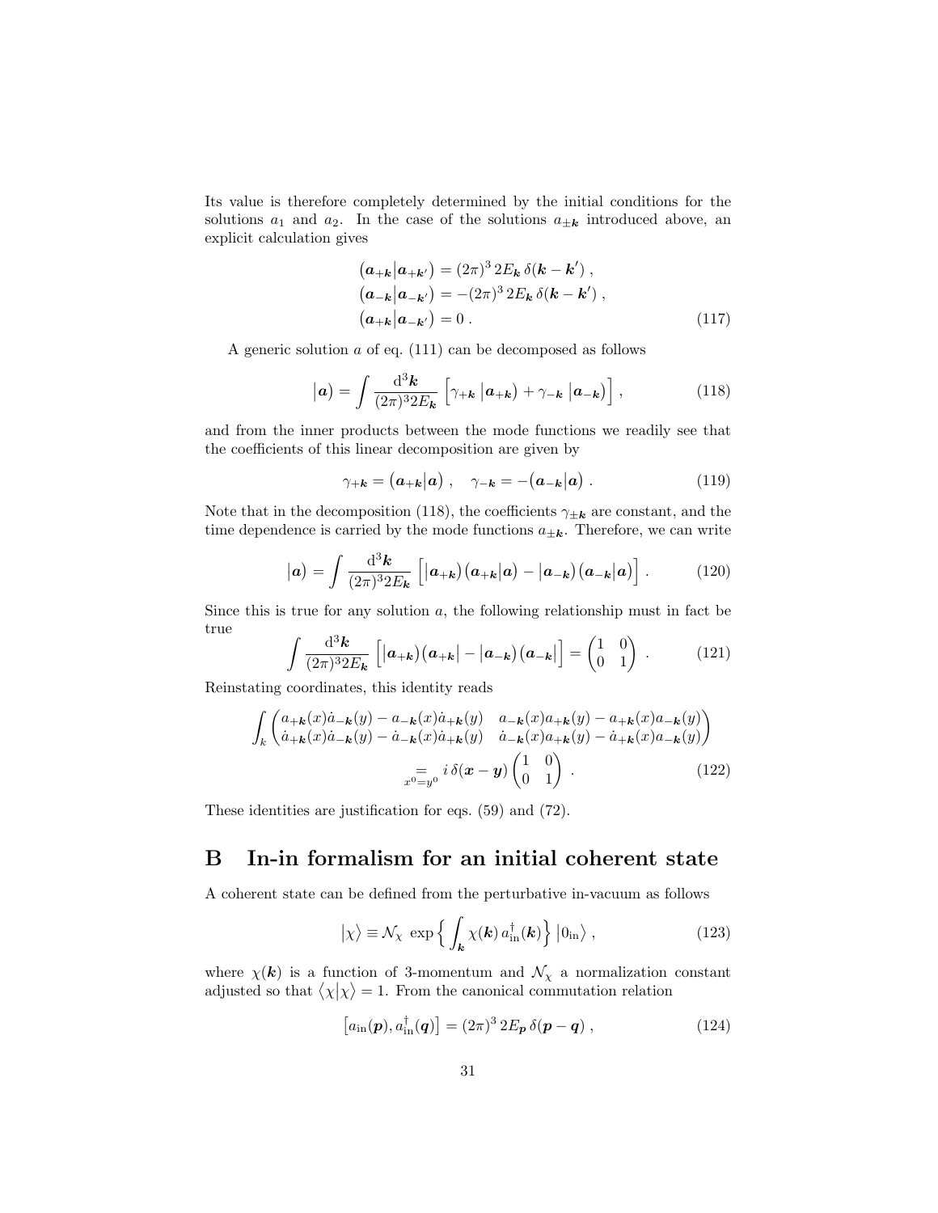Its value is therefore completely determined by the initial conditions for the solutions $a_1$ and $a_2$. In the case of the solutions $a_{\pm \boldsymbol{k}}$ introduced above, an explicit calculation gives

$$
\begin{aligned}
\big(\boldsymbol{a}_{+\boldsymbol{k}}\big|\boldsymbol{a}_{+\boldsymbol{k}'}\big) &= (2\pi)^3\, 2E_{\boldsymbol{k}}\, \delta(\boldsymbol{k}-\boldsymbol{k}')\;, \\
\big(\boldsymbol{a}_{-\boldsymbol{k}}\big|\boldsymbol{a}_{-\boldsymbol{k}'}\big) &= -(2\pi)^3\, 2E_{\boldsymbol{k}}\, \delta(\boldsymbol{k}-\boldsymbol{k}')\;, \\
\big(\boldsymbol{a}_{+\boldsymbol{k}}\big|\boldsymbol{a}_{-\boldsymbol{k}'}\big) &= 0\;.
\end{aligned}
\tag{117}
$$

A generic solution $a$ of eq. (111) can be decomposed as follows

$$
\big|\boldsymbol{a}\big) = \int \frac{\mathrm{d}^3\boldsymbol{k}}{(2\pi)^3 2E_{\boldsymbol{k}}}\,\Big[\gamma_{+\boldsymbol{k}}\,\big|\boldsymbol{a}_{+\boldsymbol{k}}\big) + \gamma_{-\boldsymbol{k}}\,\big|\boldsymbol{a}_{-\boldsymbol{k}}\big)\Big]\;,
\tag{118}
$$

and from the inner products between the mode functions we readily see that the coefficients of this linear decomposition are given by

$$
\gamma_{+\boldsymbol{k}} = \big(\boldsymbol{a}_{+\boldsymbol{k}}\big|\boldsymbol{a}\big)\;,\quad \gamma_{-\boldsymbol{k}} = -\big(\boldsymbol{a}_{-\boldsymbol{k}}\big|\boldsymbol{a}\big)\;.
\tag{119}
$$

Note that in the decomposition (118), the coefficients $\gamma_{\pm\boldsymbol{k}}$ are constant, and the time dependence is carried by the mode functions $a_{\pm\boldsymbol{k}}$. Therefore, we can write

$$
\big|\boldsymbol{a}\big) = \int \frac{\mathrm{d}^3\boldsymbol{k}}{(2\pi)^3 2E_{\boldsymbol{k}}}\,\Big[\big|\boldsymbol{a}_{+\boldsymbol{k}}\big)\big(\boldsymbol{a}_{+\boldsymbol{k}}\big|\boldsymbol{a}\big) - \big|\boldsymbol{a}_{-\boldsymbol{k}}\big)\big(\boldsymbol{a}_{-\boldsymbol{k}}\big|\boldsymbol{a}\big)\Big]\;.
\tag{120}
$$

Since this is true for any solution $a$, the following relationship must in fact be true

$$
\int \frac{\mathrm{d}^3\boldsymbol{k}}{(2\pi)^3 2E_{\boldsymbol{k}}}\,\Big[\big|\boldsymbol{a}_{+\boldsymbol{k}}\big)\big(\boldsymbol{a}_{+\boldsymbol{k}}\big| - \big|\boldsymbol{a}_{-\boldsymbol{k}}\big)\big(\boldsymbol{a}_{-\boldsymbol{k}}\big|\Big] = \begin{pmatrix} 1 & 0 \\ 0 & 1 \end{pmatrix}\;.
\tag{121}
$$

Reinstating coordinates, this identity reads

$$
\begin{aligned}
\int_k \begin{pmatrix} a_{+\boldsymbol{k}}(x)\dot{a}_{-\boldsymbol{k}}(y) - a_{-\boldsymbol{k}}(x)\dot{a}_{+\boldsymbol{k}}(y) & a_{-\boldsymbol{k}}(x)a_{+\boldsymbol{k}}(y) - a_{+\boldsymbol{k}}(x)a_{-\boldsymbol{k}}(y) \\ \dot{a}_{+\boldsymbol{k}}(x)\dot{a}_{-\boldsymbol{k}}(y) - \dot{a}_{-\boldsymbol{k}}(x)\dot{a}_{+\boldsymbol{k}}(y) & \dot{a}_{-\boldsymbol{k}}(x)a_{+\boldsymbol{k}}(y) - \dot{a}_{+\boldsymbol{k}}(x)a_{-\boldsymbol{k}}(y) \end{pmatrix} \\
\underset{x^0=y^0}{=}\; i\,\delta(\boldsymbol{x}-\boldsymbol{y}) \begin{pmatrix} 1 & 0 \\ 0 & 1 \end{pmatrix}\;.
\end{aligned}
\tag{122}
$$

These identities are justification for eqs. (59) and (72).

# B In-in formalism for an initial coherent state

A coherent state can be defined from the perturbative in-vacuum as follows

$$
\big|\chi\big\rangle \equiv \mathcal{N}_\chi\, \exp\Big\{\int_{\boldsymbol{k}} \chi(\boldsymbol{k})\, a^\dagger_{\rm in}(\boldsymbol{k})\Big\}\,\big|0_{\rm in}\big\rangle\;,
\tag{123}
$$

where $\chi(\boldsymbol{k})$ is a function of 3-momentum and $\mathcal{N}_\chi$ a normalization constant adjusted so that $\big\langle\chi\big|\chi\big\rangle = 1$. From the canonical commutation relation

$$
\big[a_{\rm in}(\boldsymbol{p}), a^\dagger_{\rm in}(\boldsymbol{q})\big] = (2\pi)^3\, 2E_{\boldsymbol{p}}\, \delta(\boldsymbol{p}-\boldsymbol{q})\;,
\tag{124}
$$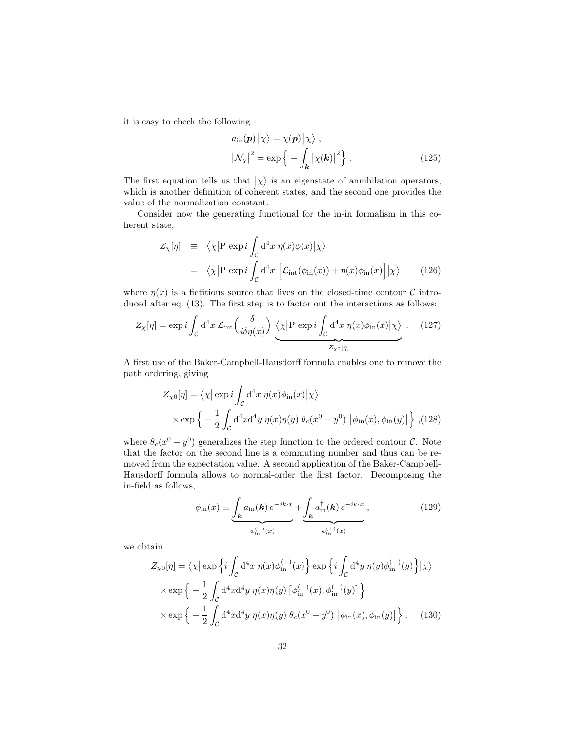it is easy to check the following

$$
\begin{aligned}
a_{\rm in}(\boldsymbol{p})\big|\chi\big\rangle &= \chi(\boldsymbol{p})\big|\chi\big\rangle\;,\\
\big|\mathcal{N}_\chi\big|^2 &= \exp\Big\{-\int_{\boldsymbol{k}}\big|\chi(\boldsymbol{k})\big|^2\Big\}\;.
\end{aligned}
\tag{125}
$$

The first equation tells us that $\big|\chi\big\rangle$ is an eigenstate of annihilation operators, which is another definition of coherent states, and the second one provides the value of the normalization constant.

Consider now the generating functional for the in-in formalism in this coherent state,

$$
\begin{aligned}
Z_\chi[\eta] &\equiv \big\langle\chi\big|{\rm P}\,\exp i\int_{\mathcal{C}}{\rm d}^4x\;\eta(x)\phi(x)\big|\chi\big\rangle\\
&= \big\langle\chi\big|{\rm P}\,\exp i\int_{\mathcal{C}}{\rm d}^4x\;\Big[\mathcal{L}_{\rm int}(\phi_{\rm in}(x))+\eta(x)\phi_{\rm in}(x)\Big]\big|\chi\big\rangle\;,
\end{aligned}
\tag{126}
$$

where $\eta(x)$ is a fictitious source that lives on the closed-time contour $\mathcal{C}$ introduced after eq. (13). The first step is to factor out the interactions as follows:

$$
Z_\chi[\eta] = \exp i\int_{\mathcal{C}}{\rm d}^4x\;\mathcal{L}_{\rm int}\Big(\frac{\delta}{i\delta\eta(x)}\Big)\;\underbrace{\big\langle\chi\big|{\rm P}\,\exp i\int_{\mathcal{C}}{\rm d}^4x\;\eta(x)\phi_{\rm in}(x)\big|\chi\big\rangle}_{Z_{\chi 0}[\eta]}\;.
\tag{127}
$$

A first use of the Baker-Campbell-Hausdorff formula enables one to remove the path ordering, giving

$$
\begin{aligned}
Z_{\chi 0}[\eta] &= \big\langle\chi\big|\exp i\int_{\mathcal{C}}{\rm d}^4x\;\eta(x)\phi_{\rm in}(x)\big|\chi\big\rangle\\
&\quad\times\exp\Big\{-\frac{1}{2}\int_{\mathcal{C}}{\rm d}^4x{\rm d}^4y\;\eta(x)\eta(y)\;\theta_c(x^0-y^0)\;\big[\phi_{\rm in}(x),\phi_{\rm in}(y)\big]\Big\}\;,
\end{aligned}
\tag{128}
$$

where $\theta_c(x^0-y^0)$ generalizes the step function to the ordered contour $\mathcal{C}$. Note that the factor on the second line is a commuting number and thus can be removed from the expectation value. A second application of the Baker-Campbell-Hausdorff formula allows to normal-order the first factor. Decomposing the in-field as follows,

$$
\phi_{\rm in}(x) \equiv \underbrace{\int_{\boldsymbol{k}}a_{\rm in}(\boldsymbol{k})\,e^{-ik\cdot x}}_{\phi_{\rm in}^{(-)}(x)}+\underbrace{\int_{\boldsymbol{k}}a_{\rm in}^\dagger(\boldsymbol{k})\,e^{+ik\cdot x}}_{\phi_{\rm in}^{(+)}(x)}\;,
\tag{129}
$$

we obtain

$$
\begin{aligned}
Z_{\chi 0}[\eta] &= \big\langle\chi\big|\exp\Big\{i\int_{\mathcal{C}}{\rm d}^4x\;\eta(x)\phi_{\rm in}^{(+)}(x)\Big\}\exp\Big\{i\int_{\mathcal{C}}{\rm d}^4y\;\eta(y)\phi_{\rm in}^{(-)}(y)\Big\}\big|\chi\big\rangle\\
&\quad\times\exp\Big\{+\frac{1}{2}\int_{\mathcal{C}}{\rm d}^4x{\rm d}^4y\;\eta(x)\eta(y)\,\big[\phi_{\rm in}^{(+)}(x),\phi_{\rm in}^{(-)}(y)\big]\Big\}\\
&\quad\times\exp\Big\{-\frac{1}{2}\int_{\mathcal{C}}{\rm d}^4x{\rm d}^4y\;\eta(x)\eta(y)\;\theta_c(x^0-y^0)\;\big[\phi_{\rm in}(x),\phi_{\rm in}(y)\big]\Big\}\;.
\end{aligned}
\tag{130}
$$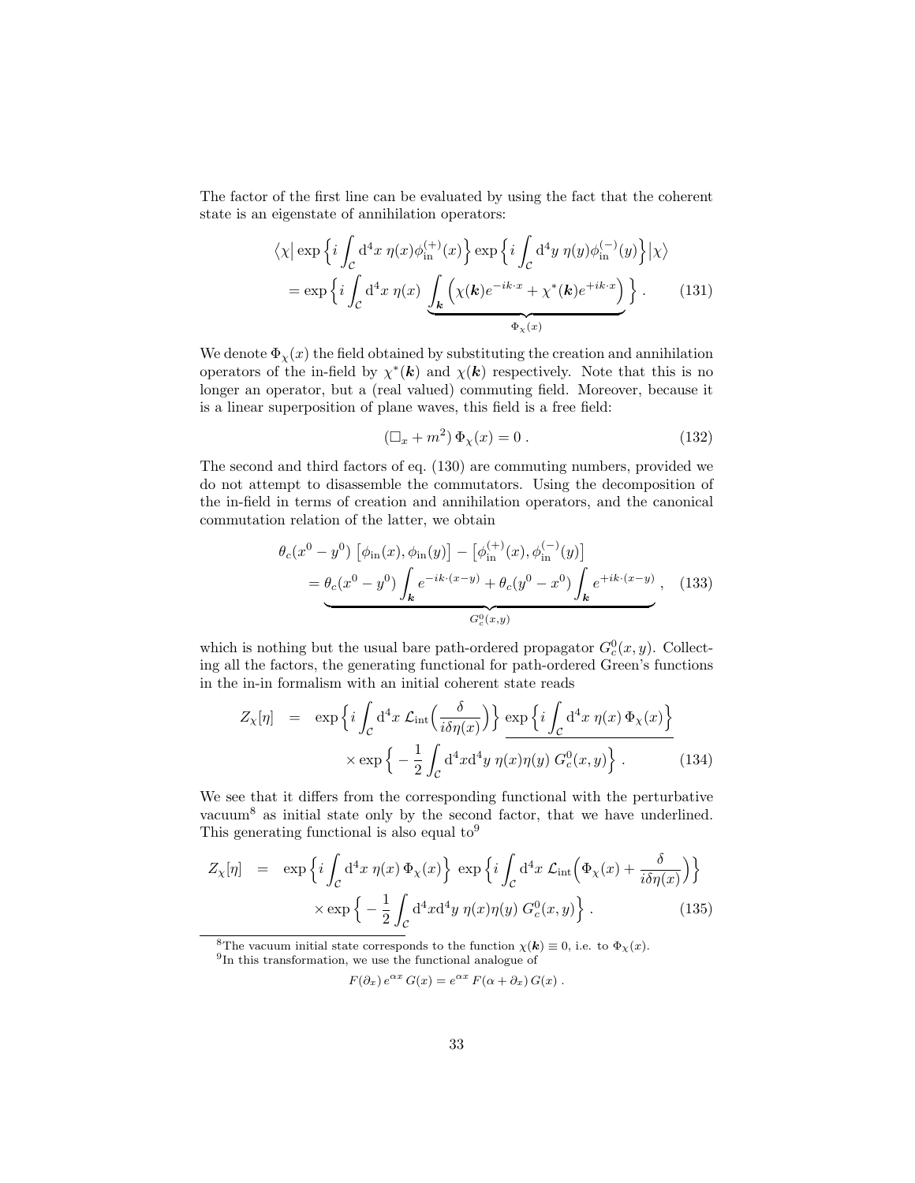The factor of the first line can be evaluated by using the fact that the coherent state is an eigenstate of annihilation operators:

$$
\begin{aligned}
&\big\langle\chi\big| \exp\Big\{i\int_{\mathcal{C}} \mathrm{d}^4x\ \eta(x)\phi_{\rm in}^{(+)}(x)\Big\} \exp\Big\{i\int_{\mathcal{C}} \mathrm{d}^4y\ \eta(y)\phi_{\rm in}^{(-)}(y)\Big\}\big|\chi\big\rangle \\
&\quad = \exp\Big\{i\int_{\mathcal{C}} \mathrm{d}^4x\ \eta(x)\ \underbrace{\int_{\boldsymbol{k}} \Big(\chi(\boldsymbol{k})e^{-ik\cdot x} + \chi^*(\boldsymbol{k})e^{+ik\cdot x}\Big)}_{\Phi_\chi(x)}\Big\}\ . \qquad (131)
\end{aligned}
$$

We denote $\Phi_\chi(x)$ the field obtained by substituting the creation and annihilation operators of the in-field by $\chi^*(\boldsymbol{k})$ and $\chi(\boldsymbol{k})$ respectively. Note that this is no longer an operator, but a (real valued) commuting field. Moreover, because it is a linear superposition of plane waves, this field is a free field:

$$
(\Box_x + m^2)\,\Phi_\chi(x) = 0\ . \qquad (132)
$$

The second and third factors of eq. (130) are commuting numbers, provided we do not attempt to disassemble the commutators. Using the decomposition of the in-field in terms of creation and annihilation operators, and the canonical commutation relation of the latter, we obtain

$$
\begin{aligned}
&\theta_c(x^0-y^0)\ \big[\phi_{\rm in}(x),\phi_{\rm in}(y)\big] - \big[\phi_{\rm in}^{(+)}(x),\phi_{\rm in}^{(-)}(y)\big] \\
&\quad = \underbrace{\theta_c(x^0-y^0)\int_{\boldsymbol{k}} e^{-ik\cdot(x-y)} + \theta_c(y^0-x^0)\int_{\boldsymbol{k}} e^{+ik\cdot(x-y)}}_{G_c^0(x,y)}\ , \qquad (133)
\end{aligned}
$$

which is nothing but the usual bare path-ordered propagator $G_c^0(x,y)$. Collecting all the factors, the generating functional for path-ordered Green's functions in the in-in formalism with an initial coherent state reads

$$
\begin{aligned}
Z_\chi[\eta] \;=\; & \exp\Big\{i\int_{\mathcal{C}} \mathrm{d}^4x\ \mathcal{L}_{\rm int}\Big(\frac{\delta}{i\delta\eta(x)}\Big)\Big\}\ \underline{\exp\Big\{i\int_{\mathcal{C}} \mathrm{d}^4x\ \eta(x)\,\Phi_\chi(x)\Big\}} \\
& \times \exp\Big\{-\frac{1}{2}\int_{\mathcal{C}} \mathrm{d}^4x\mathrm{d}^4y\ \eta(x)\eta(y)\ G_c^0(x,y)\Big\}\ . \qquad (134)
\end{aligned}
$$

We see that it differs from the corresponding functional with the perturbative vacuum[8] as initial state only by the second factor, that we have underlined. This generating functional is also equal to[9]

$$
\begin{aligned}
Z_\chi[\eta] \;=\; & \exp\Big\{i\int_{\mathcal{C}} \mathrm{d}^4x\ \eta(x)\,\Phi_\chi(x)\Big\}\ \exp\Big\{i\int_{\mathcal{C}} \mathrm{d}^4x\ \mathcal{L}_{\rm int}\Big(\Phi_\chi(x) + \frac{\delta}{i\delta\eta(x)}\Big)\Big\} \\
& \times \exp\Big\{-\frac{1}{2}\int_{\mathcal{C}} \mathrm{d}^4x\mathrm{d}^4y\ \eta(x)\eta(y)\ G_c^0(x,y)\Big\}\ . \qquad (135)
\end{aligned}
$$

---

[8] The vacuum initial state corresponds to the function $\chi(\boldsymbol{k}) \equiv 0$, i.e. to $\Phi_\chi(x)$.

[9] In this transformation, we use the functional analogue of

$$
F(\partial_x)\,e^{\alpha x}\,G(x) = e^{\alpha x}\,F(\alpha+\partial_x)\,G(x)\ .
$$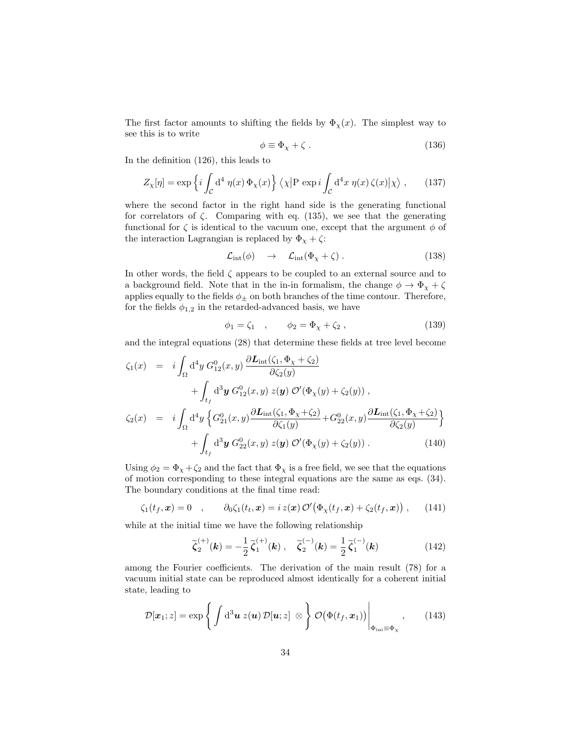The first factor amounts to shifting the fields by $\Phi_\chi(x)$. The simplest way to see this is to write

$$\phi \equiv \Phi_\chi + \zeta \; . \tag{136}$$

In the definition (126), this leads to

$$Z_\chi[\eta] = \exp\Big\{ i\int_{\mathcal{C}} \mathrm{d}^4\; \eta(x)\,\Phi_\chi(x)\Big\}\,\big\langle\chi\big|\mathrm{P}\,\exp i\int_{\mathcal{C}} \mathrm{d}^4x\;\eta(x)\,\zeta(x)\big|\chi\big\rangle\;, \tag{137}$$

where the second factor in the right hand side is the generating functional for correlators of $\zeta$. Comparing with eq. (135), we see that the generating functional for $\zeta$ is identical to the vacuum one, except that the argument $\phi$ of the interaction Lagrangian is replaced by $\Phi_\chi + \zeta$:

$$\mathcal{L}_{\rm int}(\phi) \quad \rightarrow \quad \mathcal{L}_{\rm int}(\Phi_\chi + \zeta)\; . \tag{138}$$

In other words, the field $\zeta$ appears to be coupled to an external source and to a background field. Note that in the in-in formalism, the change $\phi \to \Phi_\chi + \zeta$ applies equally to the fields $\phi_\pm$ on both branches of the time contour. Therefore, for the fields $\phi_{1,2}$ in the retarded-advanced basis, we have

$$\phi_1 = \zeta_1 \quad , \qquad \phi_2 = \Phi_\chi + \zeta_2\;, \tag{139}$$

and the integral equations (28) that determine these fields at tree level become

$$\begin{aligned}
\zeta_1(x) &= i\int_\Omega \mathrm{d}^4y\; G^0_{12}(x,y)\,\frac{\partial \boldsymbol{L}_{\rm int}(\zeta_1,\Phi_\chi+\zeta_2)}{\partial\zeta_2(y)} \\
&\qquad + \int_{t_f} \mathrm{d}^3\boldsymbol{y}\; G^0_{12}(x,y)\; z(\boldsymbol{y})\; \mathcal{O}'(\Phi_\chi(y)+\zeta_2(y))\;,\\
\zeta_2(x) &= i\int_\Omega \mathrm{d}^4y\;\Big\{G^0_{21}(x,y)\frac{\partial \boldsymbol{L}_{\rm int}(\zeta_1,\Phi_\chi{+}\zeta_2)}{\partial\zeta_1(y)} + G^0_{22}(x,y)\frac{\partial \boldsymbol{L}_{\rm int}(\zeta_1,\Phi_\chi{+}\zeta_2)}{\partial\zeta_2(y)}\Big\} \\
&\qquad + \int_{t_f} \mathrm{d}^3\boldsymbol{y}\; G^0_{22}(x,y)\; z(\boldsymbol{y})\; \mathcal{O}'(\Phi_\chi(y)+\zeta_2(y))\;.
\end{aligned} \tag{140}$$

Using $\phi_2 = \Phi_\chi + \zeta_2$ and the fact that $\Phi_\chi$ is a free field, we see that the equations of motion corresponding to these integral equations are the same as eqs. (34). The boundary conditions at the final time read:

$$\zeta_1(t_f,\boldsymbol{x}) = 0 \quad , \qquad \partial_0\zeta_1(t_t,\boldsymbol{x}) = i\,z(\boldsymbol{x})\,\mathcal{O}'\big(\Phi_\chi(t_f,\boldsymbol{x})+\zeta_2(t_f,\boldsymbol{x})\big)\;, \tag{141}$$

while at the initial time we have the following relationship

$$\widetilde{\boldsymbol{\zeta}}_2^{(+)}(\boldsymbol{k}) = -\frac{1}{2}\,\widetilde{\boldsymbol{\zeta}}_1^{(+)}(\boldsymbol{k})\;,\quad \widetilde{\boldsymbol{\zeta}}_2^{(-)}(\boldsymbol{k}) = \frac{1}{2}\,\widetilde{\boldsymbol{\zeta}}_1^{(-)}(\boldsymbol{k}) \tag{142}$$

among the Fourier coefficients. The derivation of the main result (78) for a vacuum initial state can be reproduced almost identically for a coherent initial state, leading to

$$\mathcal{D}[\boldsymbol{x}_1;z] = \exp\Bigg\{\int \mathrm{d}^3\boldsymbol{u}\; z(\boldsymbol{u})\,\mathcal{D}[\boldsymbol{u};z]\;\otimes\Bigg\}\;\mathcal{O}\big(\Phi(t_f,\boldsymbol{x}_1)\big)\Bigg|_{\Phi_{\rm ini}\equiv\Phi_\chi}\;, \tag{143}$$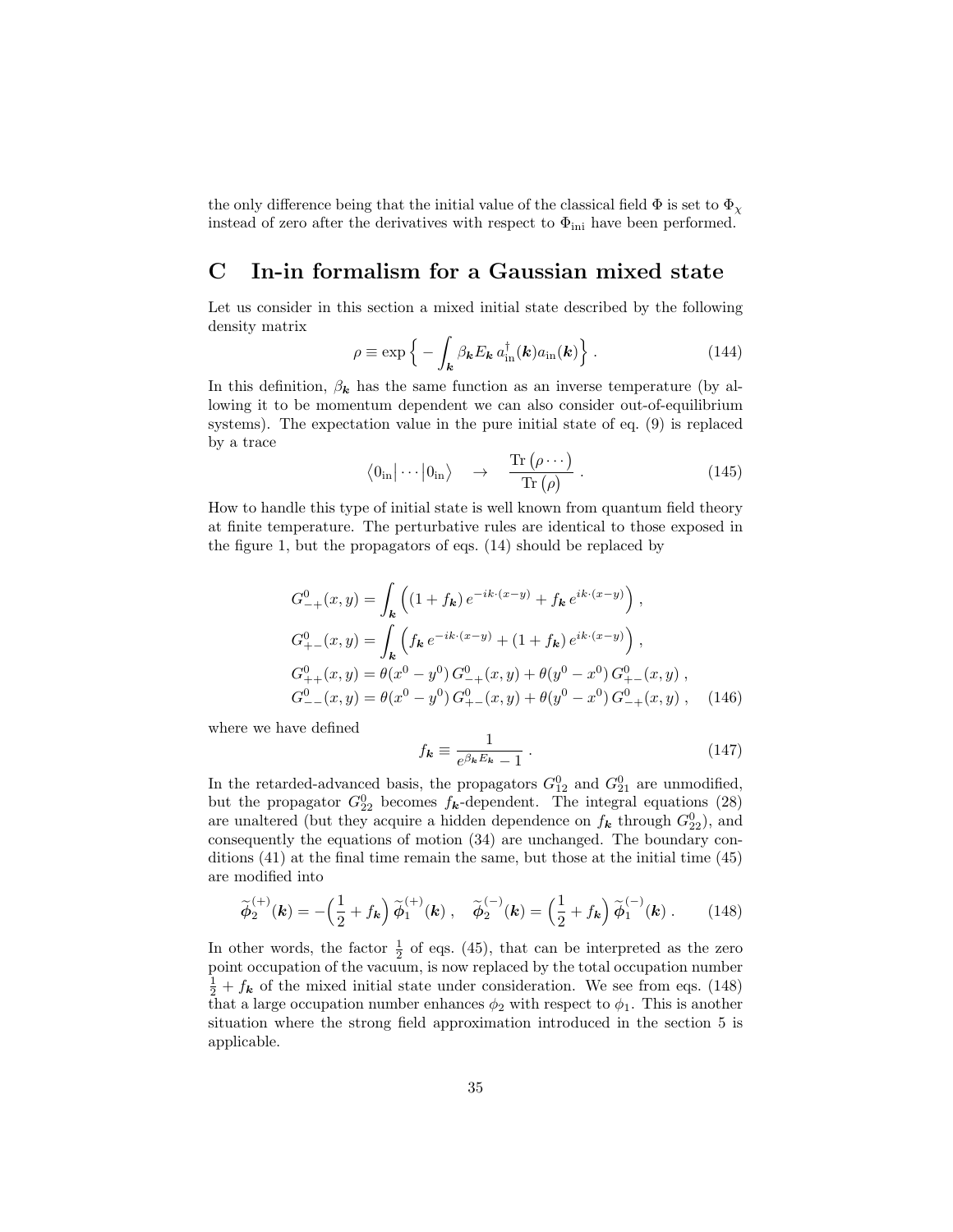the only difference being that the initial value of the classical field $\Phi$ is set to $\Phi_\chi$ instead of zero after the derivatives with respect to $\Phi_{\rm ini}$ have been performed.

# C In-in formalism for a Gaussian mixed state

Let us consider in this section a mixed initial state described by the following density matrix

$$\rho \equiv \exp\Big\{ - \int_{\boldsymbol{k}} \beta_{\boldsymbol{k}} E_{\boldsymbol{k}}\, a_{\rm in}^\dagger(\boldsymbol{k}) a_{\rm in}(\boldsymbol{k})\Big\}\,. \tag{144}$$

In this definition, $\beta_{\boldsymbol{k}}$ has the same function as an inverse temperature (by allowing it to be momentum dependent we can also consider out-of-equilibrium systems). The expectation value in the pure initial state of eq. (9) is replaced by a trace

$$\big\langle 0_{\rm in}\big|\cdots\big|0_{\rm in}\big\rangle \quad\rightarrow\quad \frac{{\rm Tr}\,(\rho\cdots)}{{\rm Tr}\,(\rho)}\,. \tag{145}$$

How to handle this type of initial state is well known from quantum field theory at finite temperature. The perturbative rules are identical to those exposed in the figure 1, but the propagators of eqs. (14) should be replaced by

$$
\begin{aligned}
G^0_{-+}(x,y) &= \int_{\boldsymbol{k}} \Big( (1+f_{\boldsymbol{k}})\, e^{-ik\cdot(x-y)} + f_{\boldsymbol{k}}\, e^{ik\cdot(x-y)}\Big)\,,\\
G^0_{+-}(x,y) &= \int_{\boldsymbol{k}} \Big( f_{\boldsymbol{k}}\, e^{-ik\cdot(x-y)} + (1+f_{\boldsymbol{k}})\, e^{ik\cdot(x-y)}\Big)\,,\\
G^0_{++}(x,y) &= \theta(x^0-y^0)\, G^0_{-+}(x,y) + \theta(y^0-x^0)\, G^0_{+-}(x,y)\,,\\
G^0_{--}(x,y) &= \theta(x^0-y^0)\, G^0_{+-}(x,y) + \theta(y^0-x^0)\, G^0_{-+}(x,y)\,,
\end{aligned}
\tag{146}
$$

where we have defined

$$f_{\boldsymbol{k}} \equiv \frac{1}{e^{\beta_{\boldsymbol{k}} E_{\boldsymbol{k}}}-1}\,. \tag{147}$$

In the retarded-advanced basis, the propagators $G^0_{12}$ and $G^0_{21}$ are unmodified, but the propagator $G^0_{22}$ becomes $f_{\boldsymbol{k}}$-dependent. The integral equations (28) are unaltered (but they acquire a hidden dependence on $f_{\boldsymbol{k}}$ through $G^0_{22}$), and consequently the equations of motion (34) are unchanged. The boundary conditions (41) at the final time remain the same, but those at the initial time (45) are modified into

$$\widetilde{\boldsymbol{\phi}}_2^{(+)}(\boldsymbol{k}) = -\Big(\frac{1}{2}+f_{\boldsymbol{k}}\Big)\,\widetilde{\boldsymbol{\phi}}_1^{(+)}(\boldsymbol{k})\,,\quad \widetilde{\boldsymbol{\phi}}_2^{(-)}(\boldsymbol{k}) = \Big(\frac{1}{2}+f_{\boldsymbol{k}}\Big)\,\widetilde{\boldsymbol{\phi}}_1^{(-)}(\boldsymbol{k})\,. \tag{148}$$

In other words, the factor $\frac{1}{2}$ of eqs. (45), that can be interpreted as the zero point occupation of the vacuum, is now replaced by the total occupation number $\frac{1}{2}+f_{\boldsymbol{k}}$ of the mixed initial state under consideration. We see from eqs. (148) that a large occupation number enhances $\phi_2$ with respect to $\phi_1$. This is another situation where the strong field approximation introduced in the section 5 is applicable.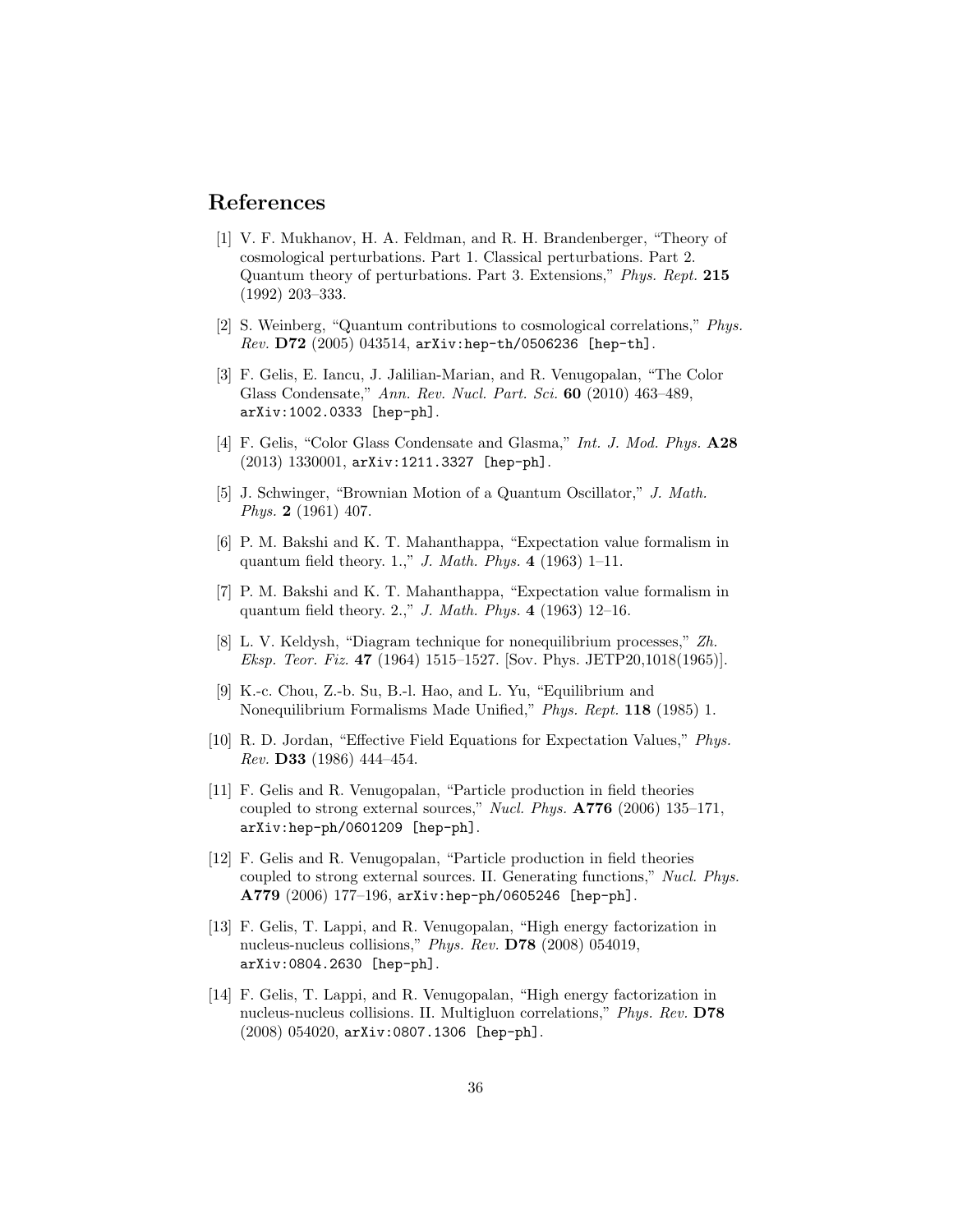## References

[1] V. F. Mukhanov, H. A. Feldman, and R. H. Brandenberger, "Theory of cosmological perturbations. Part 1. Classical perturbations. Part 2. Quantum theory of perturbations. Part 3. Extensions," *Phys. Rept.* **215** (1992) 203–333.

[2] S. Weinberg, "Quantum contributions to cosmological correlations," *Phys. Rev.* **D72** (2005) 043514, `arXiv:hep-th/0506236 [hep-th]`.

[3] F. Gelis, E. Iancu, J. Jalilian-Marian, and R. Venugopalan, "The Color Glass Condensate," *Ann. Rev. Nucl. Part. Sci.* **60** (2010) 463–489, `arXiv:1002.0333 [hep-ph]`.

[4] F. Gelis, "Color Glass Condensate and Glasma," *Int. J. Mod. Phys.* **A28** (2013) 1330001, `arXiv:1211.3327 [hep-ph]`.

[5] J. Schwinger, "Brownian Motion of a Quantum Oscillator," *J. Math. Phys.* **2** (1961) 407.

[6] P. M. Bakshi and K. T. Mahanthappa, "Expectation value formalism in quantum field theory. 1.," *J. Math. Phys.* **4** (1963) 1–11.

[7] P. M. Bakshi and K. T. Mahanthappa, "Expectation value formalism in quantum field theory. 2.," *J. Math. Phys.* **4** (1963) 12–16.

[8] L. V. Keldysh, "Diagram technique for nonequilibrium processes," *Zh. Eksp. Teor. Fiz.* **47** (1964) 1515–1527. [Sov. Phys. JETP20,1018(1965)].

[9] K.-c. Chou, Z.-b. Su, B.-l. Hao, and L. Yu, "Equilibrium and Nonequilibrium Formalisms Made Unified," *Phys. Rept.* **118** (1985) 1.

[10] R. D. Jordan, "Effective Field Equations for Expectation Values," *Phys. Rev.* **D33** (1986) 444–454.

[11] F. Gelis and R. Venugopalan, "Particle production in field theories coupled to strong external sources," *Nucl. Phys.* **A776** (2006) 135–171, `arXiv:hep-ph/0601209 [hep-ph]`.

[12] F. Gelis and R. Venugopalan, "Particle production in field theories coupled to strong external sources. II. Generating functions," *Nucl. Phys.* **A779** (2006) 177–196, `arXiv:hep-ph/0605246 [hep-ph]`.

[13] F. Gelis, T. Lappi, and R. Venugopalan, "High energy factorization in nucleus-nucleus collisions," *Phys. Rev.* **D78** (2008) 054019, `arXiv:0804.2630 [hep-ph]`.

[14] F. Gelis, T. Lappi, and R. Venugopalan, "High energy factorization in nucleus-nucleus collisions. II. Multigluon correlations," *Phys. Rev.* **D78** (2008) 054020, `arXiv:0807.1306 [hep-ph]`.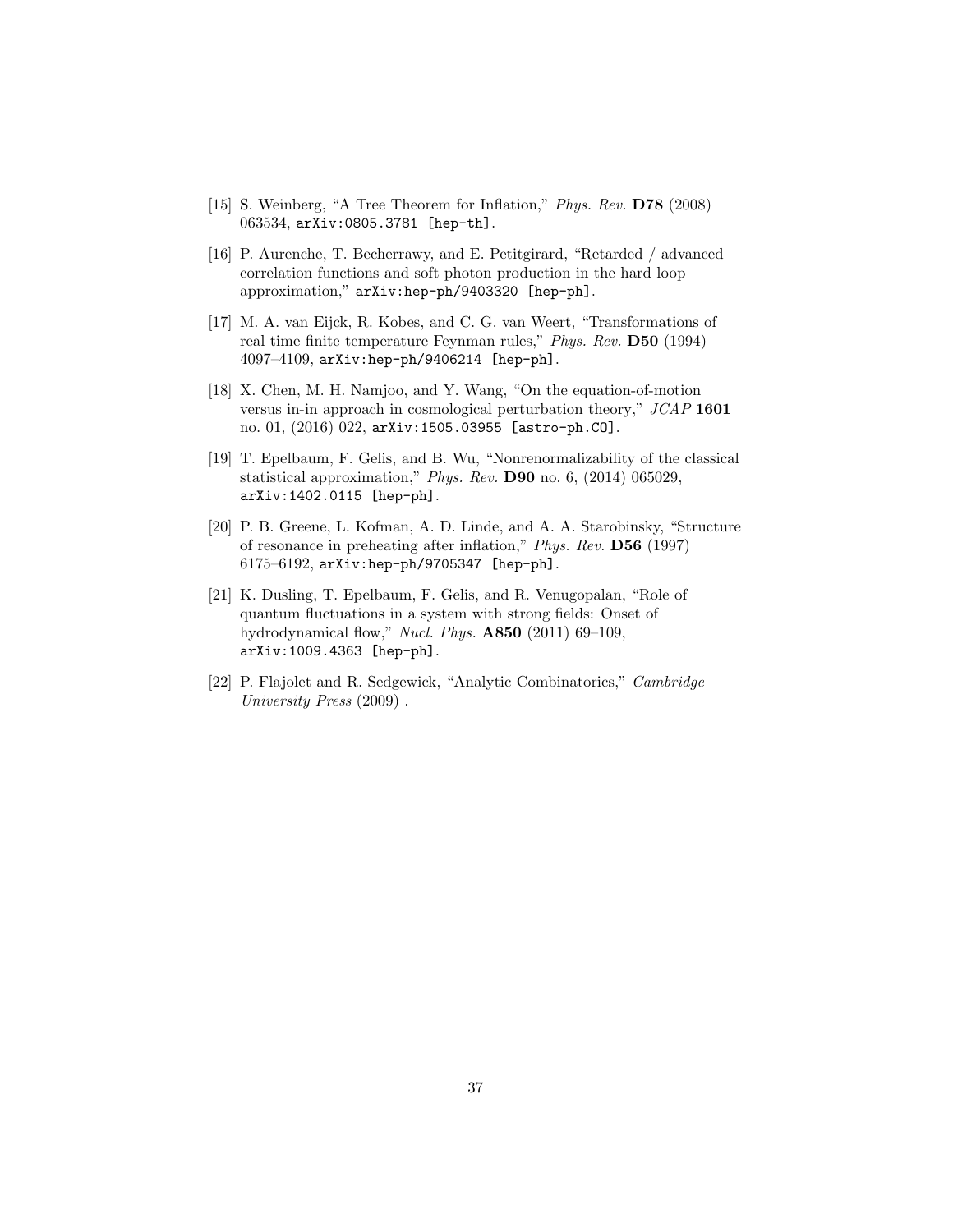[15] S. Weinberg, "A Tree Theorem for Inflation," *Phys. Rev.* **D78** (2008) 063534, arXiv:0805.3781 [hep-th].

[16] P. Aurenche, T. Becherrawy, and E. Petitgirard, "Retarded / advanced correlation functions and soft photon production in the hard loop approximation," arXiv:hep-ph/9403320 [hep-ph].

[17] M. A. van Eijck, R. Kobes, and C. G. van Weert, "Transformations of real time finite temperature Feynman rules," *Phys. Rev.* **D50** (1994) 4097–4109, arXiv:hep-ph/9406214 [hep-ph].

[18] X. Chen, M. H. Namjoo, and Y. Wang, "On the equation-of-motion versus in-in approach in cosmological perturbation theory," *JCAP* **1601** no. 01, (2016) 022, arXiv:1505.03955 [astro-ph.CO].

[19] T. Epelbaum, F. Gelis, and B. Wu, "Nonrenormalizability of the classical statistical approximation," *Phys. Rev.* **D90** no. 6, (2014) 065029, arXiv:1402.0115 [hep-ph].

[20] P. B. Greene, L. Kofman, A. D. Linde, and A. A. Starobinsky, "Structure of resonance in preheating after inflation," *Phys. Rev.* **D56** (1997) 6175–6192, arXiv:hep-ph/9705347 [hep-ph].

[21] K. Dusling, T. Epelbaum, F. Gelis, and R. Venugopalan, "Role of quantum fluctuations in a system with strong fields: Onset of hydrodynamical flow," *Nucl. Phys.* **A850** (2011) 69–109, arXiv:1009.4363 [hep-ph].

[22] P. Flajolet and R. Sedgewick, "Analytic Combinatorics," *Cambridge University Press* (2009) .